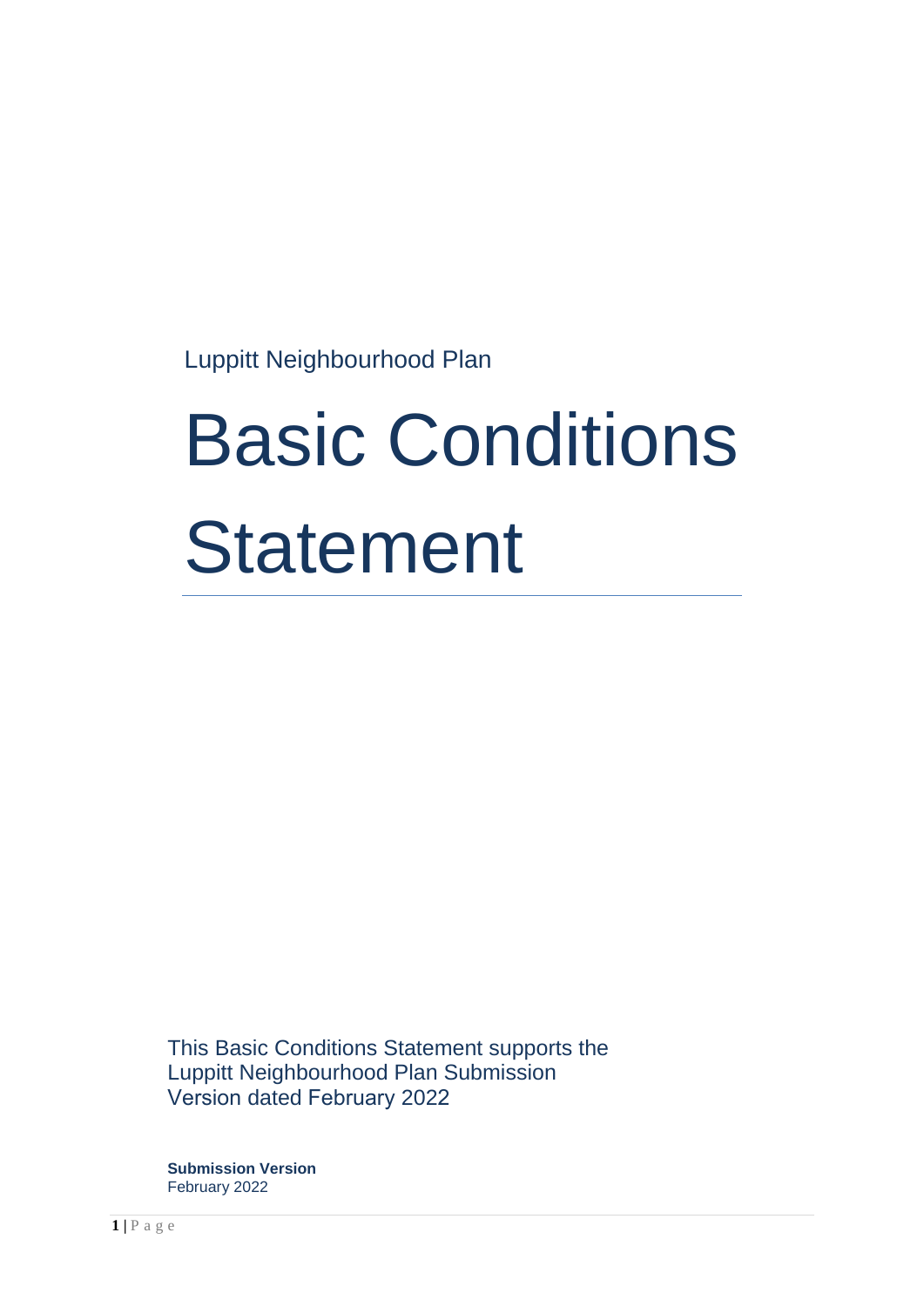Luppitt Neighbourhood Plan

# Basic Conditions Statement

This Basic Conditions Statement supports the Luppitt Neighbourhood Plan Submission Version dated February 2022

**Submission Version**
February 2022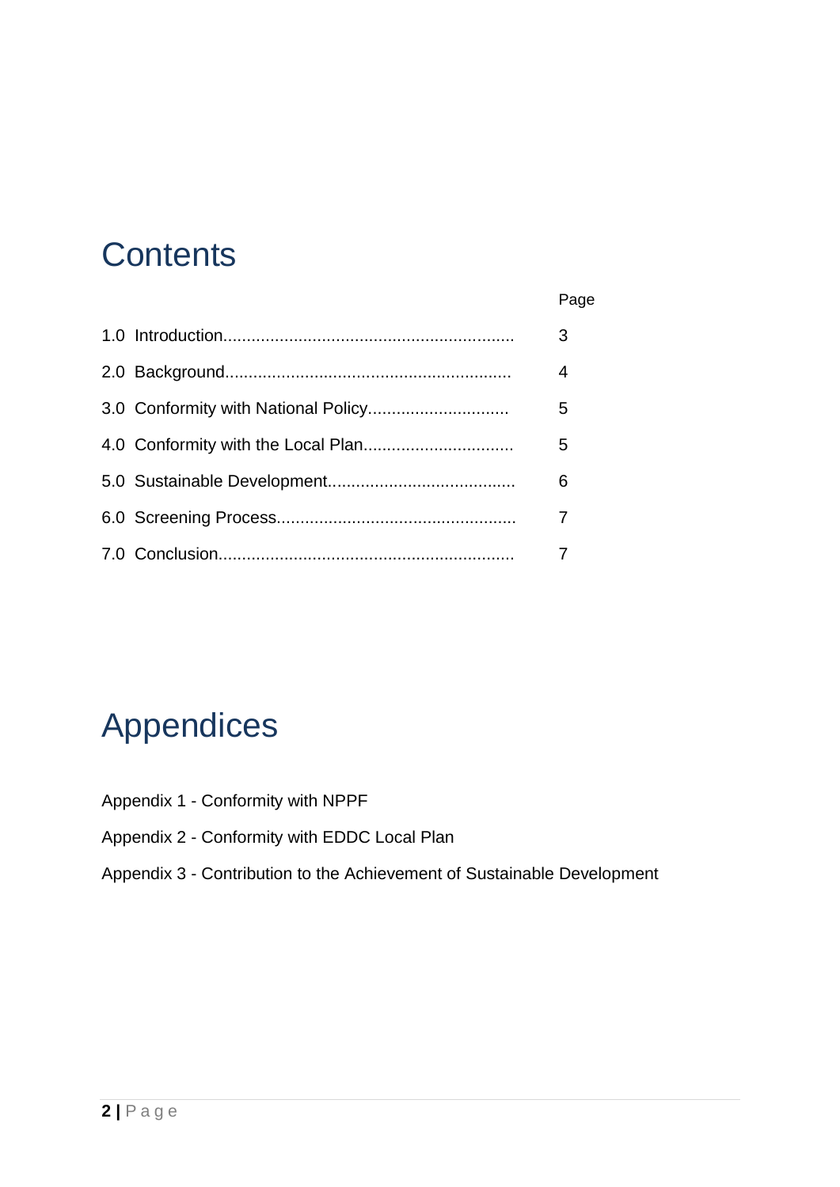# Contents

| | Page |
|---|---|
| 1.0 Introduction | 3 |
| 2.0 Background | 4 |
| 3.0 Conformity with National Policy | 5 |
| 4.0 Conformity with the Local Plan | 5 |
| 5.0 Sustainable Development | 6 |
| 6.0 Screening Process | 7 |
| 7.0 Conclusion | 7 |

# Appendices

Appendix 1 - Conformity with NPPF

Appendix 2 - Conformity with EDDC Local Plan

Appendix 3 - Contribution to the Achievement of Sustainable Development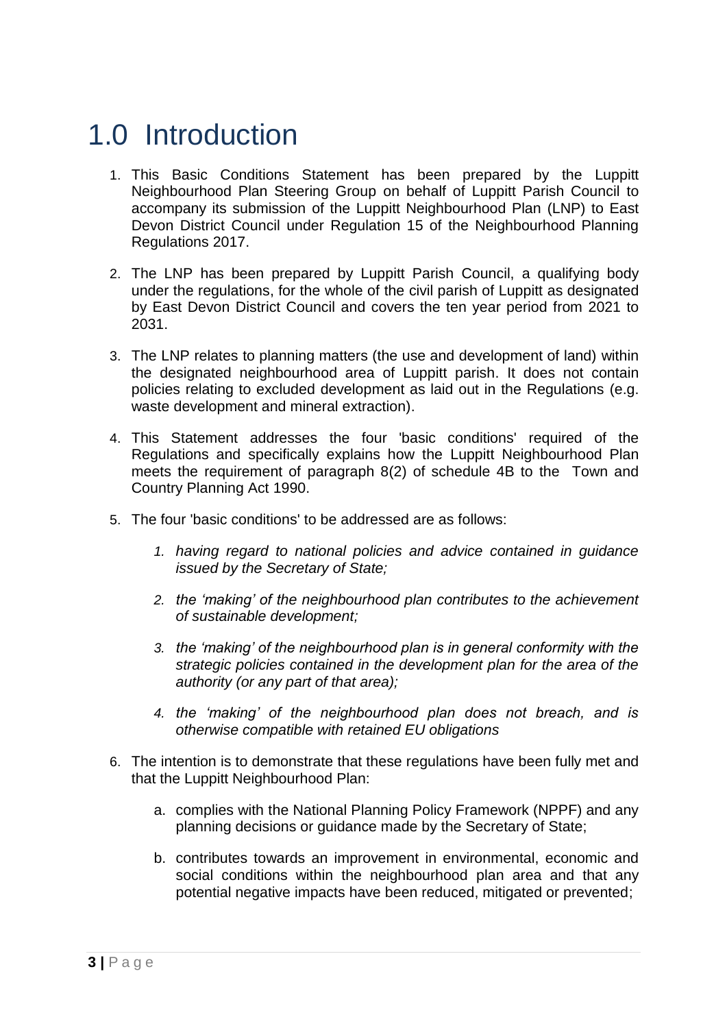# 1.0 Introduction

1. This Basic Conditions Statement has been prepared by the Luppitt Neighbourhood Plan Steering Group on behalf of Luppitt Parish Council to accompany its submission of the Luppitt Neighbourhood Plan (LNP) to East Devon District Council under Regulation 15 of the Neighbourhood Planning Regulations 2017.

2. The LNP has been prepared by Luppitt Parish Council, a qualifying body under the regulations, for the whole of the civil parish of Luppitt as designated by East Devon District Council and covers the ten year period from 2021 to 2031.

3. The LNP relates to planning matters (the use and development of land) within the designated neighbourhood area of Luppitt parish. It does not contain policies relating to excluded development as laid out in the Regulations (e.g. waste development and mineral extraction).

4. This Statement addresses the four 'basic conditions' required of the Regulations and specifically explains how the Luppitt Neighbourhood Plan meets the requirement of paragraph 8(2) of schedule 4B to the Town and Country Planning Act 1990.

5. The four 'basic conditions' to be addressed are as follows:

    1. *having regard to national policies and advice contained in guidance issued by the Secretary of State;*

    2. *the 'making' of the neighbourhood plan contributes to the achievement of sustainable development;*

    3. *the 'making' of the neighbourhood plan is in general conformity with the strategic policies contained in the development plan for the area of the authority (or any part of that area);*

    4. *the 'making' of the neighbourhood plan does not breach, and is otherwise compatible with retained EU obligations*

6. The intention is to demonstrate that these regulations have been fully met and that the Luppitt Neighbourhood Plan:

    a. complies with the National Planning Policy Framework (NPPF) and any planning decisions or guidance made by the Secretary of State;

    b. contributes towards an improvement in environmental, economic and social conditions within the neighbourhood plan area and that any potential negative impacts have been reduced, mitigated or prevented;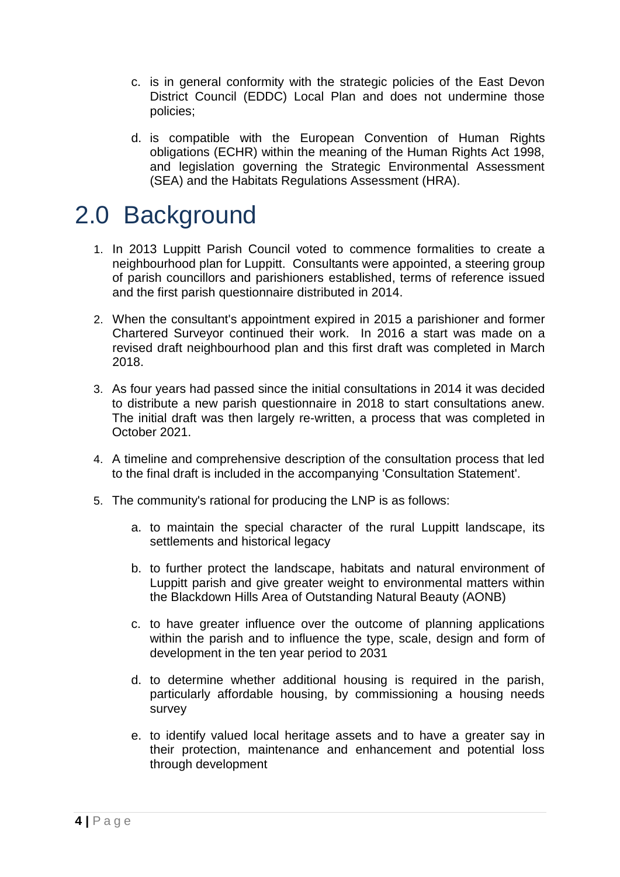c. is in general conformity with the strategic policies of the East Devon District Council (EDDC) Local Plan and does not undermine those policies;

d. is compatible with the European Convention of Human Rights obligations (ECHR) within the meaning of the Human Rights Act 1998, and legislation governing the Strategic Environmental Assessment (SEA) and the Habitats Regulations Assessment (HRA).

# 2.0 Background

1. In 2013 Luppitt Parish Council voted to commence formalities to create a neighbourhood plan for Luppitt. Consultants were appointed, a steering group of parish councillors and parishioners established, terms of reference issued and the first parish questionnaire distributed in 2014.

2. When the consultant's appointment expired in 2015 a parishioner and former Chartered Surveyor continued their work. In 2016 a start was made on a revised draft neighbourhood plan and this first draft was completed in March 2018.

3. As four years had passed since the initial consultations in 2014 it was decided to distribute a new parish questionnaire in 2018 to start consultations anew. The initial draft was then largely re-written, a process that was completed in October 2021.

4. A timeline and comprehensive description of the consultation process that led to the final draft is included in the accompanying 'Consultation Statement'.

5. The community's rational for producing the LNP is as follows:

   a. to maintain the special character of the rural Luppitt landscape, its settlements and historical legacy

   b. to further protect the landscape, habitats and natural environment of Luppitt parish and give greater weight to environmental matters within the Blackdown Hills Area of Outstanding Natural Beauty (AONB)

   c. to have greater influence over the outcome of planning applications within the parish and to influence the type, scale, design and form of development in the ten year period to 2031

   d. to determine whether additional housing is required in the parish, particularly affordable housing, by commissioning a housing needs survey

   e. to identify valued local heritage assets and to have a greater say in their protection, maintenance and enhancement and potential loss through development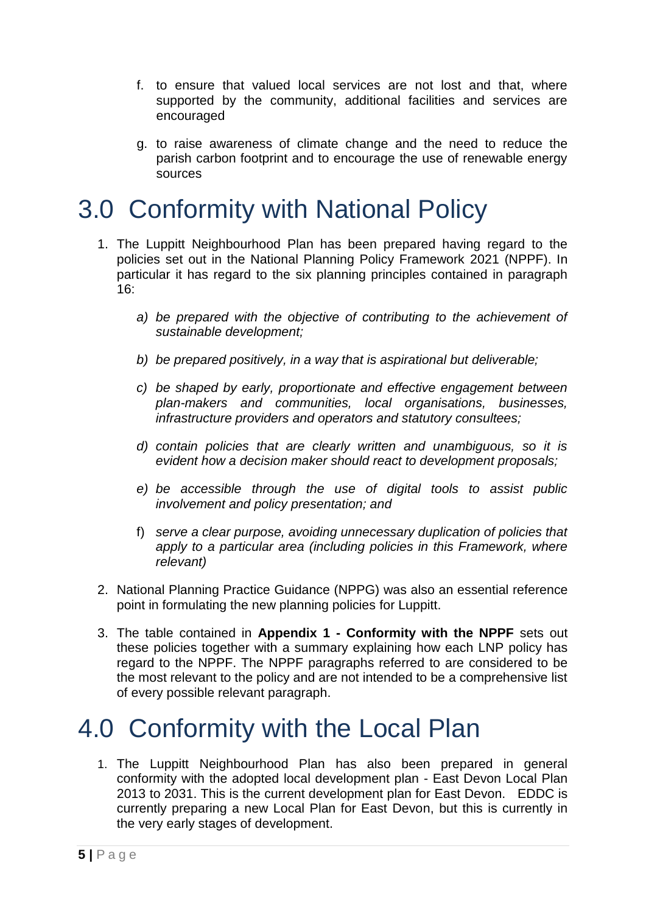f. to ensure that valued local services are not lost and that, where supported by the community, additional facilities and services are encouraged

g. to raise awareness of climate change and the need to reduce the parish carbon footprint and to encourage the use of renewable energy sources

# 3.0 Conformity with National Policy

1. The Luppitt Neighbourhood Plan has been prepared having regard to the policies set out in the National Planning Policy Framework 2021 (NPPF). In particular it has regard to the six planning principles contained in paragraph 16:

   a) *be prepared with the objective of contributing to the achievement of sustainable development;*

   b) *be prepared positively, in a way that is aspirational but deliverable;*

   c) *be shaped by early, proportionate and effective engagement between plan-makers and communities, local organisations, businesses, infrastructure providers and operators and statutory consultees;*

   d) *contain policies that are clearly written and unambiguous, so it is evident how a decision maker should react to development proposals;*

   e) *be accessible through the use of digital tools to assist public involvement and policy presentation; and*

   f) *serve a clear purpose, avoiding unnecessary duplication of policies that apply to a particular area (including policies in this Framework, where relevant)*

2. National Planning Practice Guidance (NPPG) was also an essential reference point in formulating the new planning policies for Luppitt.

3. The table contained in **Appendix 1 - Conformity with the NPPF** sets out these policies together with a summary explaining how each LNP policy has regard to the NPPF. The NPPF paragraphs referred to are considered to be the most relevant to the policy and are not intended to be a comprehensive list of every possible relevant paragraph.

# 4.0 Conformity with the Local Plan

1. The Luppitt Neighbourhood Plan has also been prepared in general conformity with the adopted local development plan - East Devon Local Plan 2013 to 2031. This is the current development plan for East Devon. EDDC is currently preparing a new Local Plan for East Devon, but this is currently in the very early stages of development.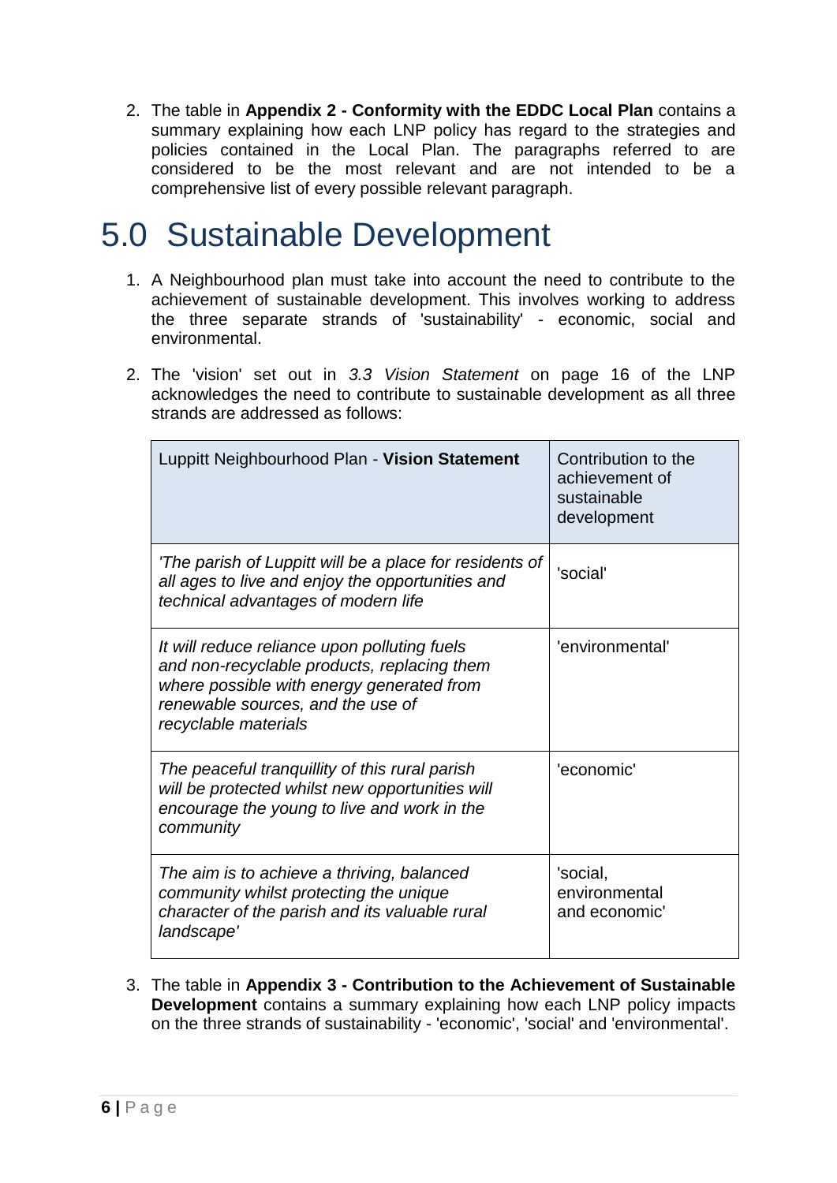2. The table in **Appendix 2 - Conformity with the EDDC Local Plan** contains a summary explaining how each LNP policy has regard to the strategies and policies contained in the Local Plan. The paragraphs referred to are considered to be the most relevant and are not intended to be a comprehensive list of every possible relevant paragraph.

# 5.0 Sustainable Development

1. A Neighbourhood plan must take into account the need to contribute to the achievement of sustainable development. This involves working to address the three separate strands of 'sustainability' - economic, social and environmental.

2. The 'vision' set out in *3.3 Vision Statement* on page 16 of the LNP acknowledges the need to contribute to sustainable development as all three strands are addressed as follows:

| Luppitt Neighbourhood Plan - **Vision Statement** | Contribution to the achievement of sustainable development |
|---|---|
| *'The parish of Luppitt will be a place for residents of all ages to live and enjoy the opportunities and technical advantages of modern life* | 'social' |
| *It will reduce reliance upon polluting fuels and non-recyclable products, replacing them where possible with energy generated from renewable sources, and the use of recyclable materials* | 'environmental' |
| *The peaceful tranquillity of this rural parish will be protected whilst new opportunities will encourage the young to live and work in the community* | 'economic' |
| *The aim is to achieve a thriving, balanced community whilst protecting the unique character of the parish and its valuable rural landscape'* | 'social, environmental and economic' |

3. The table in **Appendix 3 - Contribution to the Achievement of Sustainable Development** contains a summary explaining how each LNP policy impacts on the three strands of sustainability - 'economic', 'social' and 'environmental'.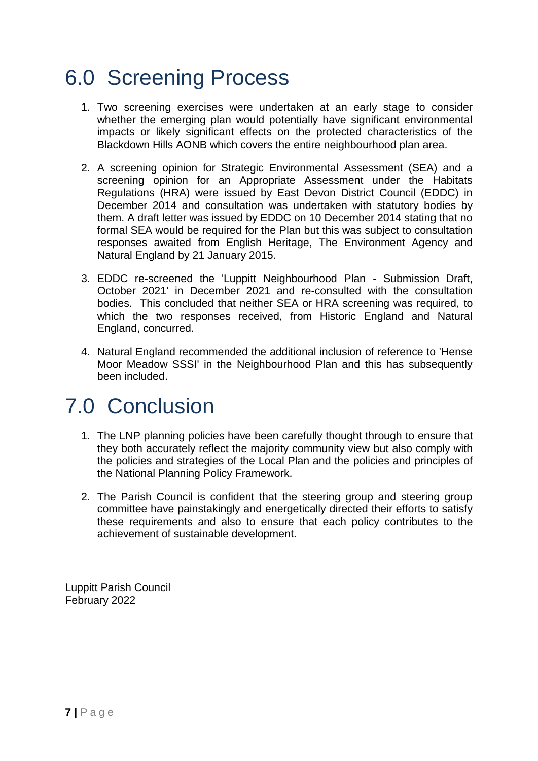# 6.0 Screening Process

1. Two screening exercises were undertaken at an early stage to consider whether the emerging plan would potentially have significant environmental impacts or likely significant effects on the protected characteristics of the Blackdown Hills AONB which covers the entire neighbourhood plan area.

2. A screening opinion for Strategic Environmental Assessment (SEA) and a screening opinion for an Appropriate Assessment under the Habitats Regulations (HRA) were issued by East Devon District Council (EDDC) in December 2014 and consultation was undertaken with statutory bodies by them. A draft letter was issued by EDDC on 10 December 2014 stating that no formal SEA would be required for the Plan but this was subject to consultation responses awaited from English Heritage, The Environment Agency and Natural England by 21 January 2015.

3. EDDC re-screened the 'Luppitt Neighbourhood Plan - Submission Draft, October 2021' in December 2021 and re-consulted with the consultation bodies. This concluded that neither SEA or HRA screening was required, to which the two responses received, from Historic England and Natural England, concurred.

4. Natural England recommended the additional inclusion of reference to 'Hense Moor Meadow SSSI' in the Neighbourhood Plan and this has subsequently been included.

# 7.0 Conclusion

1. The LNP planning policies have been carefully thought through to ensure that they both accurately reflect the majority community view but also comply with the policies and strategies of the Local Plan and the policies and principles of the National Planning Policy Framework.

2. The Parish Council is confident that the steering group and steering group committee have painstakingly and energetically directed their efforts to satisfy these requirements and also to ensure that each policy contributes to the achievement of sustainable development.

Luppitt Parish Council
February 2022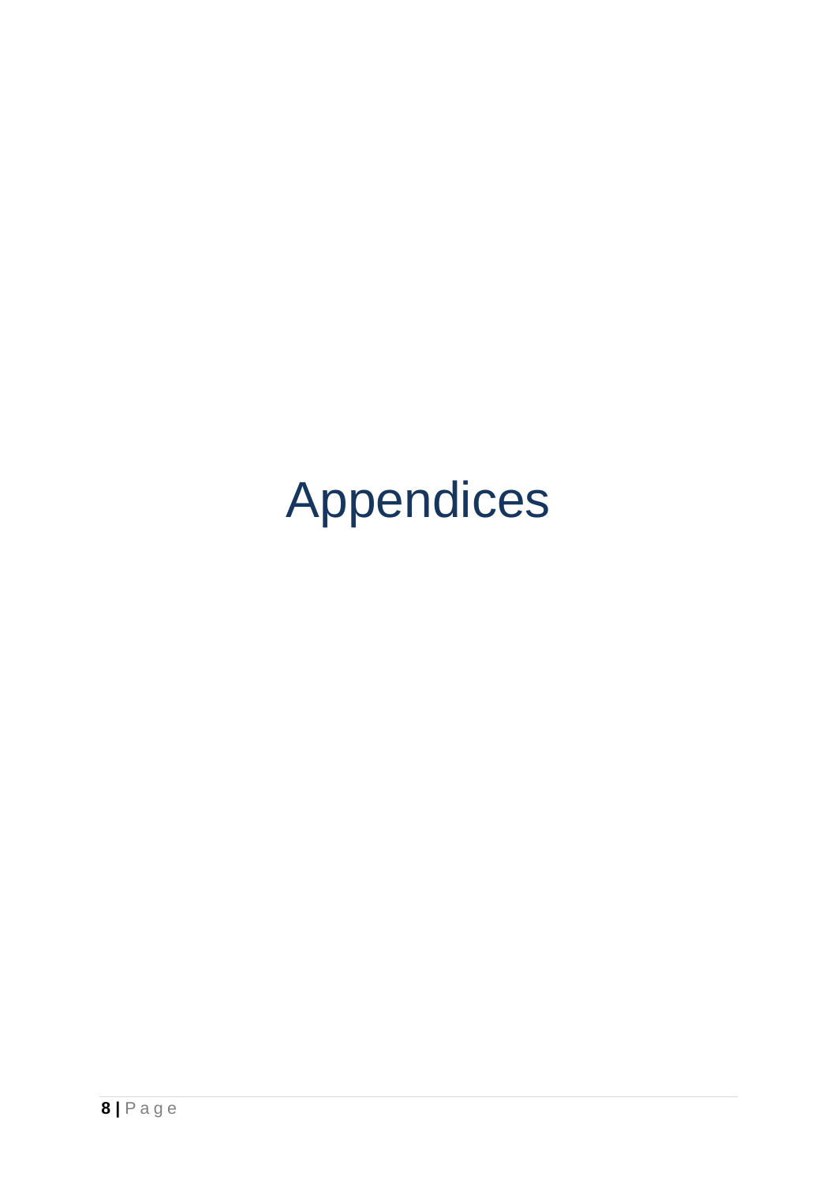# Appendices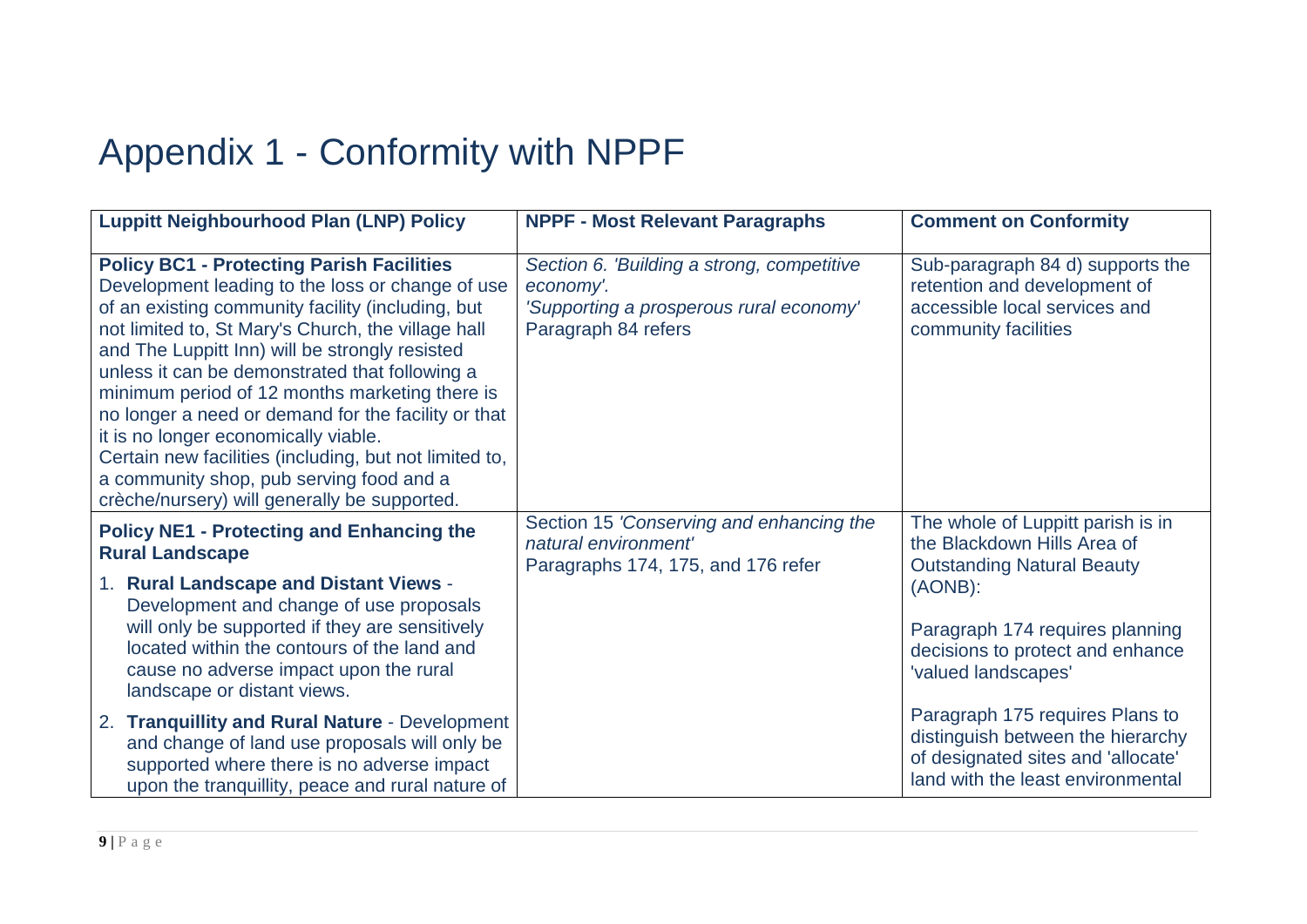# Appendix 1 - Conformity with NPPF

| Luppitt Neighbourhood Plan (LNP) Policy | NPPF - Most Relevant Paragraphs | Comment on Conformity |
| --- | --- | --- |
| **Policy BC1 - Protecting Parish Facilities**<br>Development leading to the loss or change of use of an existing community facility (including, but not limited to, St Mary's Church, the village hall and The Luppitt Inn) will be strongly resisted unless it can be demonstrated that following a minimum period of 12 months marketing there is no longer a need or demand for the facility or that it is no longer economically viable.<br>Certain new facilities (including, but not limited to, a community shop, pub serving food and a crèche/nursery) will generally be supported. | *Section 6. 'Building a strong, competitive economy'.*<br>*'Supporting a prosperous rural economy'*<br>Paragraph 84 refers | Sub-paragraph 84 d) supports the retention and development of accessible local services and community facilities |
| **Policy NE1 - Protecting and Enhancing the Rural Landscape**<br>1. **Rural Landscape and Distant Views** - Development and change of use proposals will only be supported if they are sensitively located within the contours of the land and cause no adverse impact upon the rural landscape or distant views.<br>2. **Tranquillity and Rural Nature** - Development and change of land use proposals will only be supported where there is no adverse impact upon the tranquillity, peace and rural nature of | Section 15 *'Conserving and enhancing the natural environment'*<br>Paragraphs 174, 175, and 176 refer | The whole of Luppitt parish is in the Blackdown Hills Area of Outstanding Natural Beauty (AONB):<br><br>Paragraph 174 requires planning decisions to protect and enhance 'valued landscapes'<br><br>Paragraph 175 requires Plans to distinguish between the hierarchy of designated sites and 'allocate' land with the least environmental |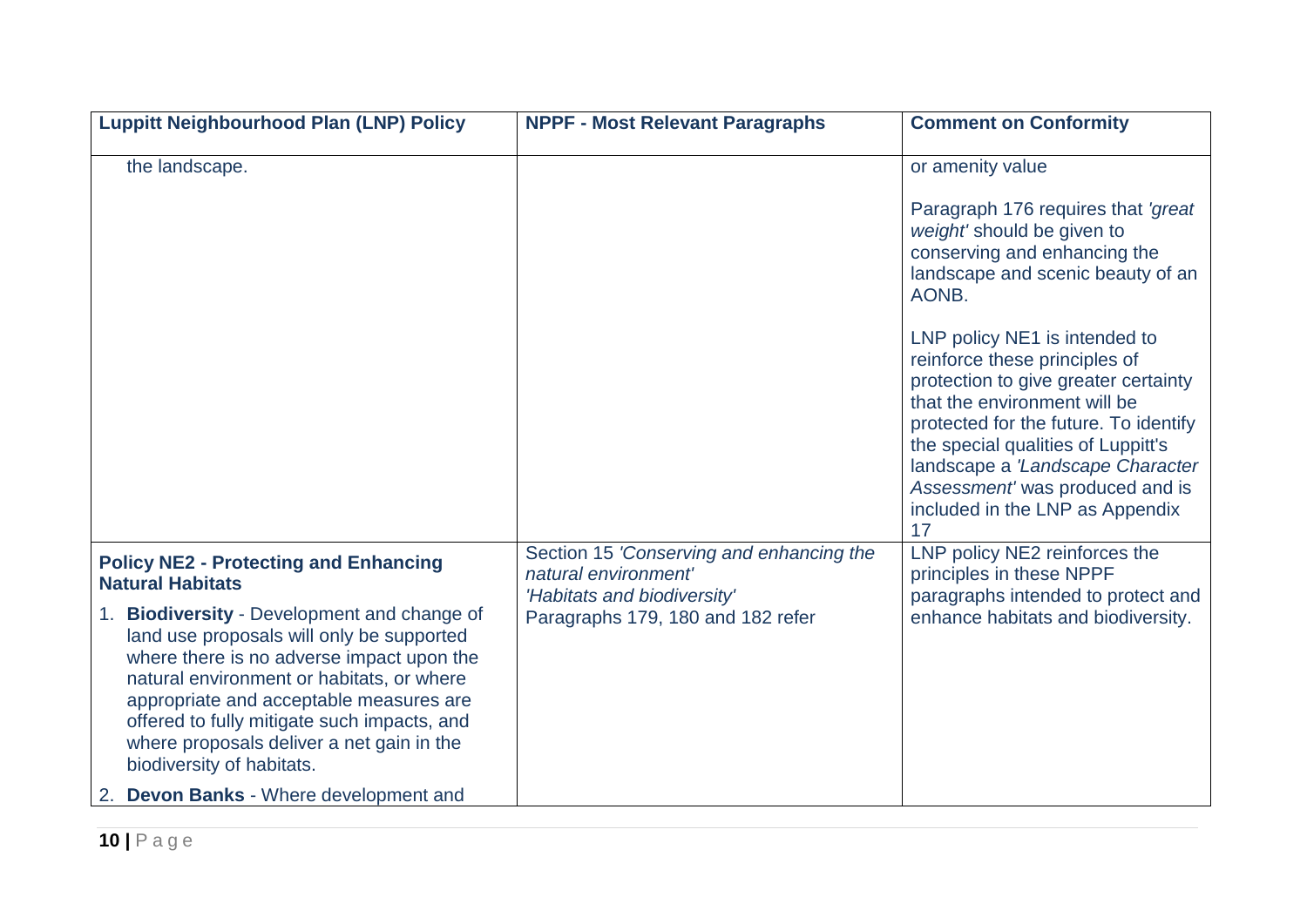| Luppitt Neighbourhood Plan (LNP) Policy | NPPF - Most Relevant Paragraphs | Comment on Conformity |
|---|---|---|
| the landscape. | | or amenity value<br><br>Paragraph 176 requires that *'great weight'* should be given to conserving and enhancing the landscape and scenic beauty of an AONB.<br><br>LNP policy NE1 is intended to reinforce these principles of protection to give greater certainty that the environment will be protected for the future. To identify the special qualities of Luppitt's landscape a *'Landscape Character Assessment'* was produced and is included in the LNP as Appendix 17 |
| **Policy NE2 - Protecting and Enhancing Natural Habitats**<br><br>1. **Biodiversity** - Development and change of land use proposals will only be supported where there is no adverse impact upon the natural environment or habitats, or where appropriate and acceptable measures are offered to fully mitigate such impacts, and where proposals deliver a net gain in the biodiversity of habitats.<br>2. **Devon Banks** - Where development and | Section 15 *'Conserving and enhancing the natural environment'*<br>*'Habitats and biodiversity'*<br>Paragraphs 179, 180 and 182 refer | LNP policy NE2 reinforces the principles in these NPPF paragraphs intended to protect and enhance habitats and biodiversity. |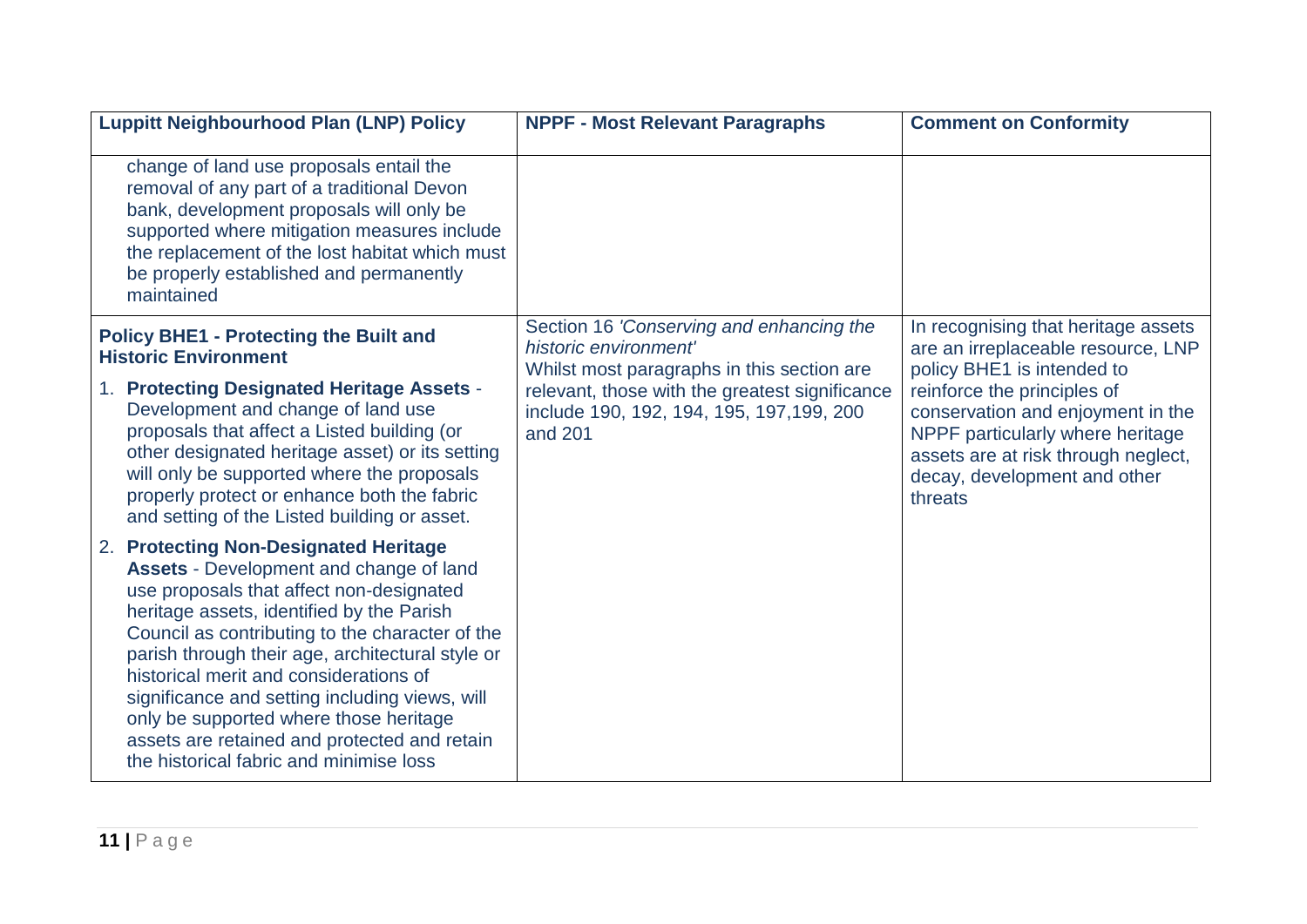| Luppitt Neighbourhood Plan (LNP) Policy | NPPF - Most Relevant Paragraphs | Comment on Conformity |
|---|---|---|
| change of land use proposals entail the removal of any part of a traditional Devon bank, development proposals will only be supported where mitigation measures include the replacement of the lost habitat which must be properly established and permanently maintained | | |
| **Policy BHE1 - Protecting the Built and Historic Environment**<br><br>1. **Protecting Designated Heritage Assets** - Development and change of land use proposals that affect a Listed building (or other designated heritage asset) or its setting will only be supported where the proposals properly protect or enhance both the fabric and setting of the Listed building or asset.<br><br>2. **Protecting Non-Designated Heritage Assets** - Development and change of land use proposals that affect non-designated heritage assets, identified by the Parish Council as contributing to the character of the parish through their age, architectural style or historical merit and considerations of significance and setting including views, will only be supported where those heritage assets are retained and protected and retain the historical fabric and minimise loss | Section 16 *'Conserving and enhancing the historic environment'*<br>Whilst most paragraphs in this section are relevant, those with the greatest significance include 190, 192, 194, 195, 197,199, 200 and 201 | In recognising that heritage assets are an irreplaceable resource, LNP policy BHE1 is intended to reinforce the principles of conservation and enjoyment in the NPPF particularly where heritage assets are at risk through neglect, decay, development and other threats |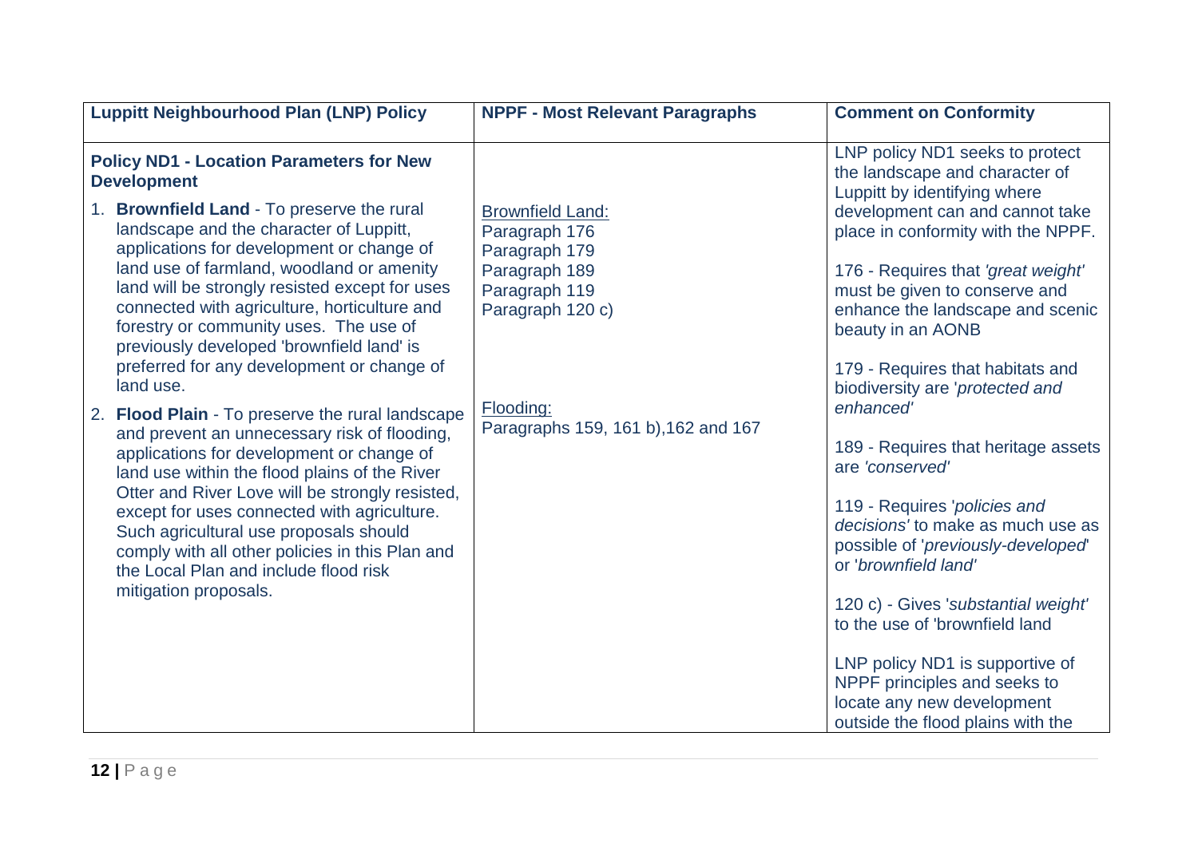| Luppitt Neighbourhood Plan (LNP) Policy | NPPF - Most Relevant Paragraphs | Comment on Conformity |
|---|---|---|
| **Policy ND1 - Location Parameters for New Development**<br><br>1. **Brownfield Land** - To preserve the rural landscape and the character of Luppitt, applications for development or change of land use of farmland, woodland or amenity land will be strongly resisted except for uses connected with agriculture, horticulture and forestry or community uses. The use of previously developed 'brownfield land' is preferred for any development or change of land use.<br><br>2. **Flood Plain** - To preserve the rural landscape and prevent an unnecessary risk of flooding, applications for development or change of land use within the flood plains of the River Otter and River Love will be strongly resisted, except for uses connected with agriculture. Such agricultural use proposals should comply with all other policies in this Plan and the Local Plan and include flood risk mitigation proposals. | Brownfield Land:<br>Paragraph 176<br>Paragraph 179<br>Paragraph 189<br>Paragraph 119<br>Paragraph 120 c)<br><br>Flooding:<br>Paragraphs 159, 161 b),162 and 167 | LNP policy ND1 seeks to protect the landscape and character of Luppitt by identifying where development can and cannot take place in conformity with the NPPF.<br><br>176 - Requires that *'great weight'* must be given to conserve and enhance the landscape and scenic beauty in an AONB<br><br>179 - Requires that habitats and biodiversity are '*protected and enhanced'*<br><br>189 - Requires that heritage assets are *'conserved'*<br><br>119 - Requires '*policies and decisions'* to make as much use as possible of '*previously-developed*' or '*brownfield land'*<br><br>120 c) - Gives '*substantial weight'* to the use of 'brownfield land<br><br>LNP policy ND1 is supportive of NPPF principles and seeks to locate any new development outside the flood plains with the |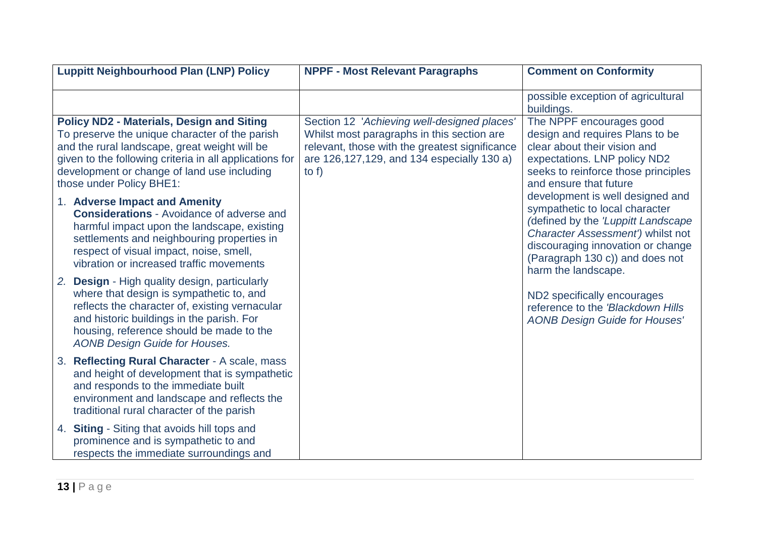| Luppitt Neighbourhood Plan (LNP) Policy | NPPF - Most Relevant Paragraphs | Comment on Conformity |
|---|---|---|
| | | possible exception of agricultural buildings. |
| **Policy ND2 - Materials, Design and Siting**<br>To preserve the unique character of the parish and the rural landscape, great weight will be given to the following criteria in all applications for development or change of land use including those under Policy BHE1:<br>1. **Adverse Impact and Amenity Considerations** - Avoidance of adverse and harmful impact upon the landscape, existing settlements and neighbouring properties in respect of visual impact, noise, smell, vibration or increased traffic movements<br>2. **Design** - High quality design, particularly where that design is sympathetic to, and reflects the character of, existing vernacular and historic buildings in the parish. For housing, reference should be made to the *AONB Design Guide for Houses.*<br>3. **Reflecting Rural Character** - A scale, mass and height of development that is sympathetic and responds to the immediate built environment and landscape and reflects the traditional rural character of the parish<br>4. **Siting** - Siting that avoids hill tops and prominence and is sympathetic to and respects the immediate surroundings and | Section 12 '*Achieving well-designed places*' Whilst most paragraphs in this section are relevant, those with the greatest significance are 126,127,129, and 134 especially 130 a) to f) | The NPPF encourages good design and requires Plans to be clear about their vision and expectations. LNP policy ND2 seeks to reinforce those principles and ensure that future development is well designed and sympathetic to local character (defined by the *'Luppitt Landscape Character Assessment')* whilst not discouraging innovation or change (Paragraph 130 c)) and does not harm the landscape.<br><br>ND2 specifically encourages reference to the *'Blackdown Hills AONB Design Guide for Houses'* |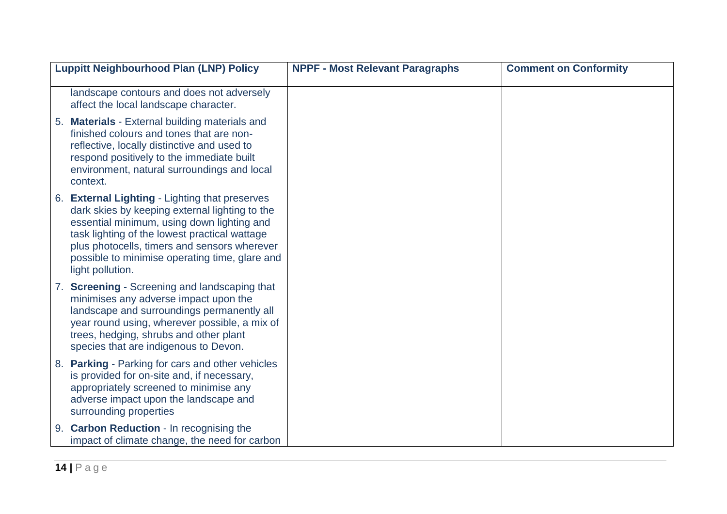| Luppitt Neighbourhood Plan (LNP) Policy | NPPF - Most Relevant Paragraphs | Comment on Conformity |
|---|---|---|
| landscape contours and does not adversely affect the local landscape character.<br><br>5. **Materials** - External building materials and finished colours and tones that are non-reflective, locally distinctive and used to respond positively to the immediate built environment, natural surroundings and local context.<br><br>6. **External Lighting** - Lighting that preserves dark skies by keeping external lighting to the essential minimum, using down lighting and task lighting of the lowest practical wattage plus photocells, timers and sensors wherever possible to minimise operating time, glare and light pollution.<br><br>7. **Screening** - Screening and landscaping that minimises any adverse impact upon the landscape and surroundings permanently all year round using, wherever possible, a mix of trees, hedging, shrubs and other plant species that are indigenous to Devon.<br><br>8. **Parking** - Parking for cars and other vehicles is provided for on-site and, if necessary, appropriately screened to minimise any adverse impact upon the landscape and surrounding properties<br><br>9. **Carbon Reduction** - In recognising the impact of climate change, the need for carbon | | |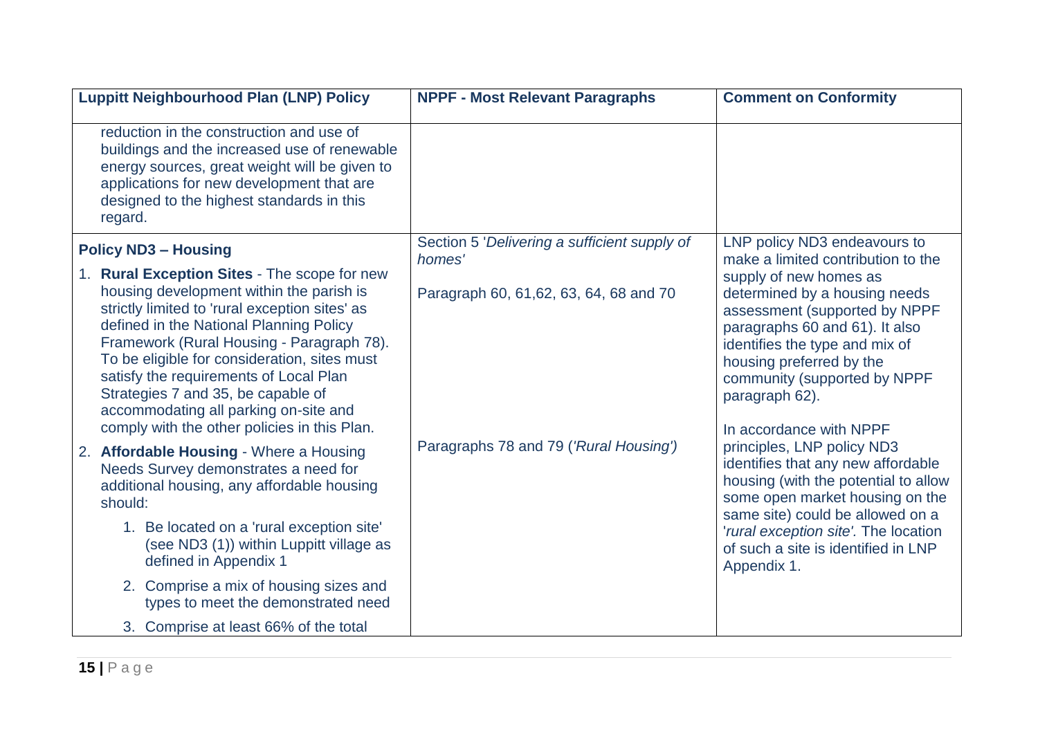| Luppitt Neighbourhood Plan (LNP) Policy | NPPF - Most Relevant Paragraphs | Comment on Conformity |
|---|---|---|
| reduction in the construction and use of buildings and the increased use of renewable energy sources, great weight will be given to applications for new development that are designed to the highest standards in this regard. | | |
| **Policy ND3 – Housing**<br><br>1. **Rural Exception Sites** - The scope for new housing development within the parish is strictly limited to 'rural exception sites' as defined in the National Planning Policy Framework (Rural Housing - Paragraph 78). To be eligible for consideration, sites must satisfy the requirements of Local Plan Strategies 7 and 35, be capable of accommodating all parking on-site and comply with the other policies in this Plan.<br><br>2. **Affordable Housing** - Where a Housing Needs Survey demonstrates a need for additional housing, any affordable housing should:<br><br>1. Be located on a 'rural exception site' (see ND3 (1)) within Luppitt village as defined in Appendix 1<br><br>2. Comprise a mix of housing sizes and types to meet the demonstrated need<br><br>3. Comprise at least 66% of the total | Section 5 '*Delivering a sufficient supply of homes'*<br><br>Paragraph 60, 61,62, 63, 64, 68 and 70<br><br>Paragraphs 78 and 79 (*'Rural Housing')* | LNP policy ND3 endeavours to make a limited contribution to the supply of new homes as determined by a housing needs assessment (supported by NPPF paragraphs 60 and 61). It also identifies the type and mix of housing preferred by the community (supported by NPPF paragraph 62).<br><br>In accordance with NPPF principles, LNP policy ND3 identifies that any new affordable housing (with the potential to allow some open market housing on the same site) could be allowed on a '*rural exception site'*. The location of such a site is identified in LNP Appendix 1. |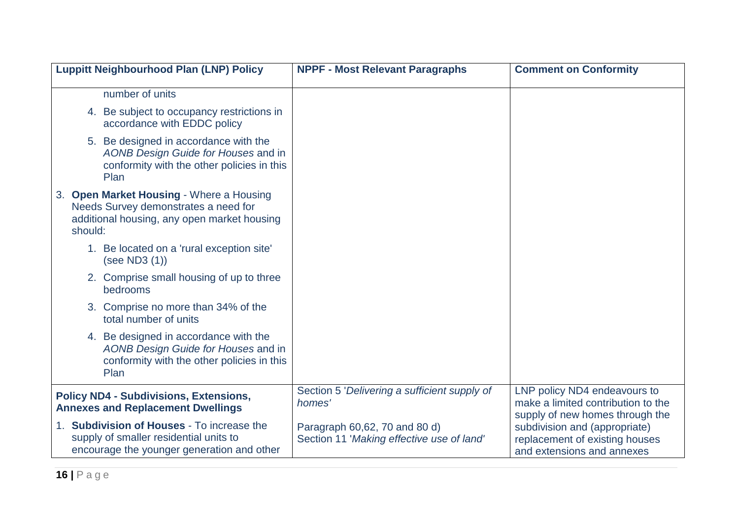| Luppitt Neighbourhood Plan (LNP) Policy | NPPF - Most Relevant Paragraphs | Comment on Conformity |
|---|---|---|
| number of units<br>4. Be subject to occupancy restrictions in accordance with EDDC policy<br>5. Be designed in accordance with the *AONB Design Guide for Houses* and in conformity with the other policies in this Plan<br>3. **Open Market Housing** - Where a Housing Needs Survey demonstrates a need for additional housing, any open market housing should:<br>1. Be located on a 'rural exception site' (see ND3 (1))<br>2. Comprise small housing of up to three bedrooms<br>3. Comprise no more than 34% of the total number of units<br>4. Be designed in accordance with the *AONB Design Guide for Houses* and in conformity with the other policies in this Plan | | |
| **Policy ND4 - Subdivisions, Extensions, Annexes and Replacement Dwellings**<br>1. **Subdivision of Houses** - To increase the supply of smaller residential units to encourage the younger generation and other | Section 5 '*Delivering a sufficient supply of homes*'<br>Paragraph 60,62, 70 and 80 d)<br>Section 11 '*Making effective use of land*' | LNP policy ND4 endeavours to make a limited contribution to the supply of new homes through the subdivision and (appropriate) replacement of existing houses and extensions and annexes |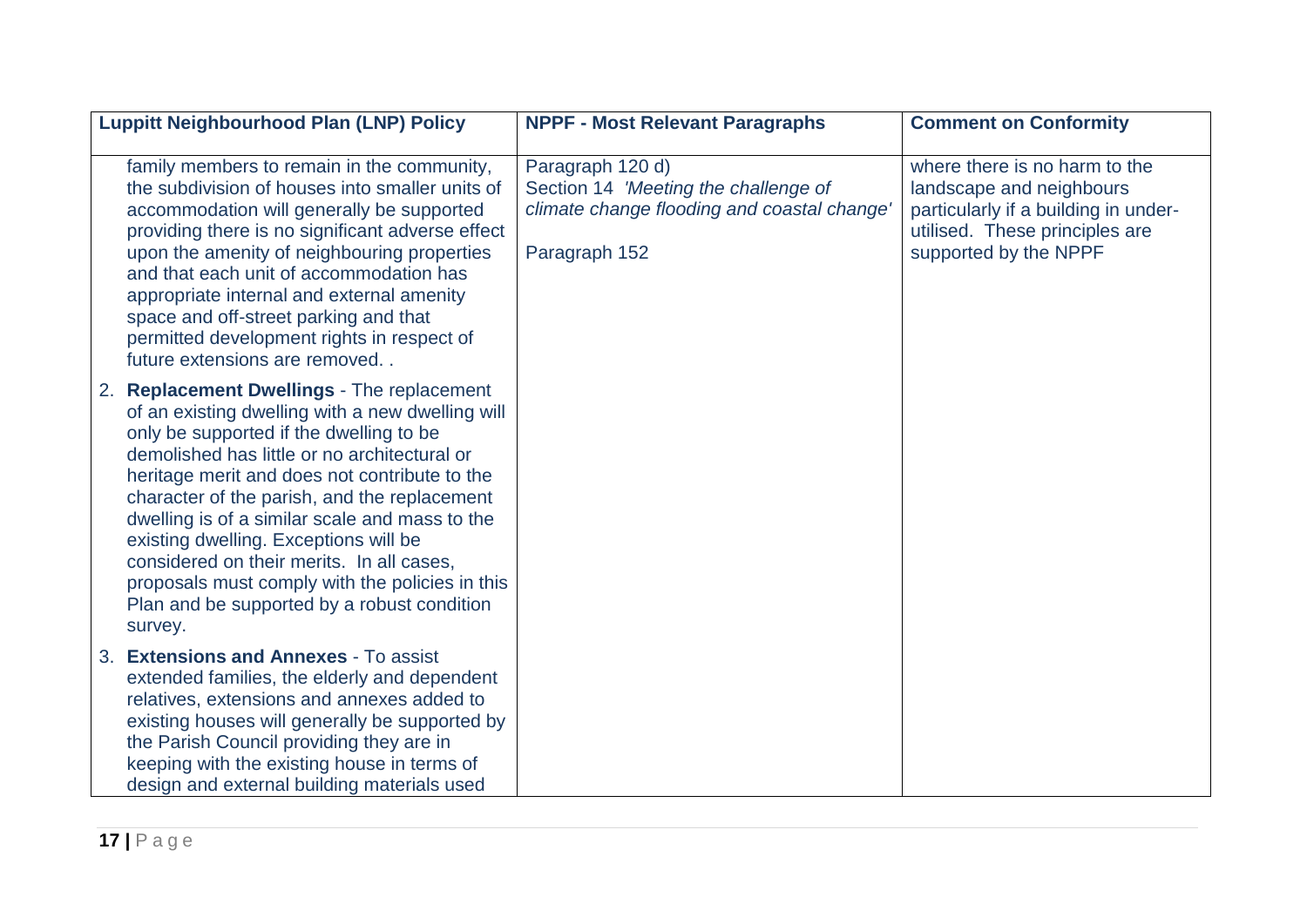| Luppitt Neighbourhood Plan (LNP) Policy | NPPF - Most Relevant Paragraphs | Comment on Conformity |
|---|---|---|
| family members to remain in the community, the subdivision of houses into smaller units of accommodation will generally be supported providing there is no significant adverse effect upon the amenity of neighbouring properties and that each unit of accommodation has appropriate internal and external amenity space and off-street parking and that permitted development rights in respect of future extensions are removed. .<br><br>2. **Replacement Dwellings** - The replacement of an existing dwelling with a new dwelling will only be supported if the dwelling to be demolished has little or no architectural or heritage merit and does not contribute to the character of the parish, and the replacement dwelling is of a similar scale and mass to the existing dwelling. Exceptions will be considered on their merits. In all cases, proposals must comply with the policies in this Plan and be supported by a robust condition survey.<br><br>3. **Extensions and Annexes** - To assist extended families, the elderly and dependent relatives, extensions and annexes added to existing houses will generally be supported by the Parish Council providing they are in keeping with the existing house in terms of design and external building materials used | Paragraph 120 d)<br>Section 14 *'Meeting the challenge of climate change flooding and coastal change'*<br><br>Paragraph 152 | where there is no harm to the landscape and neighbours particularly if a building in under-utilised. These principles are supported by the NPPF |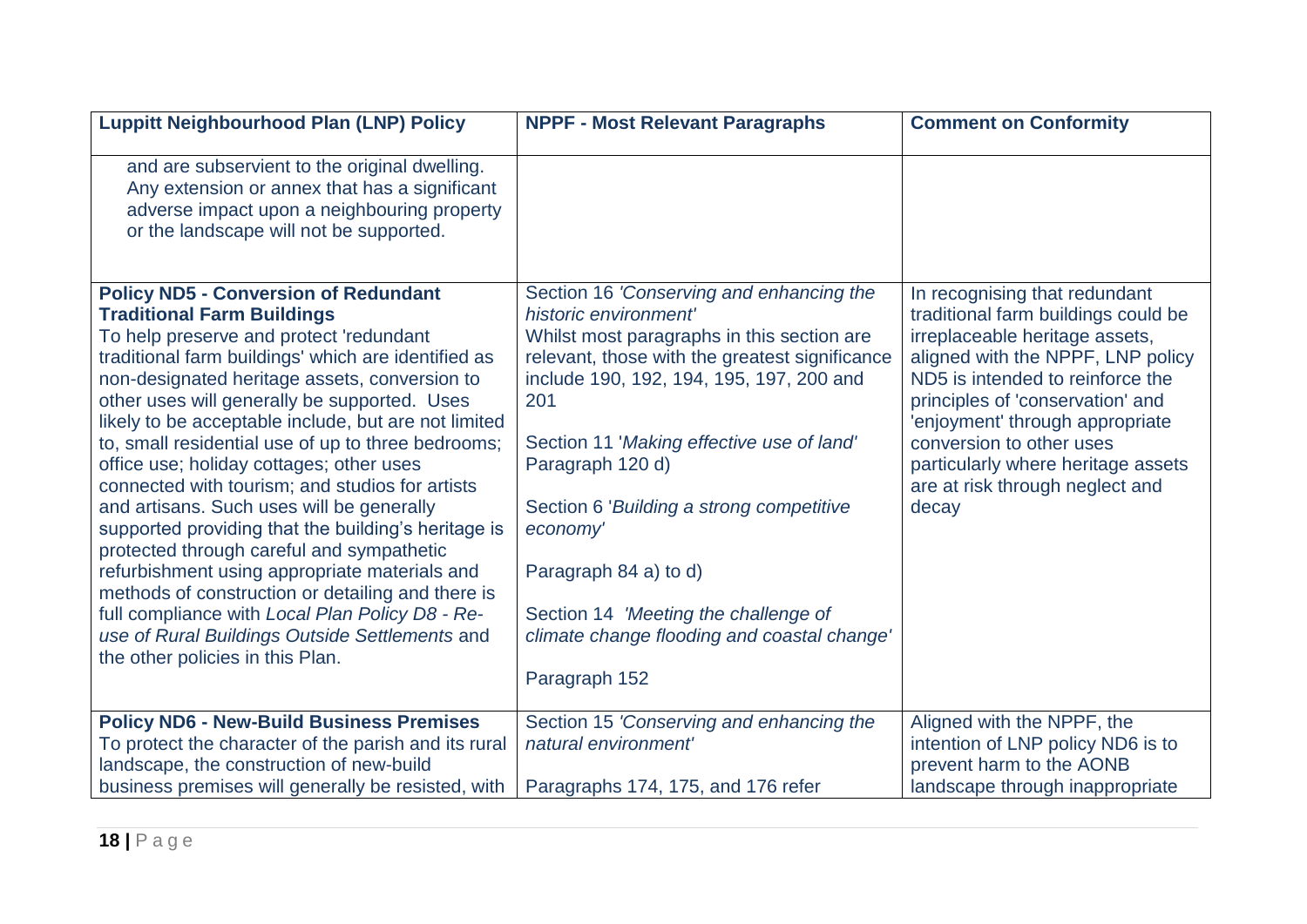| Luppitt Neighbourhood Plan (LNP) Policy | NPPF - Most Relevant Paragraphs | Comment on Conformity |
|---|---|---|
| and are subservient to the original dwelling. Any extension or annex that has a significant adverse impact upon a neighbouring property or the landscape will not be supported. | | |
| **Policy ND5 - Conversion of Redundant Traditional Farm Buildings**<br>To help preserve and protect 'redundant traditional farm buildings' which are identified as non-designated heritage assets, conversion to other uses will generally be supported. Uses likely to be acceptable include, but are not limited to, small residential use of up to three bedrooms; office use; holiday cottages; other uses connected with tourism; and studios for artists and artisans. Such uses will be generally supported providing that the building's heritage is protected through careful and sympathetic refurbishment using appropriate materials and methods of construction or detailing and there is full compliance with *Local Plan Policy D8 - Re-use of Rural Buildings Outside Settlements* and the other policies in this Plan. | Section 16 *'Conserving and enhancing the historic environment'*<br>Whilst most paragraphs in this section are relevant, those with the greatest significance include 190, 192, 194, 195, 197, 200 and 201<br><br>Section 11 '*Making effective use of land'*<br>Paragraph 120 d)<br><br>Section 6 '*Building a strong competitive economy'*<br><br>Paragraph 84 a) to d)<br><br>Section 14 *'Meeting the challenge of climate change flooding and coastal change'*<br><br>Paragraph 152 | In recognising that redundant traditional farm buildings could be irreplaceable heritage assets, aligned with the NPPF, LNP policy ND5 is intended to reinforce the principles of 'conservation' and 'enjoyment' through appropriate conversion to other uses particularly where heritage assets are at risk through neglect and decay |
| **Policy ND6 - New-Build Business Premises**<br>To protect the character of the parish and its rural landscape, the construction of new-build business premises will generally be resisted, with | Section 15 *'Conserving and enhancing the natural environment'*<br><br>Paragraphs 174, 175, and 176 refer | Aligned with the NPPF, the intention of LNP policy ND6 is to prevent harm to the AONB landscape through inappropriate |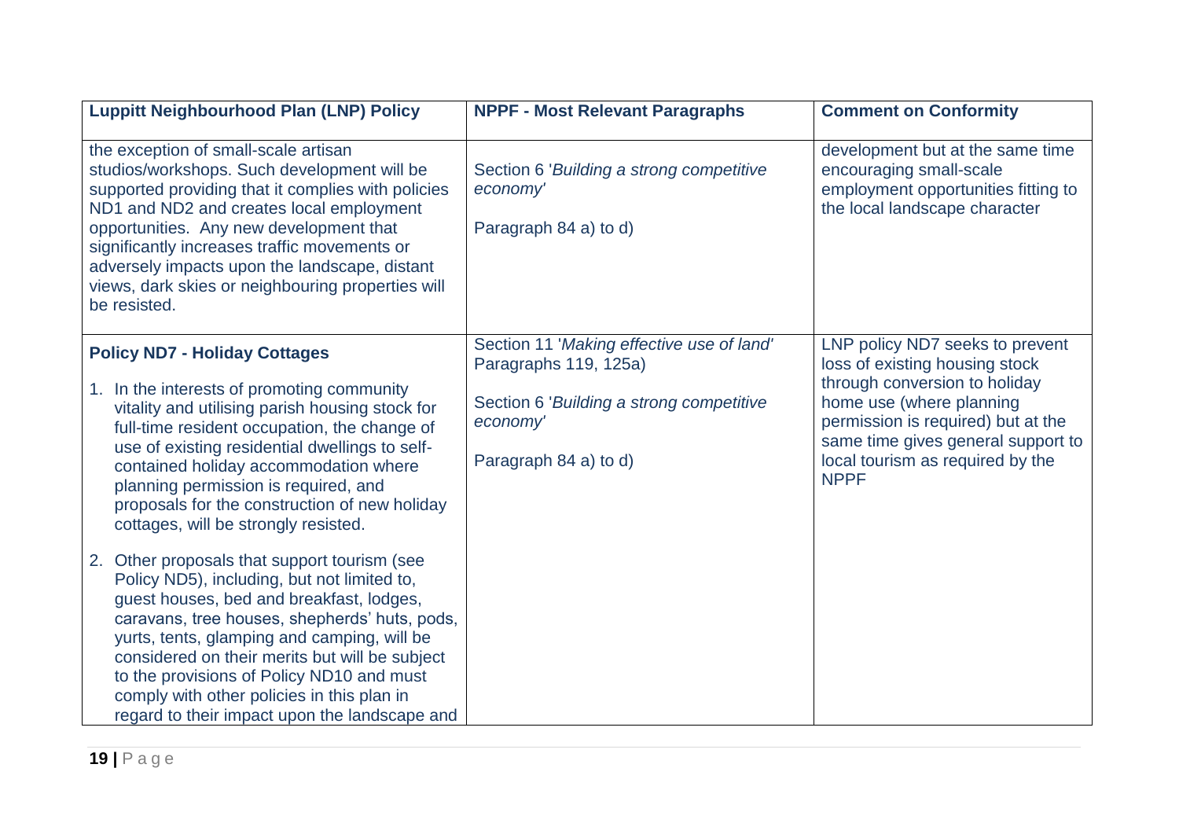| Luppitt Neighbourhood Plan (LNP) Policy | NPPF - Most Relevant Paragraphs | Comment on Conformity |
|---|---|---|
| the exception of small-scale artisan studios/workshops. Such development will be supported providing that it complies with policies ND1 and ND2 and creates local employment opportunities. Any new development that significantly increases traffic movements or adversely impacts upon the landscape, distant views, dark skies or neighbouring properties will be resisted. | Section 6 '*Building a strong competitive economy*'<br><br>Paragraph 84 a) to d) | development but at the same time encouraging small-scale employment opportunities fitting to the local landscape character |
| **Policy ND7 - Holiday Cottages**<br><br>1. In the interests of promoting community vitality and utilising parish housing stock for full-time resident occupation, the change of use of existing residential dwellings to self-contained holiday accommodation where planning permission is required, and proposals for the construction of new holiday cottages, will be strongly resisted.<br><br>2. Other proposals that support tourism (see Policy ND5), including, but not limited to, guest houses, bed and breakfast, lodges, caravans, tree houses, shepherds' huts, pods, yurts, tents, glamping and camping, will be considered on their merits but will be subject to the provisions of Policy ND10 and must comply with other policies in this plan in regard to their impact upon the landscape and | Section 11 '*Making effective use of land*' Paragraphs 119, 125a)<br><br>Section 6 '*Building a strong competitive economy*'<br><br>Paragraph 84 a) to d) | LNP policy ND7 seeks to prevent loss of existing housing stock through conversion to holiday home use (where planning permission is required) but at the same time gives general support to local tourism as required by the NPPF |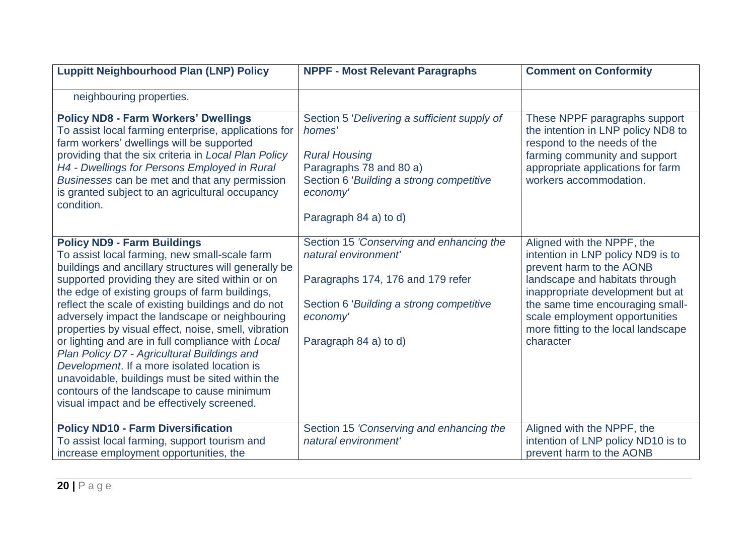| Luppitt Neighbourhood Plan (LNP) Policy | NPPF - Most Relevant Paragraphs | Comment on Conformity |
|---|---|---|
| neighbouring properties. | | |
| **Policy ND8 - Farm Workers' Dwellings** To assist local farming enterprise, applications for farm workers' dwellings will be supported providing that the six criteria in *Local Plan Policy H4 - Dwellings for Persons Employed in Rural Businesses* can be met and that any permission is granted subject to an agricultural occupancy condition. | Section 5 '*Delivering a sufficient supply of homes*' *Rural Housing* Paragraphs 78 and 80 a) Section 6 '*Building a strong competitive economy*' Paragraph 84 a) to d) | These NPPF paragraphs support the intention in LNP policy ND8 to respond to the needs of the farming community and support appropriate applications for farm workers accommodation. |
| **Policy ND9 - Farm Buildings** To assist local farming, new small-scale farm buildings and ancillary structures will generally be supported providing they are sited within or on the edge of existing groups of farm buildings, reflect the scale of existing buildings and do not adversely impact the landscape or neighbouring properties by visual effect, noise, smell, vibration or lighting and are in full compliance with *Local Plan Policy D7 - Agricultural Buildings and Development*. If a more isolated location is unavoidable, buildings must be sited within the contours of the landscape to cause minimum visual impact and be effectively screened. | Section 15 *'Conserving and enhancing the natural environment'* Paragraphs 174, 176 and 179 refer Section 6 '*Building a strong competitive economy*' Paragraph 84 a) to d) | Aligned with the NPPF, the intention in LNP policy ND9 is to prevent harm to the AONB landscape and habitats through inappropriate development but at the same time encouraging small-scale employment opportunities more fitting to the local landscape character |
| **Policy ND10 - Farm Diversification** To assist local farming, support tourism and increase employment opportunities, the | Section 15 *'Conserving and enhancing the natural environment'* | Aligned with the NPPF, the intention of LNP policy ND10 is to prevent harm to the AONB |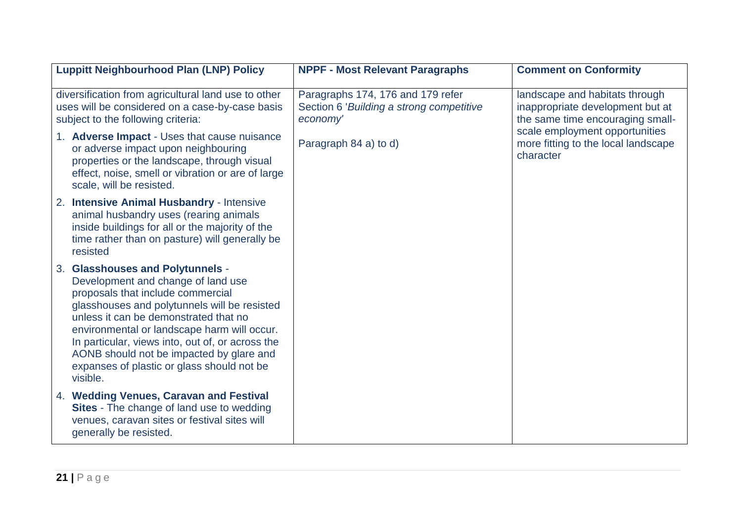| Luppitt Neighbourhood Plan (LNP) Policy | NPPF - Most Relevant Paragraphs | Comment on Conformity |
|---|---|---|
| diversification from agricultural land use to other uses will be considered on a case-by-case basis subject to the following criteria:<br><br>1. **Adverse Impact** - Uses that cause nuisance or adverse impact upon neighbouring properties or the landscape, through visual effect, noise, smell or vibration or are of large scale, will be resisted.<br>2. **Intensive Animal Husbandry** - Intensive animal husbandry uses (rearing animals inside buildings for all or the majority of the time rather than on pasture) will generally be resisted<br>3. **Glasshouses and Polytunnels** - Development and change of land use proposals that include commercial glasshouses and polytunnels will be resisted unless it can be demonstrated that no environmental or landscape harm will occur. In particular, views into, out of, or across the AONB should not be impacted by glare and expanses of plastic or glass should not be visible.<br>4. **Wedding Venues, Caravan and Festival Sites** - The change of land use to wedding venues, caravan sites or festival sites will generally be resisted. | Paragraphs 174, 176 and 179 refer Section 6 '*Building a strong competitive economy*'<br><br>Paragraph 84 a) to d) | landscape and habitats through inappropriate development but at the same time encouraging small-scale employment opportunities more fitting to the local landscape character |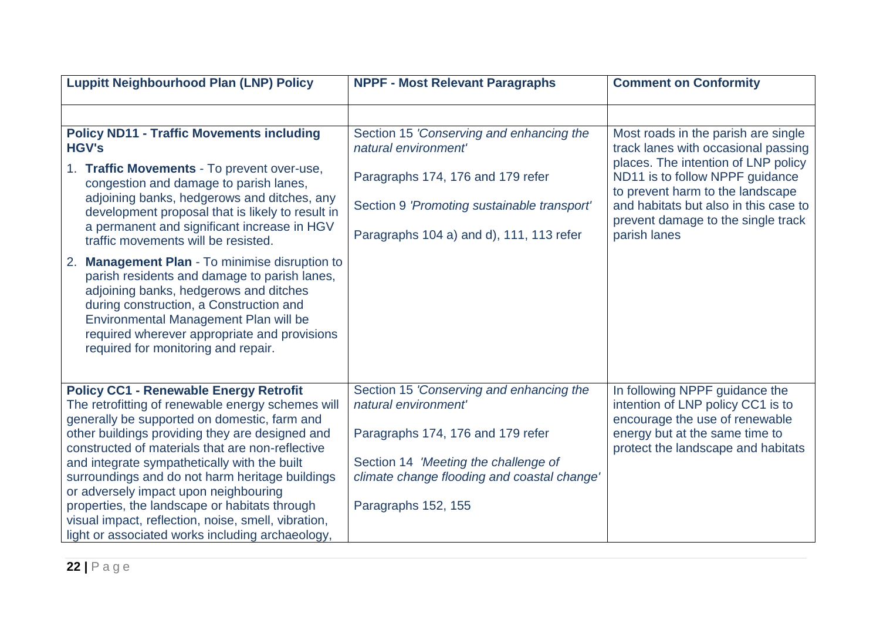| Luppitt Neighbourhood Plan (LNP) Policy | NPPF - Most Relevant Paragraphs | Comment on Conformity |
|---|---|---|
| | | |
| **Policy ND11 - Traffic Movements including HGV's**<br>1. **Traffic Movements** - To prevent over-use, congestion and damage to parish lanes, adjoining banks, hedgerows and ditches, any development proposal that is likely to result in a permanent and significant increase in HGV traffic movements will be resisted.<br>2. **Management Plan** - To minimise disruption to parish residents and damage to parish lanes, adjoining banks, hedgerows and ditches during construction, a Construction and Environmental Management Plan will be required wherever appropriate and provisions required for monitoring and repair. | Section 15 *'Conserving and enhancing the natural environment'*<br><br>Paragraphs 174, 176 and 179 refer<br><br>Section 9 *'Promoting sustainable transport'*<br><br>Paragraphs 104 a) and d), 111, 113 refer | Most roads in the parish are single track lanes with occasional passing places. The intention of LNP policy ND11 is to follow NPPF guidance to prevent harm to the landscape and habitats but also in this case to prevent damage to the single track parish lanes |
| **Policy CC1 - Renewable Energy Retrofit**<br>The retrofitting of renewable energy schemes will generally be supported on domestic, farm and other buildings providing they are designed and constructed of materials that are non-reflective and integrate sympathetically with the built surroundings and do not harm heritage buildings or adversely impact upon neighbouring properties, the landscape or habitats through visual impact, reflection, noise, smell, vibration, light or associated works including archaeology, | Section 15 *'Conserving and enhancing the natural environment'*<br><br>Paragraphs 174, 176 and 179 refer<br><br>Section 14 *'Meeting the challenge of climate change flooding and coastal change'*<br><br>Paragraphs 152, 155 | In following NPPF guidance the intention of LNP policy CC1 is to encourage the use of renewable energy but at the same time to protect the landscape and habitats |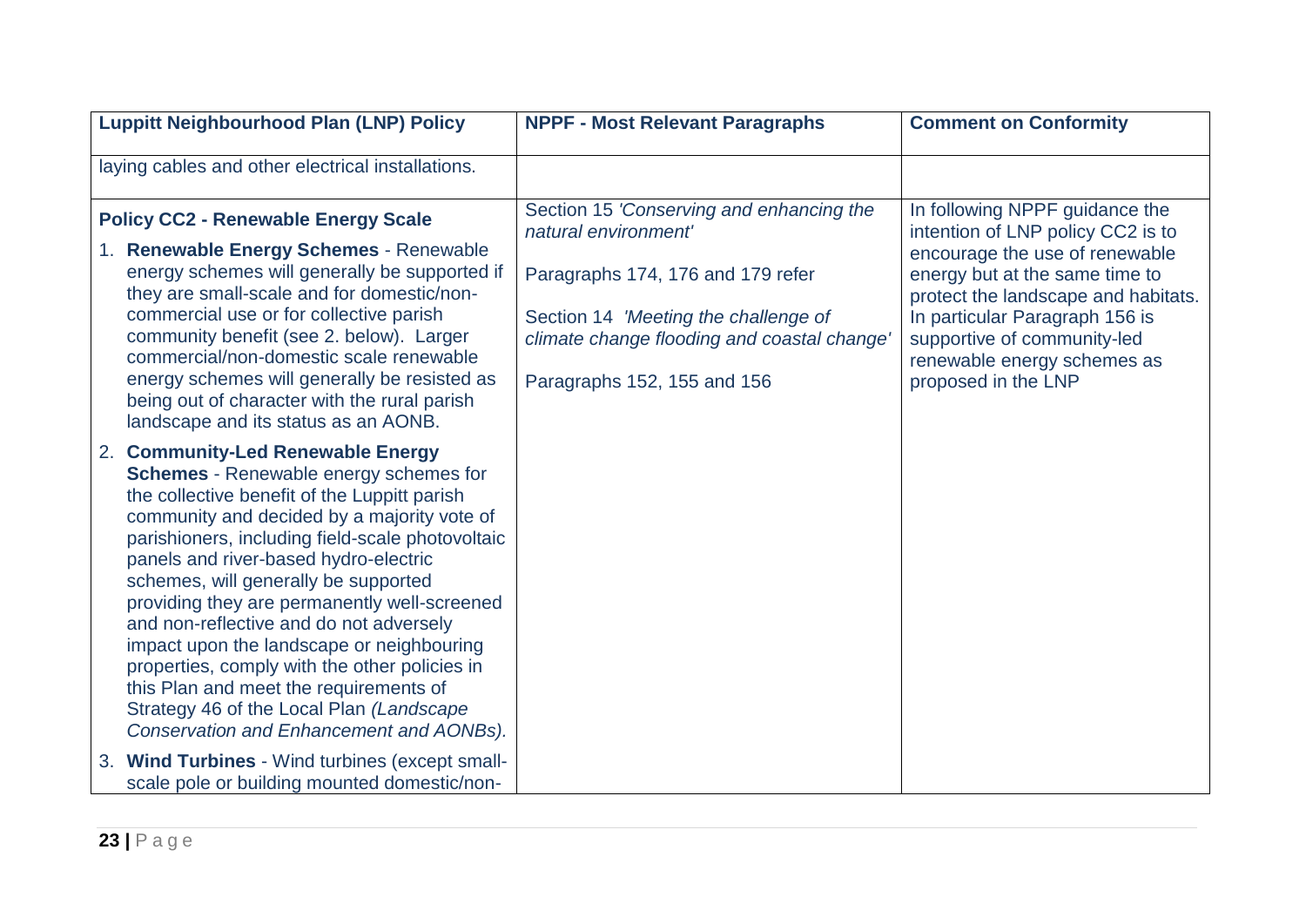| Luppitt Neighbourhood Plan (LNP) Policy | NPPF - Most Relevant Paragraphs | Comment on Conformity |
|---|---|---|
| laying cables and other electrical installations. | | |
| **Policy CC2 - Renewable Energy Scale**<br><br>1. **Renewable Energy Schemes** - Renewable energy schemes will generally be supported if they are small-scale and for domestic/non-commercial use or for collective parish community benefit (see 2. below). Larger commercial/non-domestic scale renewable energy schemes will generally be resisted as being out of character with the rural parish landscape and its status as an AONB.<br><br>2. **Community-Led Renewable Energy Schemes** - Renewable energy schemes for the collective benefit of the Luppitt parish community and decided by a majority vote of parishioners, including field-scale photovoltaic panels and river-based hydro-electric schemes, will generally be supported providing they are permanently well-screened and non-reflective and do not adversely impact upon the landscape or neighbouring properties, comply with the other policies in this Plan and meet the requirements of Strategy 46 of the Local Plan *(Landscape Conservation and Enhancement and AONBs).*<br><br>3. **Wind Turbines** - Wind turbines (except small-scale pole or building mounted domestic/non- | Section 15 *'Conserving and enhancing the natural environment'*<br><br>Paragraphs 174, 176 and 179 refer<br><br>Section 14 *'Meeting the challenge of climate change flooding and coastal change'*<br><br>Paragraphs 152, 155 and 156 | In following NPPF guidance the intention of LNP policy CC2 is to encourage the use of renewable energy but at the same time to protect the landscape and habitats. In particular Paragraph 156 is supportive of community-led renewable energy schemes as proposed in the LNP |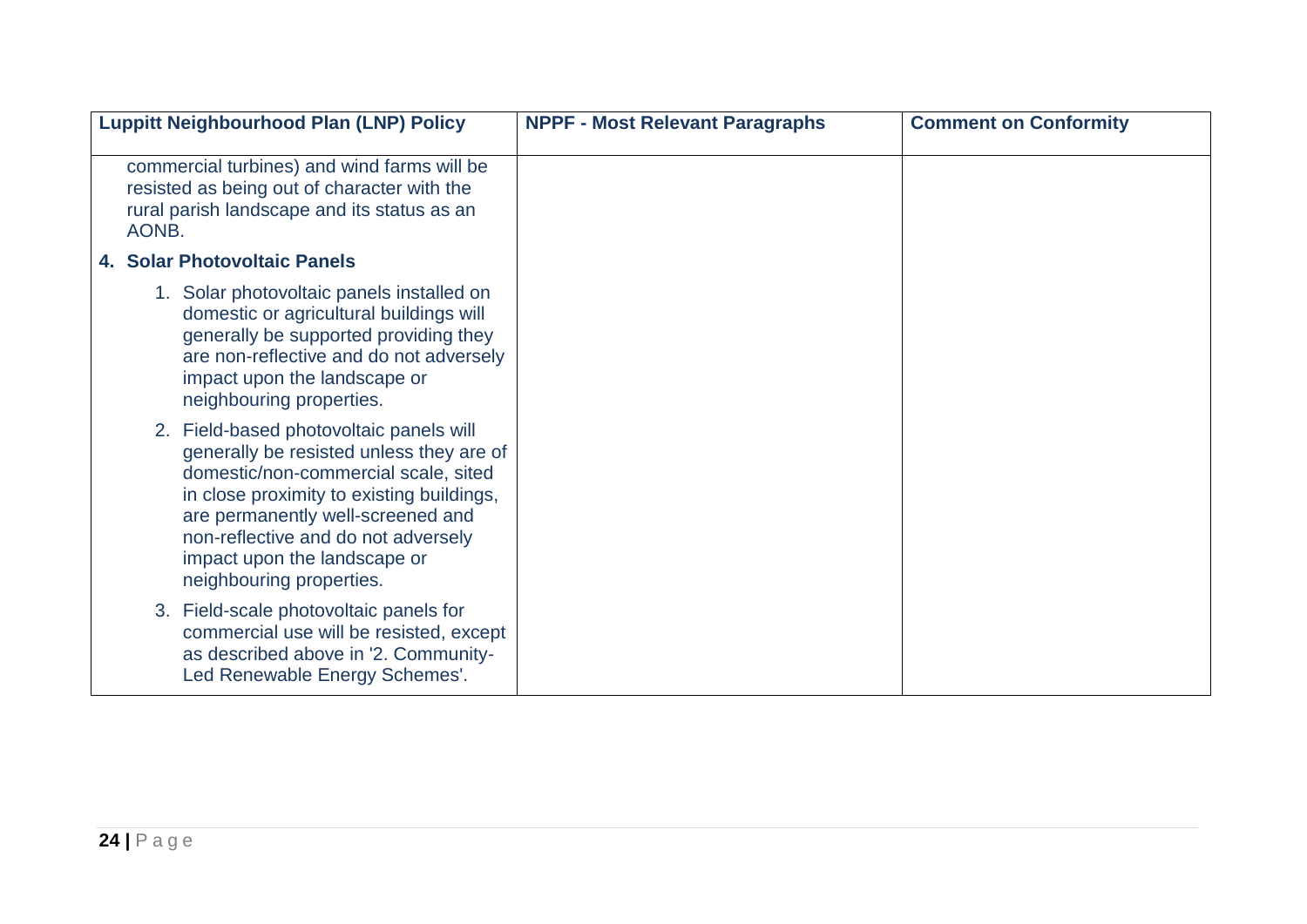| Luppitt Neighbourhood Plan (LNP) Policy | NPPF - Most Relevant Paragraphs | Comment on Conformity |
|---|---|---|
| commercial turbines) and wind farms will be resisted as being out of character with the rural parish landscape and its status as an AONB.<br><br>**4. Solar Photovoltaic Panels**<br><br>1. Solar photovoltaic panels installed on domestic or agricultural buildings will generally be supported providing they are non-reflective and do not adversely impact upon the landscape or neighbouring properties.<br><br>2. Field-based photovoltaic panels will generally be resisted unless they are of domestic/non-commercial scale, sited in close proximity to existing buildings, are permanently well-screened and non-reflective and do not adversely impact upon the landscape or neighbouring properties.<br><br>3. Field-scale photovoltaic panels for commercial use will be resisted, except as described above in '2. Community-Led Renewable Energy Schemes'. | | |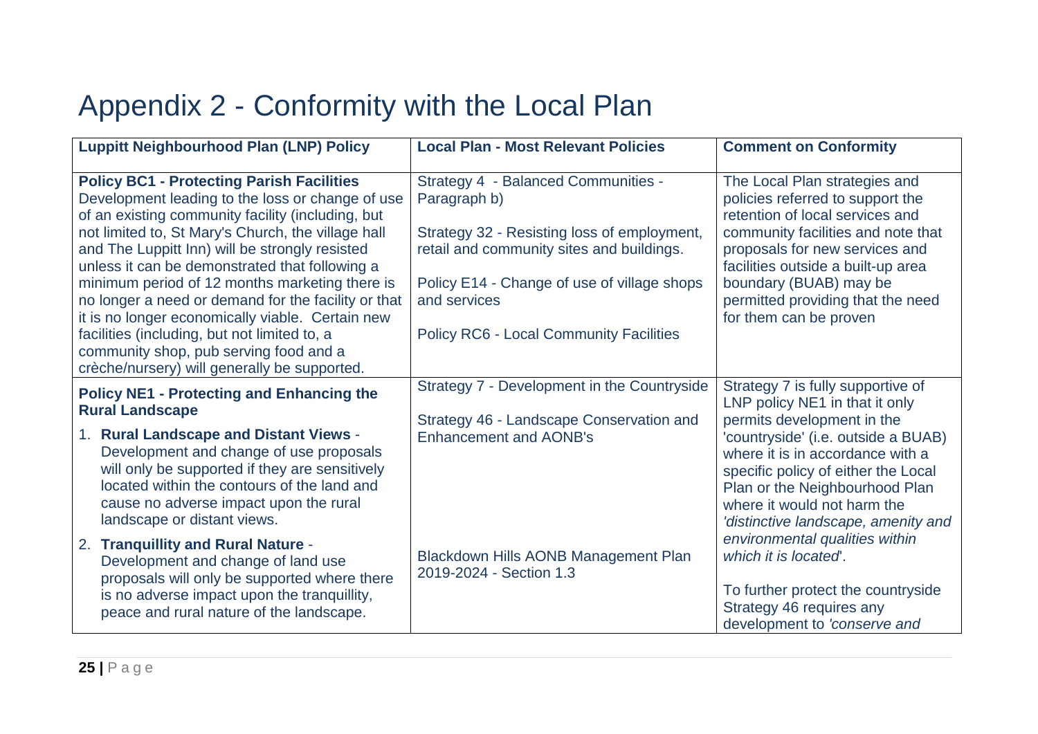# Appendix 2 - Conformity with the Local Plan

| Luppitt Neighbourhood Plan (LNP) Policy | Local Plan - Most Relevant Policies | Comment on Conformity |
|---|---|---|
| **Policy BC1 - Protecting Parish Facilities**<br>Development leading to the loss or change of use of an existing community facility (including, but not limited to, St Mary's Church, the village hall and The Luppitt Inn) will be strongly resisted unless it can be demonstrated that following a minimum period of 12 months marketing there is no longer a need or demand for the facility or that it is no longer economically viable. Certain new facilities (including, but not limited to, a community shop, pub serving food and a crèche/nursery) will generally be supported. | Strategy 4 - Balanced Communities - Paragraph b)<br><br>Strategy 32 - Resisting loss of employment, retail and community sites and buildings.<br><br>Policy E14 - Change of use of village shops and services<br><br>Policy RC6 - Local Community Facilities | The Local Plan strategies and policies referred to support the retention of local services and community facilities and note that proposals for new services and facilities outside a built-up area boundary (BUAB) may be permitted providing that the need for them can be proven |
| **Policy NE1 - Protecting and Enhancing the Rural Landscape**<br>1. **Rural Landscape and Distant Views** - Development and change of use proposals will only be supported if they are sensitively located within the contours of the land and cause no adverse impact upon the rural landscape or distant views.<br>2. **Tranquillity and Rural Nature** - Development and change of land use proposals will only be supported where there is no adverse impact upon the tranquillity, peace and rural nature of the landscape. | Strategy 7 - Development in the Countryside<br><br>Strategy 46 - Landscape Conservation and Enhancement and AONB's<br><br>Blackdown Hills AONB Management Plan 2019-2024 - Section 1.3 | Strategy 7 is fully supportive of LNP policy NE1 in that it only permits development in the 'countryside' (i.e. outside a BUAB) where it is in accordance with a specific policy of either the Local Plan or the Neighbourhood Plan where it would not harm the *'distinctive landscape, amenity and environmental qualities within which it is located*'.<br><br>To further protect the countryside Strategy 46 requires any development to *'conserve and* |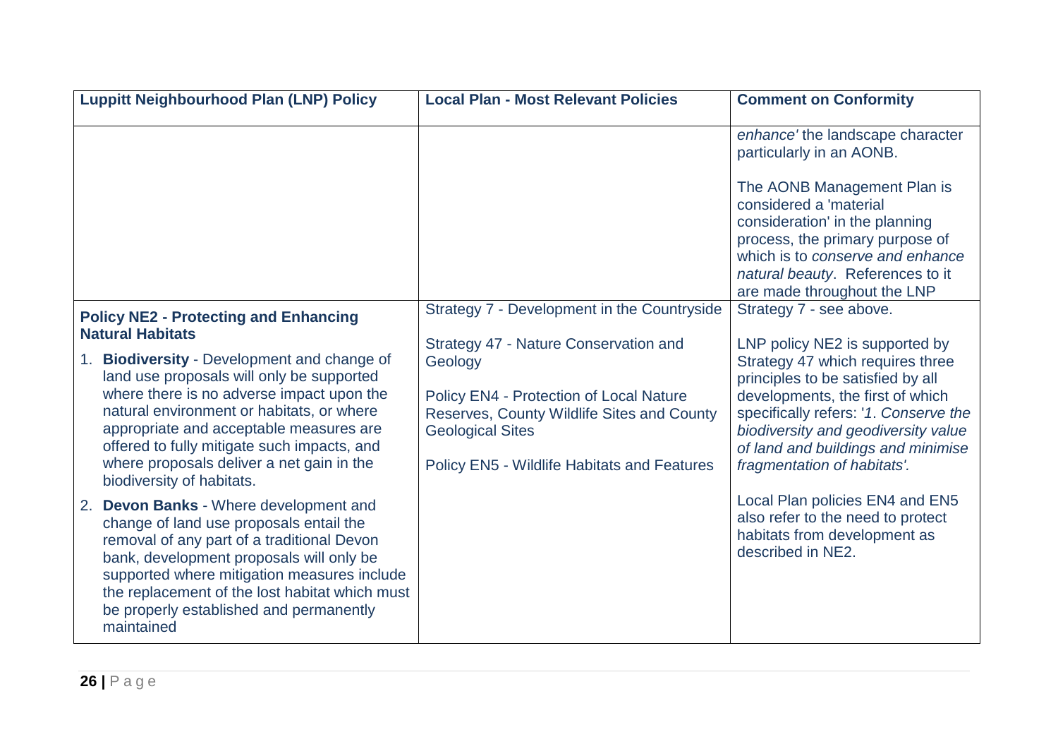| Luppitt Neighbourhood Plan (LNP) Policy | Local Plan - Most Relevant Policies | Comment on Conformity |
|---|---|---|
| | | *enhance'* the landscape character particularly in an AONB.<br><br>The AONB Management Plan is considered a 'material consideration' in the planning process, the primary purpose of which is to *conserve and enhance natural beauty*. References to it are made throughout the LNP |
| **Policy NE2 - Protecting and Enhancing Natural Habitats**<br><br>1. **Biodiversity** - Development and change of land use proposals will only be supported where there is no adverse impact upon the natural environment or habitats, or where appropriate and acceptable measures are offered to fully mitigate such impacts, and where proposals deliver a net gain in the biodiversity of habitats.<br><br>2. **Devon Banks** - Where development and change of land use proposals entail the removal of any part of a traditional Devon bank, development proposals will only be supported where mitigation measures include the replacement of the lost habitat which must be properly established and permanently maintained | Strategy 7 - Development in the Countryside<br><br>Strategy 47 - Nature Conservation and Geology<br><br>Policy EN4 - Protection of Local Nature Reserves, County Wildlife Sites and County Geological Sites<br><br>Policy EN5 - Wildlife Habitats and Features | Strategy 7 - see above.<br><br>LNP policy NE2 is supported by Strategy 47 which requires three principles to be satisfied by all developments, the first of which specifically refers: '*1. Conserve the biodiversity and geodiversity value of land and buildings and minimise fragmentation of habitats'.*<br><br>Local Plan policies EN4 and EN5 also refer to the need to protect habitats from development as described in NE2. |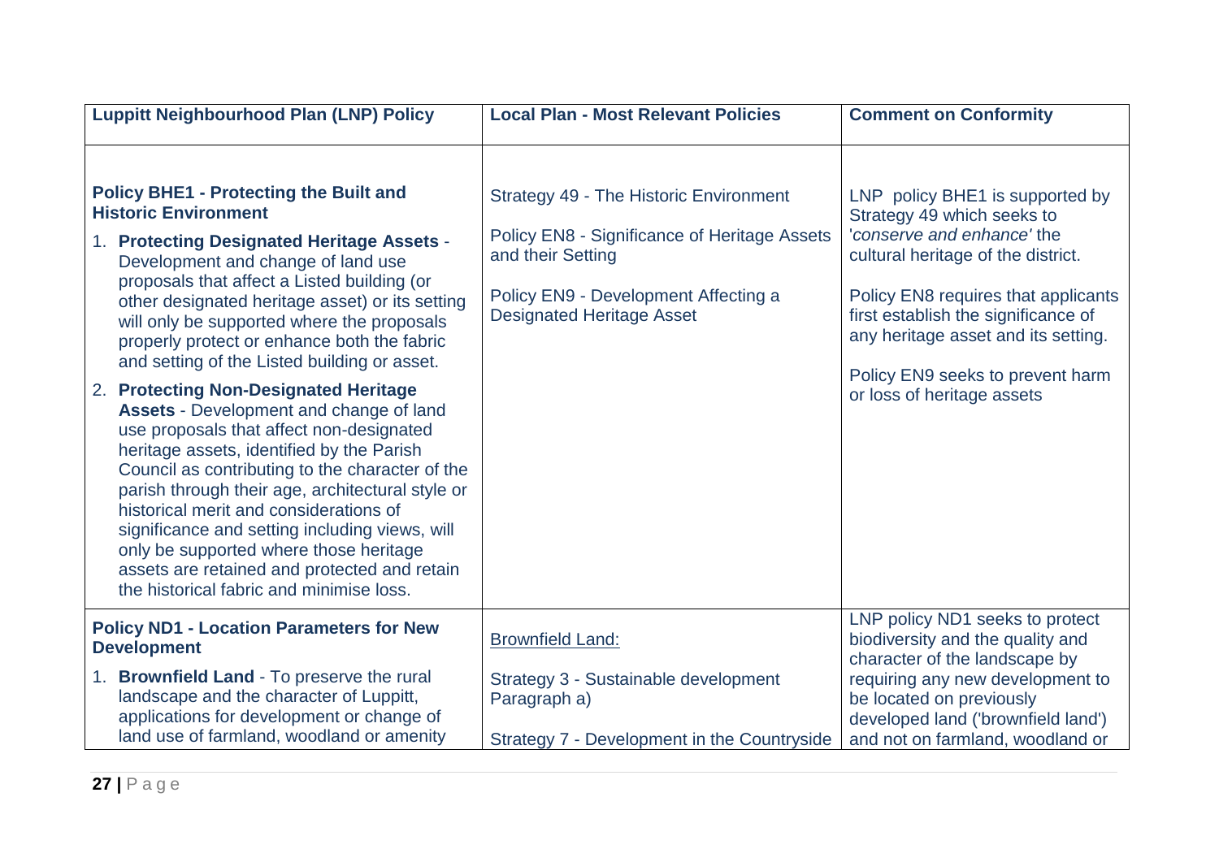| Luppitt Neighbourhood Plan (LNP) Policy | Local Plan - Most Relevant Policies | Comment on Conformity |
|---|---|---|
| **Policy BHE1 - Protecting the Built and Historic Environment**<br><br>1. **Protecting Designated Heritage Assets** - Development and change of land use proposals that affect a Listed building (or other designated heritage asset) or its setting will only be supported where the proposals properly protect or enhance both the fabric and setting of the Listed building or asset.<br>2. **Protecting Non-Designated Heritage Assets** - Development and change of land use proposals that affect non-designated heritage assets, identified by the Parish Council as contributing to the character of the parish through their age, architectural style or historical merit and considerations of significance and setting including views, will only be supported where those heritage assets are retained and protected and retain the historical fabric and minimise loss. | Strategy 49 - The Historic Environment<br><br>Policy EN8 - Significance of Heritage Assets and their Setting<br><br>Policy EN9 - Development Affecting a Designated Heritage Asset | LNP policy BHE1 is supported by Strategy 49 which seeks to '*conserve and enhance'* the cultural heritage of the district.<br><br>Policy EN8 requires that applicants first establish the significance of any heritage asset and its setting.<br><br>Policy EN9 seeks to prevent harm or loss of heritage assets |
| **Policy ND1 - Location Parameters for New Development**<br><br>1. **Brownfield Land** - To preserve the rural landscape and the character of Luppitt, applications for development or change of land use of farmland, woodland or amenity | Brownfield Land:<br><br>Strategy 3 - Sustainable development Paragraph a)<br><br>Strategy 7 - Development in the Countryside | LNP policy ND1 seeks to protect biodiversity and the quality and character of the landscape by requiring any new development to be located on previously developed land ('brownfield land') and not on farmland, woodland or |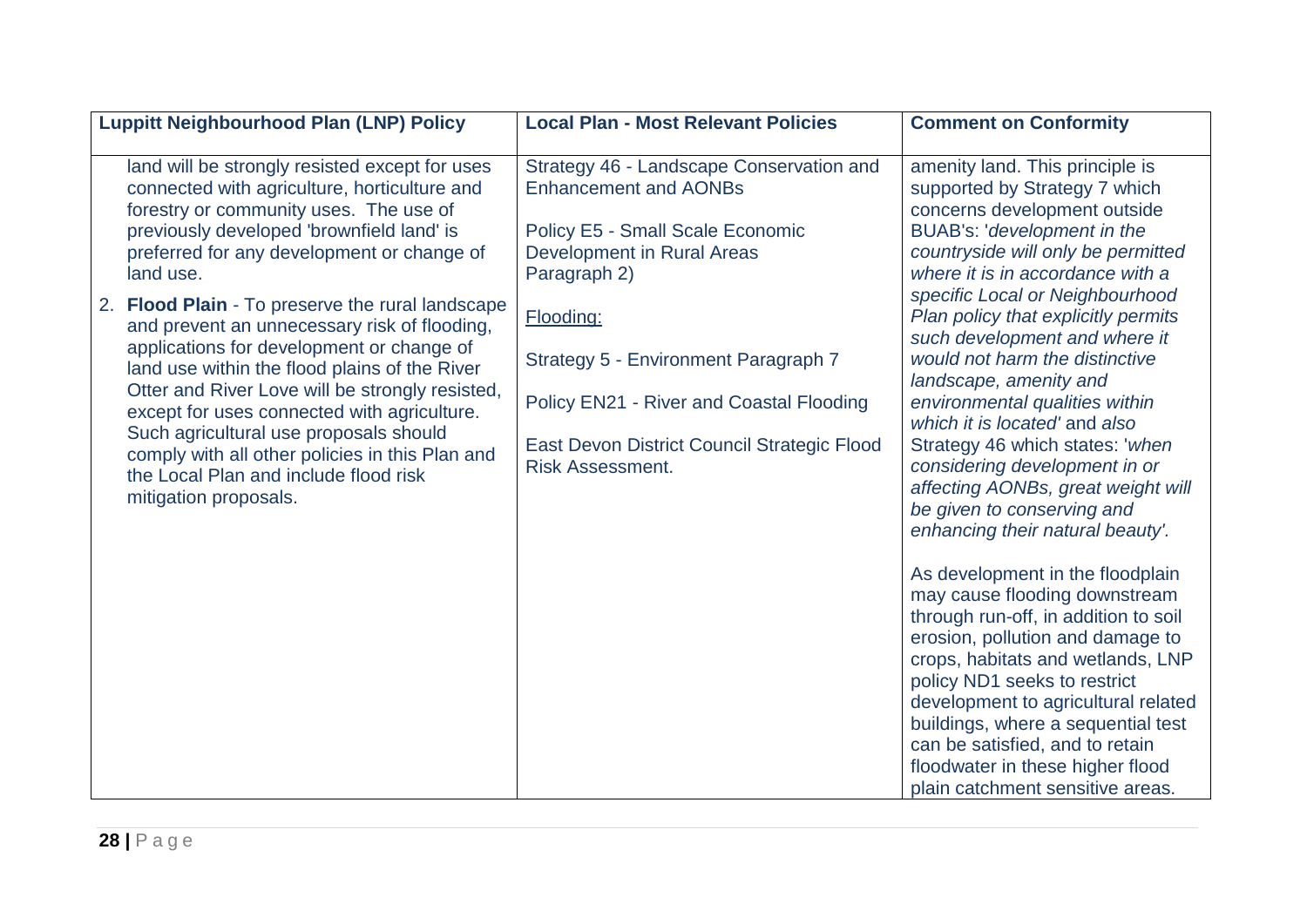| Luppitt Neighbourhood Plan (LNP) Policy | Local Plan - Most Relevant Policies | Comment on Conformity |
|---|---|---|
| land will be strongly resisted except for uses connected with agriculture, horticulture and forestry or community uses. The use of previously developed 'brownfield land' is preferred for any development or change of land use.<br><br>2. **Flood Plain** - To preserve the rural landscape and prevent an unnecessary risk of flooding, applications for development or change of land use within the flood plains of the River Otter and River Love will be strongly resisted, except for uses connected with agriculture. Such agricultural use proposals should comply with all other policies in this Plan and the Local Plan and include flood risk mitigation proposals. | Strategy 46 - Landscape Conservation and Enhancement and AONBs<br><br>Policy E5 - Small Scale Economic Development in Rural Areas Paragraph 2)<br><br><u>Flooding:</u><br><br>Strategy 5 - Environment Paragraph 7<br><br>Policy EN21 - River and Coastal Flooding<br><br>East Devon District Council Strategic Flood Risk Assessment. | amenity land. This principle is supported by Strategy 7 which concerns development outside BUAB's: '*development in the countryside will only be permitted where it is in accordance with a specific Local or Neighbourhood Plan policy that explicitly permits such development and where it would not harm the distinctive landscape, amenity and environmental qualities within which it is located*' and *also* Strategy 46 which states: '*when considering development in or affecting AONBs, great weight will be given to conserving and enhancing their natural beauty'*.<br><br>As development in the floodplain may cause flooding downstream through run-off, in addition to soil erosion, pollution and damage to crops, habitats and wetlands, LNP policy ND1 seeks to restrict development to agricultural related buildings, where a sequential test can be satisfied, and to retain floodwater in these higher flood plain catchment sensitive areas. |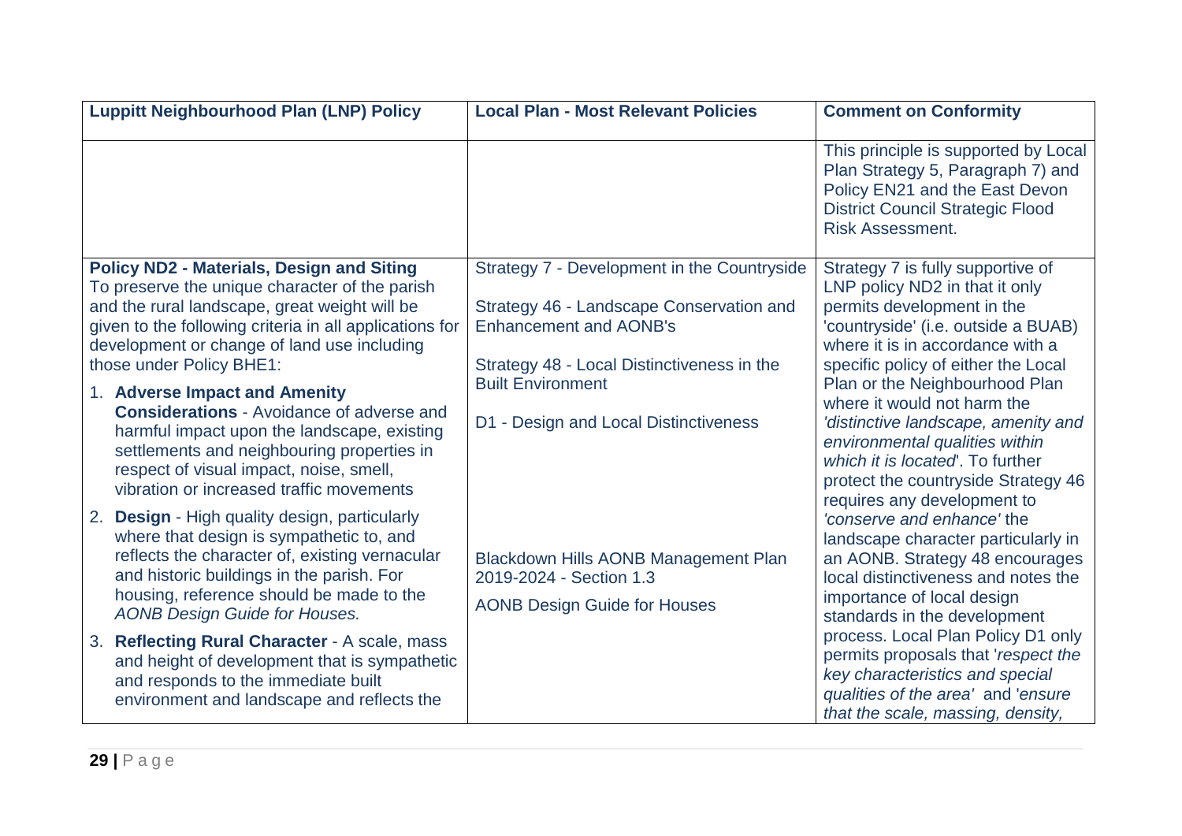| Luppitt Neighbourhood Plan (LNP) Policy | Local Plan - Most Relevant Policies | Comment on Conformity |
|---|---|---|
| | | This principle is supported by Local Plan Strategy 5, Paragraph 7) and Policy EN21 and the East Devon District Council Strategic Flood Risk Assessment. |
| **Policy ND2 - Materials, Design and Siting** To preserve the unique character of the parish and the rural landscape, great weight will be given to the following criteria in all applications for development or change of land use including those under Policy BHE1: 1. **Adverse Impact and Amenity Considerations** - Avoidance of adverse and harmful impact upon the landscape, existing settlements and neighbouring properties in respect of visual impact, noise, smell, vibration or increased traffic movements 2. **Design** - High quality design, particularly where that design is sympathetic to, and reflects the character of, existing vernacular and historic buildings in the parish. For housing, reference should be made to the *AONB Design Guide for Houses.* 3. **Reflecting Rural Character** - A scale, mass and height of development that is sympathetic and responds to the immediate built environment and landscape and reflects the | Strategy 7 - Development in the Countryside<br><br>Strategy 46 - Landscape Conservation and Enhancement and AONB's<br><br>Strategy 48 - Local Distinctiveness in the Built Environment<br><br>D1 - Design and Local Distinctiveness<br><br>Blackdown Hills AONB Management Plan 2019-2024 - Section 1.3<br><br>AONB Design Guide for Houses | Strategy 7 is fully supportive of LNP policy ND2 in that it only permits development in the 'countryside' (i.e. outside a BUAB) where it is in accordance with a specific policy of either the Local Plan or the Neighbourhood Plan where it would not harm the *'distinctive landscape, amenity and environmental qualities within which it is located*'. To further protect the countryside Strategy 46 requires any development to *'conserve and enhance'* the landscape character particularly in an AONB. Strategy 48 encourages local distinctiveness and notes the importance of local design standards in the development process. Local Plan Policy D1 only permits proposals that '*respect the key characteristics and special qualities of the area'* and '*ensure that the scale, massing, density,* |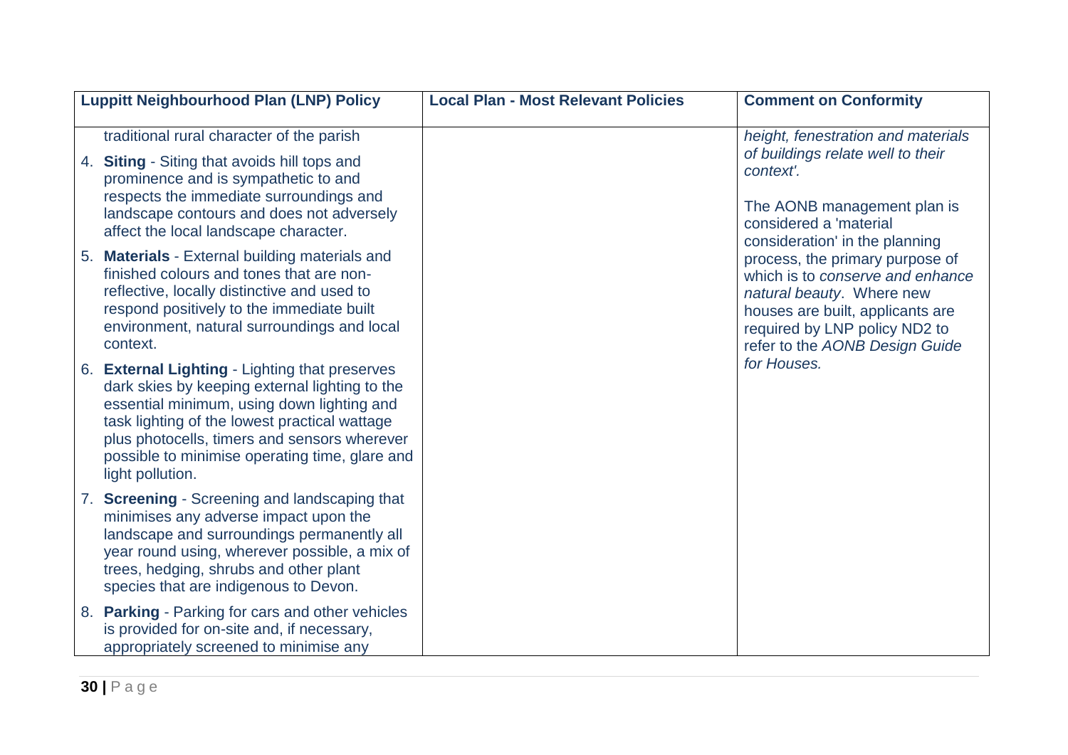| Luppitt Neighbourhood Plan (LNP) Policy | Local Plan - Most Relevant Policies | Comment on Conformity |
|---|---|---|
| traditional rural character of the parish<br><br>4. **Siting** - Siting that avoids hill tops and prominence and is sympathetic to and respects the immediate surroundings and landscape contours and does not adversely affect the local landscape character.<br><br>5. **Materials** - External building materials and finished colours and tones that are non-reflective, locally distinctive and used to respond positively to the immediate built environment, natural surroundings and local context.<br><br>6. **External Lighting** - Lighting that preserves dark skies by keeping external lighting to the essential minimum, using down lighting and task lighting of the lowest practical wattage plus photocells, timers and sensors wherever possible to minimise operating time, glare and light pollution.<br><br>7. **Screening** - Screening and landscaping that minimises any adverse impact upon the landscape and surroundings permanently all year round using, wherever possible, a mix of trees, hedging, shrubs and other plant species that are indigenous to Devon.<br><br>8. **Parking** - Parking for cars and other vehicles is provided for on-site and, if necessary, appropriately screened to minimise any | | *height, fenestration and materials of buildings relate well to their context'.*<br><br>The AONB management plan is considered a 'material consideration' in the planning process, the primary purpose of which is to *conserve and enhance natural beauty*. Where new houses are built, applicants are required by LNP policy ND2 to refer to the *AONB Design Guide for Houses.* |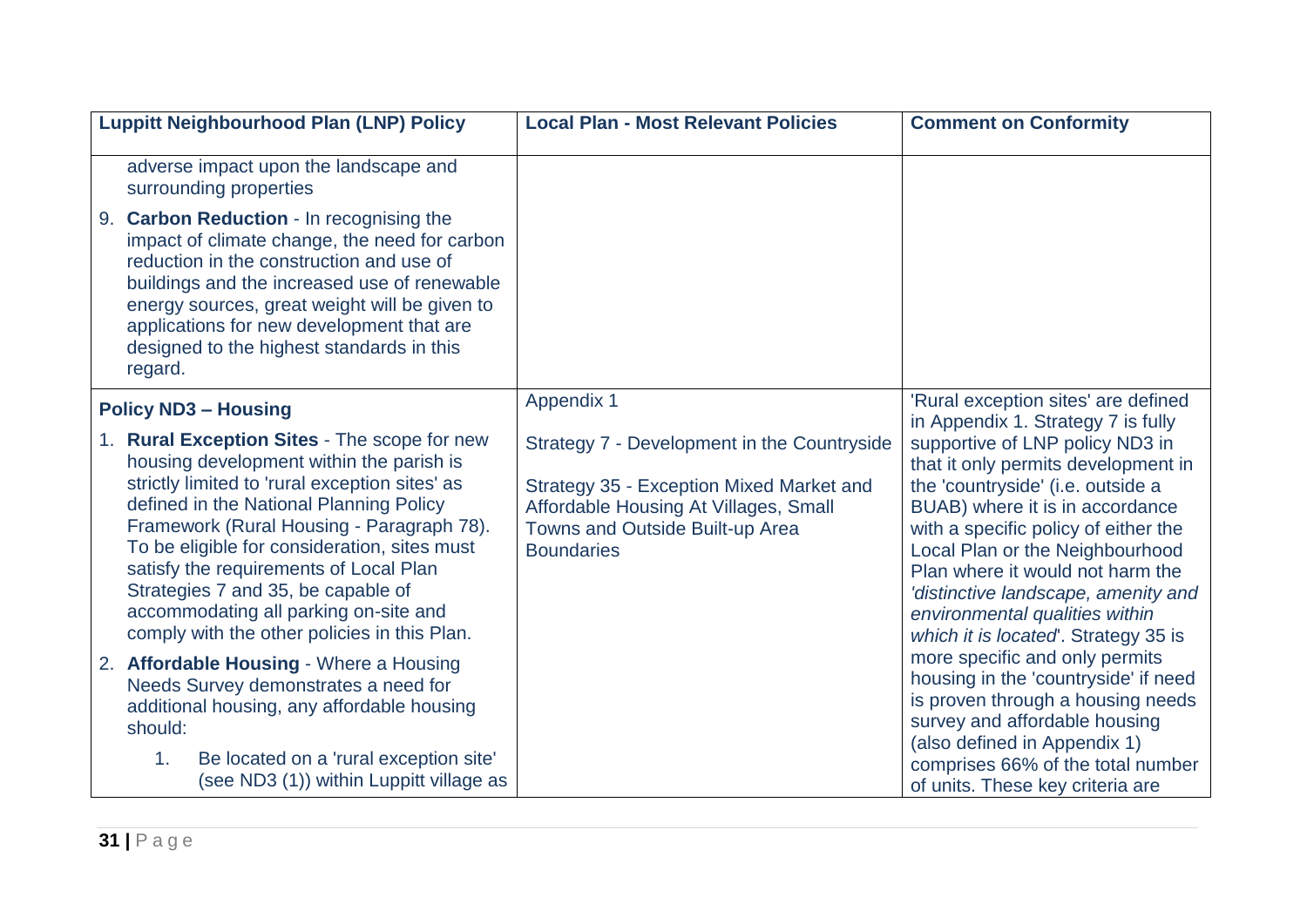| Luppitt Neighbourhood Plan (LNP) Policy | Local Plan - Most Relevant Policies | Comment on Conformity |
|---|---|---|
| adverse impact upon the landscape and surrounding properties<br><br>9. **Carbon Reduction** - In recognising the impact of climate change, the need for carbon reduction in the construction and use of buildings and the increased use of renewable energy sources, great weight will be given to applications for new development that are designed to the highest standards in this regard. | | |
| **Policy ND3 – Housing**<br><br>1. **Rural Exception Sites** - The scope for new housing development within the parish is strictly limited to 'rural exception sites' as defined in the National Planning Policy Framework (Rural Housing - Paragraph 78). To be eligible for consideration, sites must satisfy the requirements of Local Plan Strategies 7 and 35, be capable of accommodating all parking on-site and comply with the other policies in this Plan.<br><br>2. **Affordable Housing** - Where a Housing Needs Survey demonstrates a need for additional housing, any affordable housing should:<br><br>1. Be located on a 'rural exception site' (see ND3 (1)) within Luppitt village as | Appendix 1<br><br>Strategy 7 - Development in the Countryside<br><br>Strategy 35 - Exception Mixed Market and Affordable Housing At Villages, Small Towns and Outside Built-up Area Boundaries | 'Rural exception sites' are defined in Appendix 1. Strategy 7 is fully supportive of LNP policy ND3 in that it only permits development in the 'countryside' (i.e. outside a BUAB) where it is in accordance with a specific policy of either the Local Plan or the Neighbourhood Plan where it would not harm the *'distinctive landscape, amenity and environmental qualities within which it is located*'. Strategy 35 is more specific and only permits housing in the 'countryside' if need is proven through a housing needs survey and affordable housing (also defined in Appendix 1) comprises 66% of the total number of units. These key criteria are |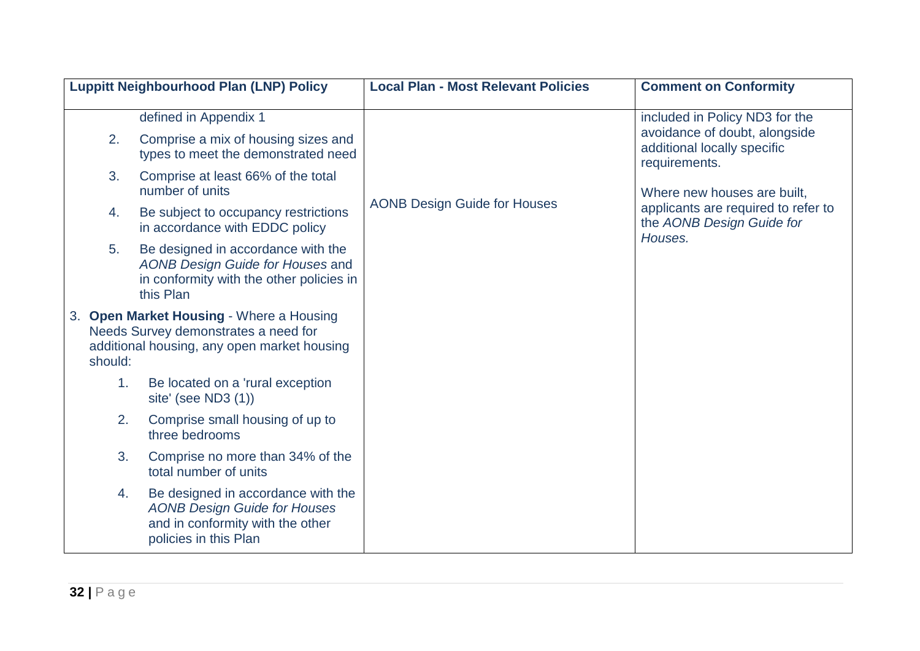| Luppitt Neighbourhood Plan (LNP) Policy | Local Plan - Most Relevant Policies | Comment on Conformity |
|---|---|---|
| defined in Appendix 1<br>2. Comprise a mix of housing sizes and types to meet the demonstrated need<br>3. Comprise at least 66% of the total number of units<br>4. Be subject to occupancy restrictions in accordance with EDDC policy<br>5. Be designed in accordance with the *AONB Design Guide for Houses* and in conformity with the other policies in this Plan<br>3. **Open Market Housing** - Where a Housing Needs Survey demonstrates a need for additional housing, any open market housing should:<br>1. Be located on a 'rural exception site' (see ND3 (1))<br>2. Comprise small housing of up to three bedrooms<br>3. Comprise no more than 34% of the total number of units<br>4. Be designed in accordance with the *AONB Design Guide for Houses* and in conformity with the other policies in this Plan | AONB Design Guide for Houses | included in Policy ND3 for the avoidance of doubt, alongside additional locally specific requirements.<br><br>Where new houses are built, applicants are required to refer to the *AONB Design Guide for Houses.* |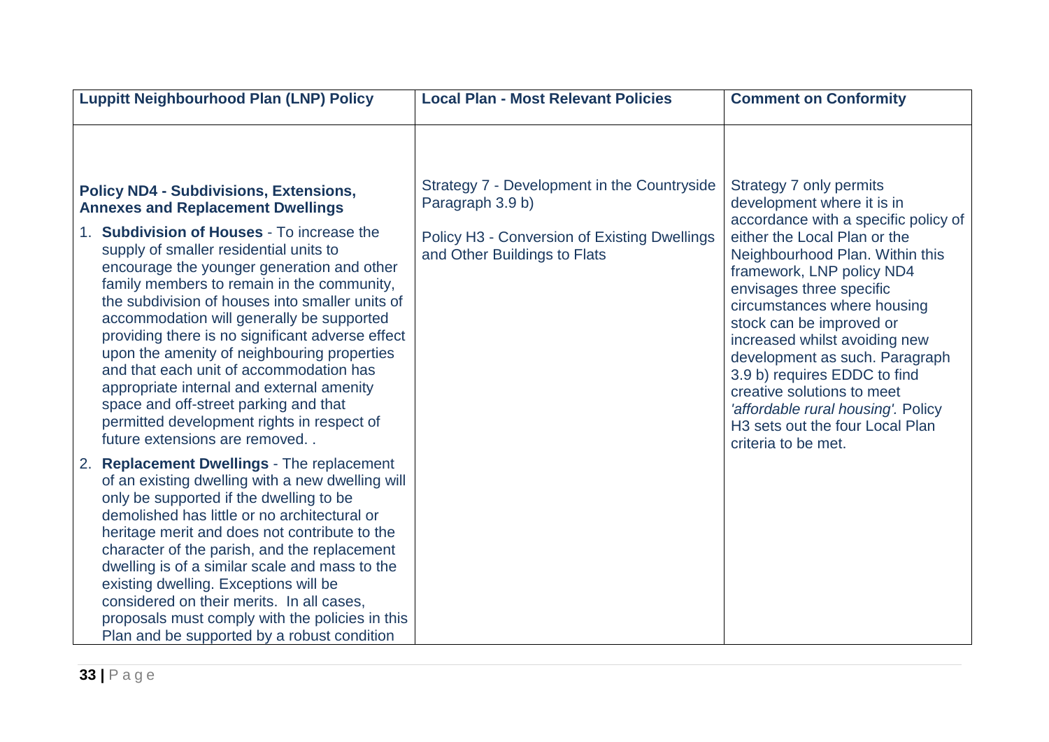| Luppitt Neighbourhood Plan (LNP) Policy | Local Plan - Most Relevant Policies | Comment on Conformity |
|---|---|---|
| **Policy ND4 - Subdivisions, Extensions, Annexes and Replacement Dwellings**<br><br>1. **Subdivision of Houses** - To increase the supply of smaller residential units to encourage the younger generation and other family members to remain in the community, the subdivision of houses into smaller units of accommodation will generally be supported providing there is no significant adverse effect upon the amenity of neighbouring properties and that each unit of accommodation has appropriate internal and external amenity space and off-street parking and that permitted development rights in respect of future extensions are removed. .<br><br>2. **Replacement Dwellings** - The replacement of an existing dwelling with a new dwelling will only be supported if the dwelling to be demolished has little or no architectural or heritage merit and does not contribute to the character of the parish, and the replacement dwelling is of a similar scale and mass to the existing dwelling. Exceptions will be considered on their merits. In all cases, proposals must comply with the policies in this Plan and be supported by a robust condition | Strategy 7 - Development in the Countryside Paragraph 3.9 b)<br><br>Policy H3 - Conversion of Existing Dwellings and Other Buildings to Flats | Strategy 7 only permits development where it is in accordance with a specific policy of either the Local Plan or the Neighbourhood Plan. Within this framework, LNP policy ND4 envisages three specific circumstances where housing stock can be improved or increased whilst avoiding new development as such. Paragraph 3.9 b) requires EDDC to find creative solutions to meet *'affordable rural housing'.* Policy H3 sets out the four Local Plan criteria to be met. |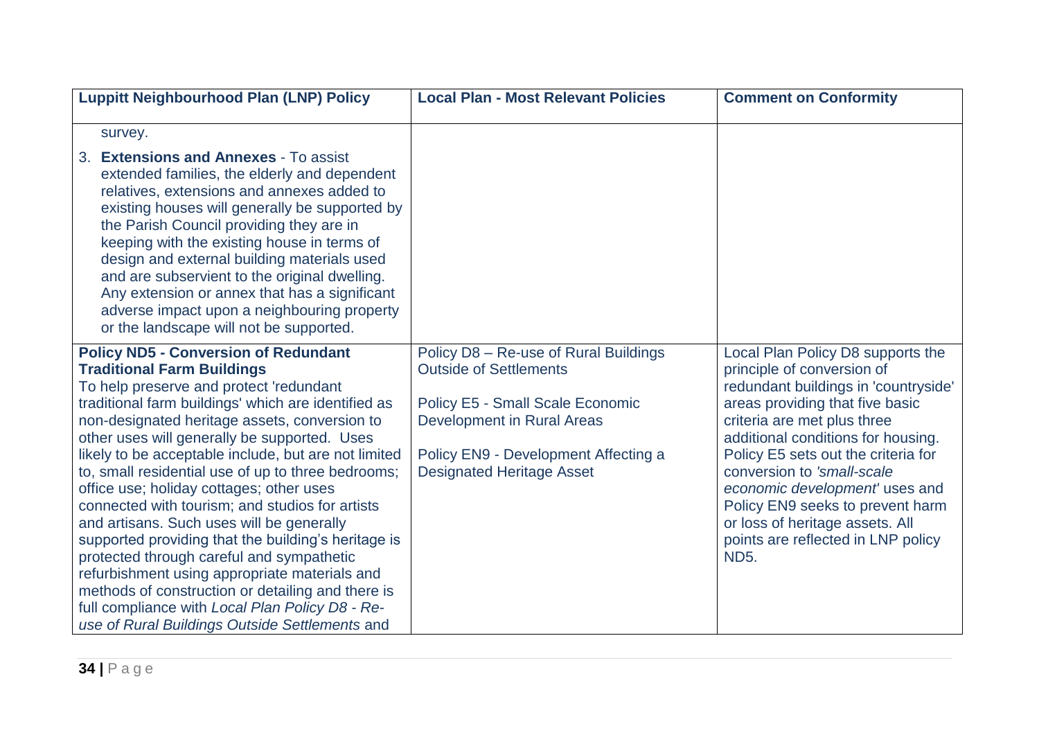| Luppitt Neighbourhood Plan (LNP) Policy | Local Plan - Most Relevant Policies | Comment on Conformity |
|---|---|---|
| survey.<br><br>3. **Extensions and Annexes** - To assist extended families, the elderly and dependent relatives, extensions and annexes added to existing houses will generally be supported by the Parish Council providing they are in keeping with the existing house in terms of design and external building materials used and are subservient to the original dwelling. Any extension or annex that has a significant adverse impact upon a neighbouring property or the landscape will not be supported. | | |
| **Policy ND5 - Conversion of Redundant Traditional Farm Buildings**<br>To help preserve and protect 'redundant traditional farm buildings' which are identified as non-designated heritage assets, conversion to other uses will generally be supported. Uses likely to be acceptable include, but are not limited to, small residential use of up to three bedrooms; office use; holiday cottages; other uses connected with tourism; and studios for artists and artisans. Such uses will be generally supported providing that the building's heritage is protected through careful and sympathetic refurbishment using appropriate materials and methods of construction or detailing and there is full compliance with *Local Plan Policy D8 - Re-use of Rural Buildings Outside Settlements* and | Policy D8 – Re-use of Rural Buildings Outside of Settlements<br><br>Policy E5 - Small Scale Economic Development in Rural Areas<br><br>Policy EN9 - Development Affecting a Designated Heritage Asset | Local Plan Policy D8 supports the principle of conversion of redundant buildings in 'countryside' areas providing that five basic criteria are met plus three additional conditions for housing. Policy E5 sets out the criteria for conversion to *'small-scale economic development'* uses and Policy EN9 seeks to prevent harm or loss of heritage assets. All points are reflected in LNP policy ND5. |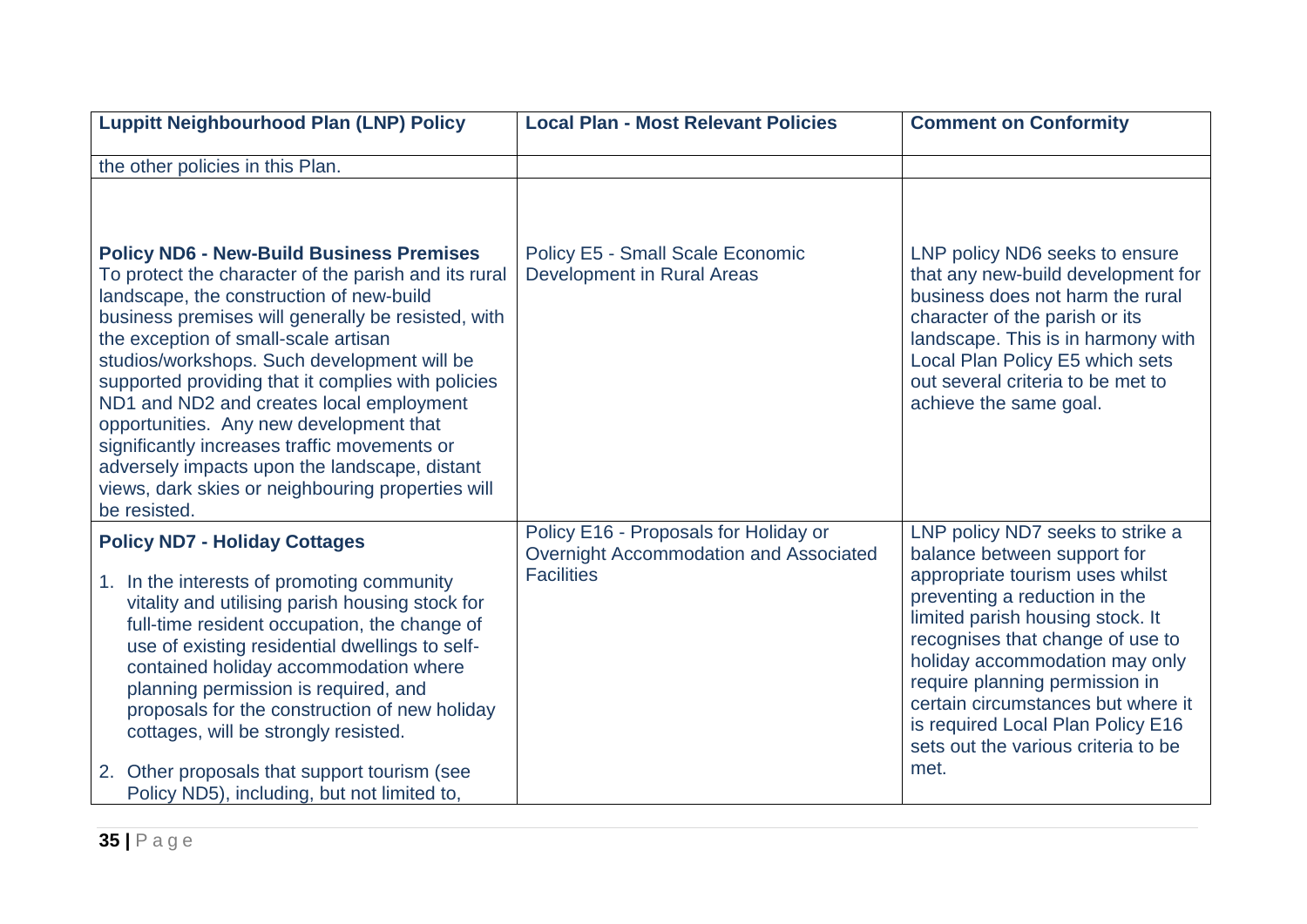| Luppitt Neighbourhood Plan (LNP) Policy | Local Plan - Most Relevant Policies | Comment on Conformity |
|---|---|---|
| the other policies in this Plan. | | |
| **Policy ND6 - New-Build Business Premises**<br>To protect the character of the parish and its rural landscape, the construction of new-build business premises will generally be resisted, with the exception of small-scale artisan studios/workshops. Such development will be supported providing that it complies with policies ND1 and ND2 and creates local employment opportunities. Any new development that significantly increases traffic movements or adversely impacts upon the landscape, distant views, dark skies or neighbouring properties will be resisted. | Policy E5 - Small Scale Economic Development in Rural Areas | LNP policy ND6 seeks to ensure that any new-build development for business does not harm the rural character of the parish or its landscape. This is in harmony with Local Plan Policy E5 which sets out several criteria to be met to achieve the same goal. |
| **Policy ND7 - Holiday Cottages**<br>1. In the interests of promoting community vitality and utilising parish housing stock for full-time resident occupation, the change of use of existing residential dwellings to self-contained holiday accommodation where planning permission is required, and proposals for the construction of new holiday cottages, will be strongly resisted.<br>2. Other proposals that support tourism (see Policy ND5), including, but not limited to, | Policy E16 - Proposals for Holiday or Overnight Accommodation and Associated Facilities | LNP policy ND7 seeks to strike a balance between support for appropriate tourism uses whilst preventing a reduction in the limited parish housing stock. It recognises that change of use to holiday accommodation may only require planning permission in certain circumstances but where it is required Local Plan Policy E16 sets out the various criteria to be met. |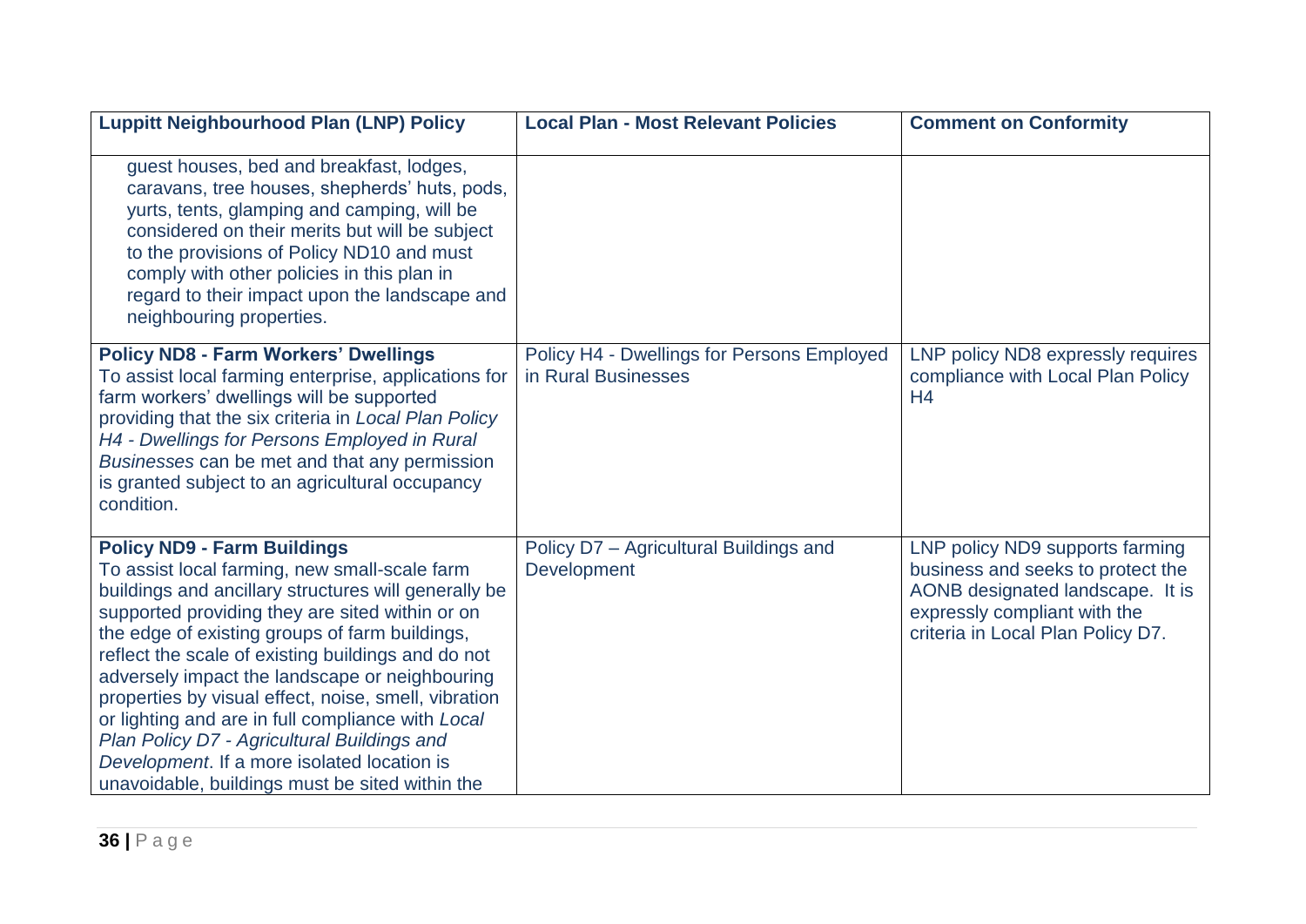| Luppitt Neighbourhood Plan (LNP) Policy | Local Plan - Most Relevant Policies | Comment on Conformity |
|---|---|---|
| guest houses, bed and breakfast, lodges, caravans, tree houses, shepherds' huts, pods, yurts, tents, glamping and camping, will be considered on their merits but will be subject to the provisions of Policy ND10 and must comply with other policies in this plan in regard to their impact upon the landscape and neighbouring properties. | | |
| **Policy ND8 - Farm Workers' Dwellings** To assist local farming enterprise, applications for farm workers' dwellings will be supported providing that the six criteria in *Local Plan Policy H4 - Dwellings for Persons Employed in Rural Businesses* can be met and that any permission is granted subject to an agricultural occupancy condition. | Policy H4 - Dwellings for Persons Employed in Rural Businesses | LNP policy ND8 expressly requires compliance with Local Plan Policy H4 |
| **Policy ND9 - Farm Buildings** To assist local farming, new small-scale farm buildings and ancillary structures will generally be supported providing they are sited within or on the edge of existing groups of farm buildings, reflect the scale of existing buildings and do not adversely impact the landscape or neighbouring properties by visual effect, noise, smell, vibration or lighting and are in full compliance with *Local Plan Policy D7 - Agricultural Buildings and Development*. If a more isolated location is unavoidable, buildings must be sited within the | Policy D7 – Agricultural Buildings and Development | LNP policy ND9 supports farming business and seeks to protect the AONB designated landscape. It is expressly compliant with the criteria in Local Plan Policy D7. |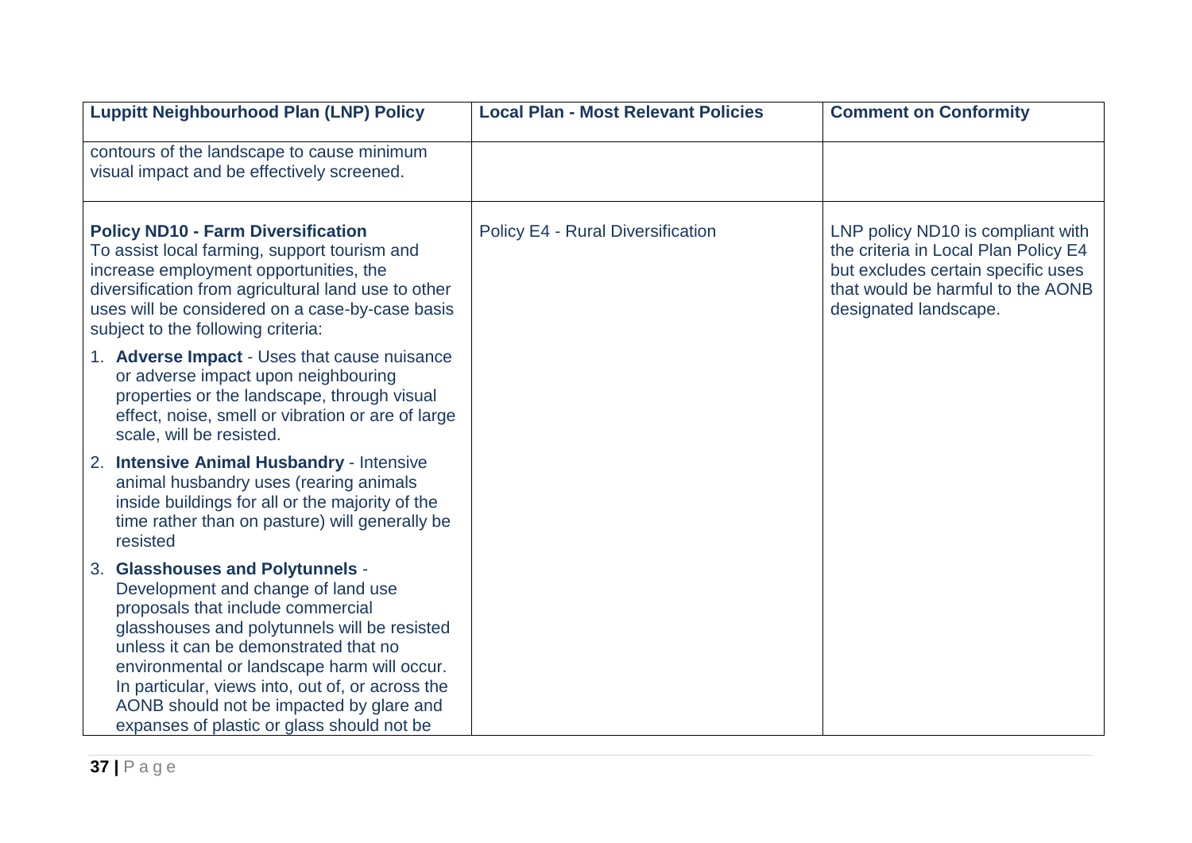| Luppitt Neighbourhood Plan (LNP) Policy | Local Plan - Most Relevant Policies | Comment on Conformity |
|---|---|---|
| contours of the landscape to cause minimum visual impact and be effectively screened. | | |
| **Policy ND10 - Farm Diversification**<br>To assist local farming, support tourism and increase employment opportunities, the diversification from agricultural land use to other uses will be considered on a case-by-case basis subject to the following criteria:<br>1. **Adverse Impact** - Uses that cause nuisance or adverse impact upon neighbouring properties or the landscape, through visual effect, noise, smell or vibration or are of large scale, will be resisted.<br>2. **Intensive Animal Husbandry** - Intensive animal husbandry uses (rearing animals inside buildings for all or the majority of the time rather than on pasture) will generally be resisted<br>3. **Glasshouses and Polytunnels** - Development and change of land use proposals that include commercial glasshouses and polytunnels will be resisted unless it can be demonstrated that no environmental or landscape harm will occur. In particular, views into, out of, or across the AONB should not be impacted by glare and expanses of plastic or glass should not be | Policy E4 - Rural Diversification | LNP policy ND10 is compliant with the criteria in Local Plan Policy E4 but excludes certain specific uses that would be harmful to the AONB designated landscape. |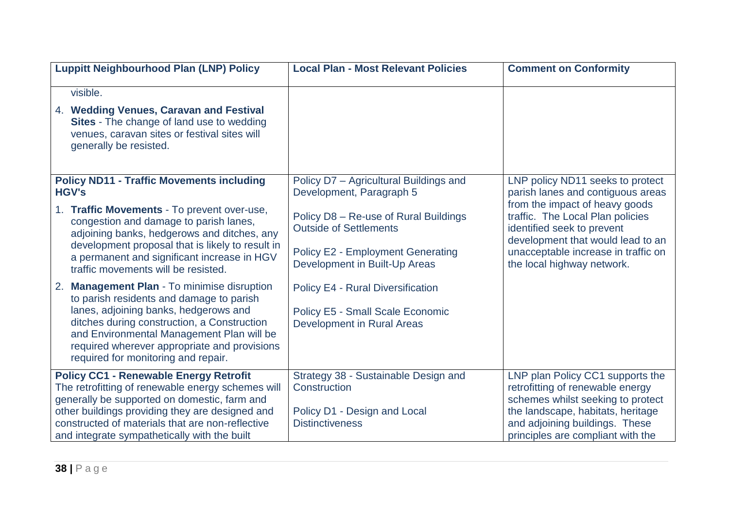| Luppitt Neighbourhood Plan (LNP) Policy | Local Plan - Most Relevant Policies | Comment on Conformity |
|---|---|---|
| visible.<br><br>4. **Wedding Venues, Caravan and Festival Sites** - The change of land use to wedding venues, caravan sites or festival sites will generally be resisted. | | |
| **Policy ND11 - Traffic Movements including HGV's**<br><br>1. **Traffic Movements** - To prevent over-use, congestion and damage to parish lanes, adjoining banks, hedgerows and ditches, any development proposal that is likely to result in a permanent and significant increase in HGV traffic movements will be resisted.<br><br>2. **Management Plan** - To minimise disruption to parish residents and damage to parish lanes, adjoining banks, hedgerows and ditches during construction, a Construction and Environmental Management Plan will be required wherever appropriate and provisions required for monitoring and repair. | Policy D7 – Agricultural Buildings and Development, Paragraph 5<br><br>Policy D8 – Re-use of Rural Buildings Outside of Settlements<br><br>Policy E2 - Employment Generating Development in Built-Up Areas<br><br>Policy E4 - Rural Diversification<br><br>Policy E5 - Small Scale Economic Development in Rural Areas | LNP policy ND11 seeks to protect parish lanes and contiguous areas from the impact of heavy goods traffic. The Local Plan policies identified seek to prevent development that would lead to an unacceptable increase in traffic on the local highway network. |
| **Policy CC1 - Renewable Energy Retrofit**<br>The retrofitting of renewable energy schemes will generally be supported on domestic, farm and other buildings providing they are designed and constructed of materials that are non-reflective and integrate sympathetically with the built | Strategy 38 - Sustainable Design and Construction<br><br>Policy D1 - Design and Local Distinctiveness | LNP plan Policy CC1 supports the retrofitting of renewable energy schemes whilst seeking to protect the landscape, habitats, heritage and adjoining buildings. These principles are compliant with the |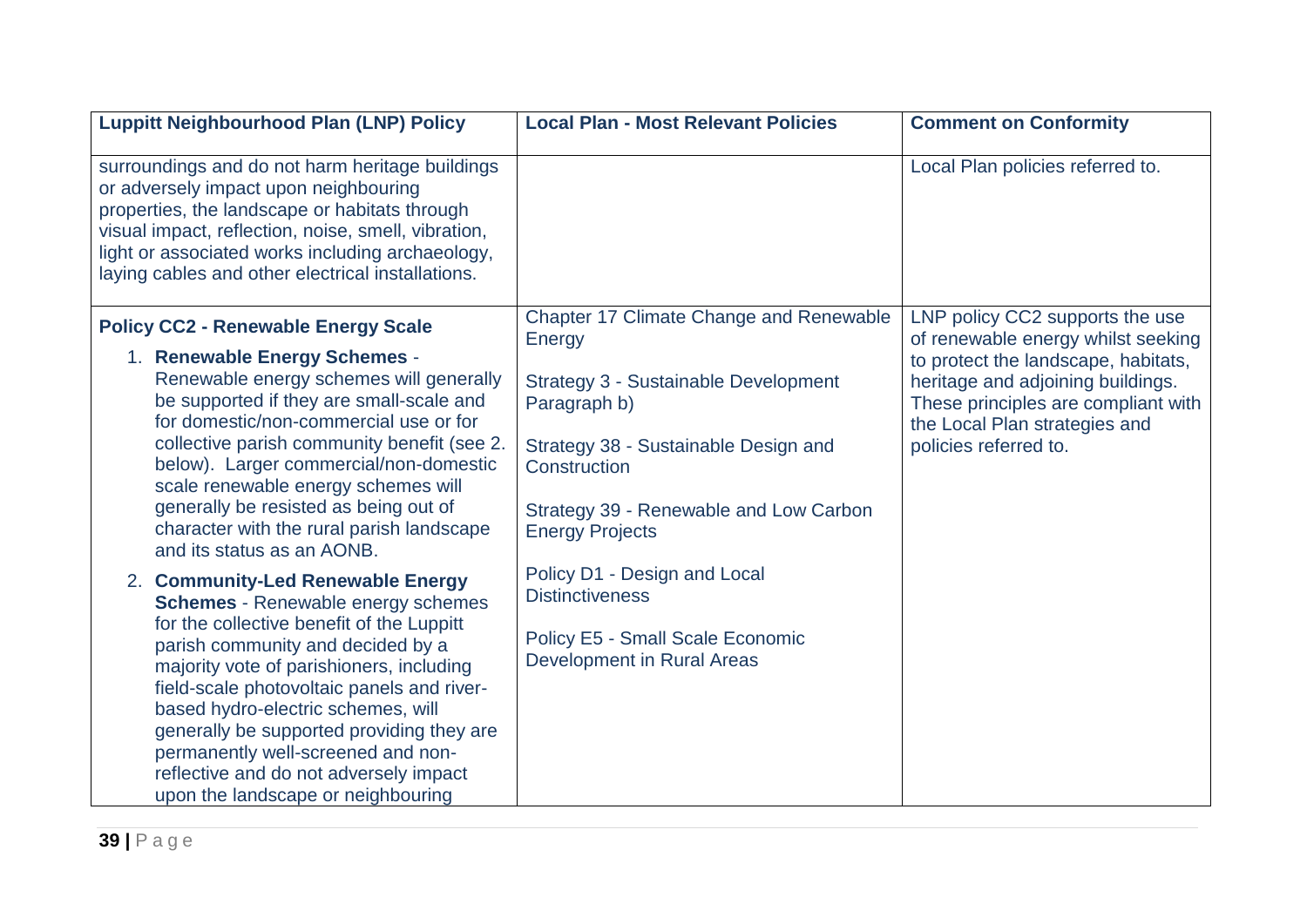| Luppitt Neighbourhood Plan (LNP) Policy | Local Plan - Most Relevant Policies | Comment on Conformity |
|---|---|---|
| surroundings and do not harm heritage buildings or adversely impact upon neighbouring properties, the landscape or habitats through visual impact, reflection, noise, smell, vibration, light or associated works including archaeology, laying cables and other electrical installations. | | Local Plan policies referred to. |
| **Policy CC2 - Renewable Energy Scale**<br><br>1. **Renewable Energy Schemes** - Renewable energy schemes will generally be supported if they are small-scale and for domestic/non-commercial use or for collective parish community benefit (see 2. below). Larger commercial/non-domestic scale renewable energy schemes will generally be resisted as being out of character with the rural parish landscape and its status as an AONB.<br><br>2. **Community-Led Renewable Energy Schemes** - Renewable energy schemes for the collective benefit of the Luppitt parish community and decided by a majority vote of parishioners, including field-scale photovoltaic panels and river-based hydro-electric schemes, will generally be supported providing they are permanently well-screened and non-reflective and do not adversely impact upon the landscape or neighbouring | Chapter 17 Climate Change and Renewable Energy<br><br>Strategy 3 - Sustainable Development Paragraph b)<br><br>Strategy 38 - Sustainable Design and Construction<br><br>Strategy 39 - Renewable and Low Carbon Energy Projects<br><br>Policy D1 - Design and Local Distinctiveness<br><br>Policy E5 - Small Scale Economic Development in Rural Areas | LNP policy CC2 supports the use of renewable energy whilst seeking to protect the landscape, habitats, heritage and adjoining buildings. These principles are compliant with the Local Plan strategies and policies referred to. |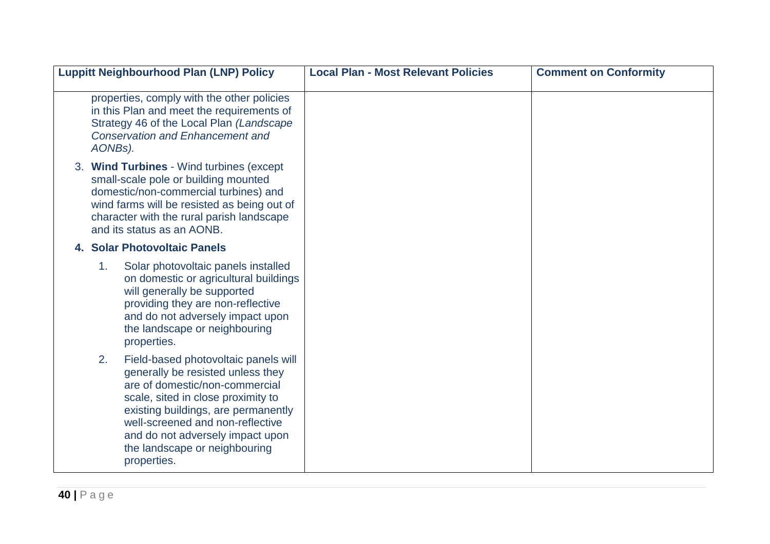| Luppitt Neighbourhood Plan (LNP) Policy | Local Plan - Most Relevant Policies | Comment on Conformity |
|---|---|---|
| properties, comply with the other policies in this Plan and meet the requirements of Strategy 46 of the Local Plan *(Landscape Conservation and Enhancement and AONBs).*<br><br>3. **Wind Turbines** - Wind turbines (except small-scale pole or building mounted domestic/non-commercial turbines) and wind farms will be resisted as being out of character with the rural parish landscape and its status as an AONB.<br><br>**4. Solar Photovoltaic Panels**<br><br>1. Solar photovoltaic panels installed on domestic or agricultural buildings will generally be supported providing they are non-reflective and do not adversely impact upon the landscape or neighbouring properties.<br><br>2. Field-based photovoltaic panels will generally be resisted unless they are of domestic/non-commercial scale, sited in close proximity to existing buildings, are permanently well-screened and non-reflective and do not adversely impact upon the landscape or neighbouring properties. | | |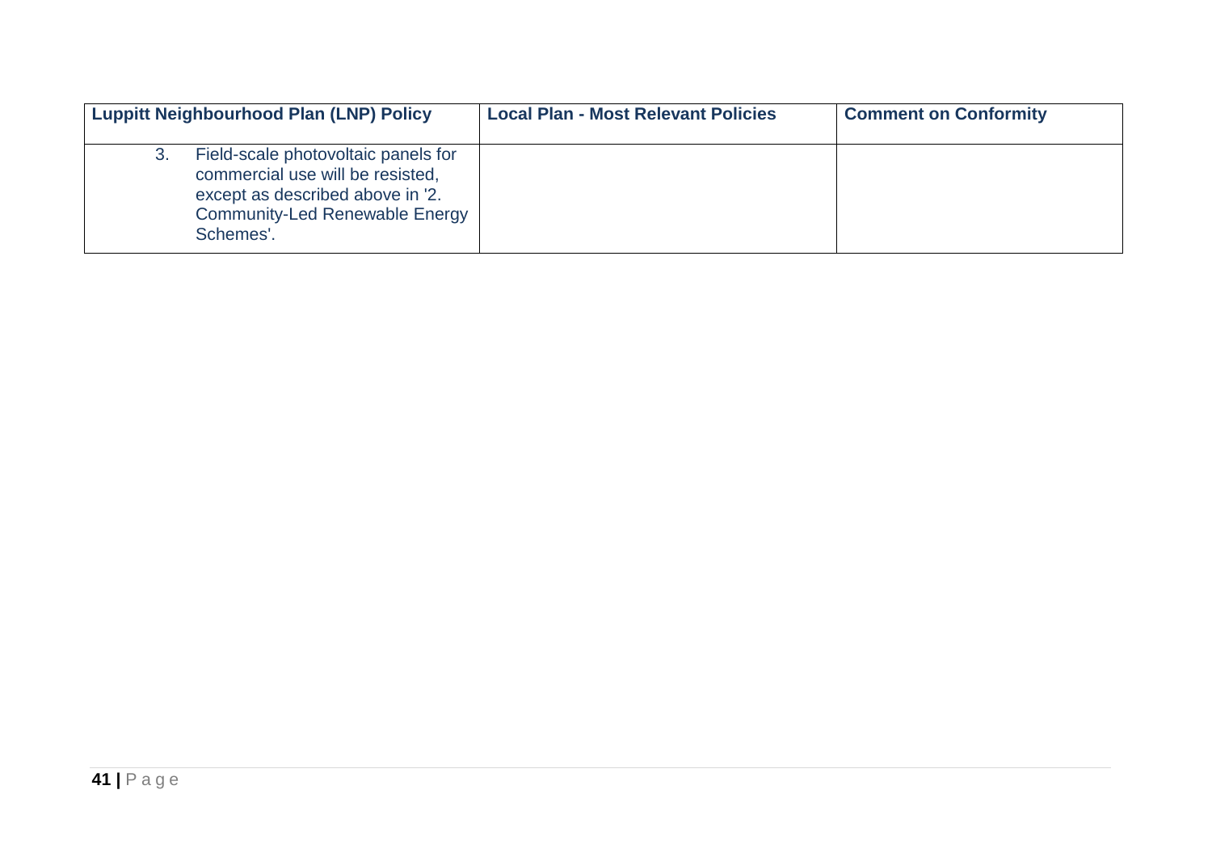| Luppitt Neighbourhood Plan (LNP) Policy | Local Plan - Most Relevant Policies | Comment on Conformity |
|---|---|---|
| 3. Field-scale photovoltaic panels for commercial use will be resisted, except as described above in '2. Community-Led Renewable Energy Schemes'. | | |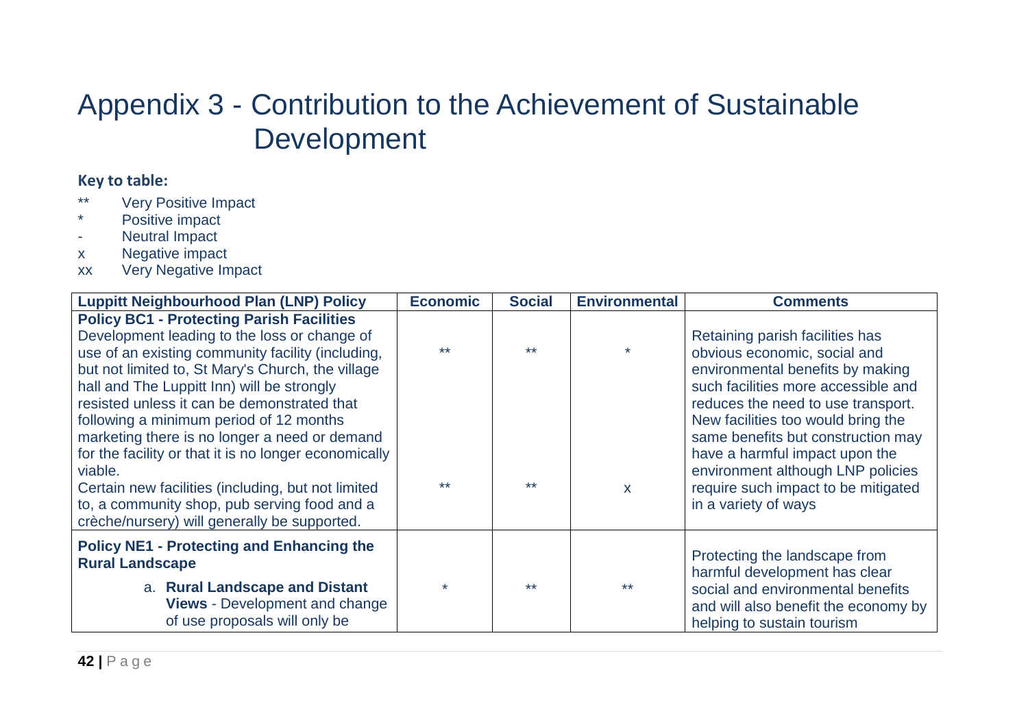# Appendix 3 - Contribution to the Achievement of Sustainable Development

**Key to table:**

- ** Very Positive Impact
- * Positive impact
- \- Neutral Impact
- x Negative impact
- xx Very Negative Impact

| Luppitt Neighbourhood Plan (LNP) Policy | Economic | Social | Environmental | Comments |
|---|---|---|---|---|
| **Policy BC1 - Protecting Parish Facilities** Development leading to the loss or change of use of an existing community facility (including, but not limited to, St Mary's Church, the village hall and The Luppitt Inn) will be strongly resisted unless it can be demonstrated that following a minimum period of 12 months marketing there is no longer a need or demand for the facility or that it is no longer economically viable. | ** | ** | * | Retaining parish facilities has obvious economic, social and environmental benefits by making such facilities more accessible and reduces the need to use transport. New facilities too would bring the same benefits but construction may have a harmful impact upon the environment although LNP policies require such impact to be mitigated in a variety of ways |
| Certain new facilities (including, but not limited to, a community shop, pub serving food and a crèche/nursery) will generally be supported. | ** | ** | x | |
| **Policy NE1 - Protecting and Enhancing the Rural Landscape** a. **Rural Landscape and Distant Views** - Development and change of use proposals will only be | * | ** | ** | Protecting the landscape from harmful development has clear social and environmental benefits and will also benefit the economy by helping to sustain tourism |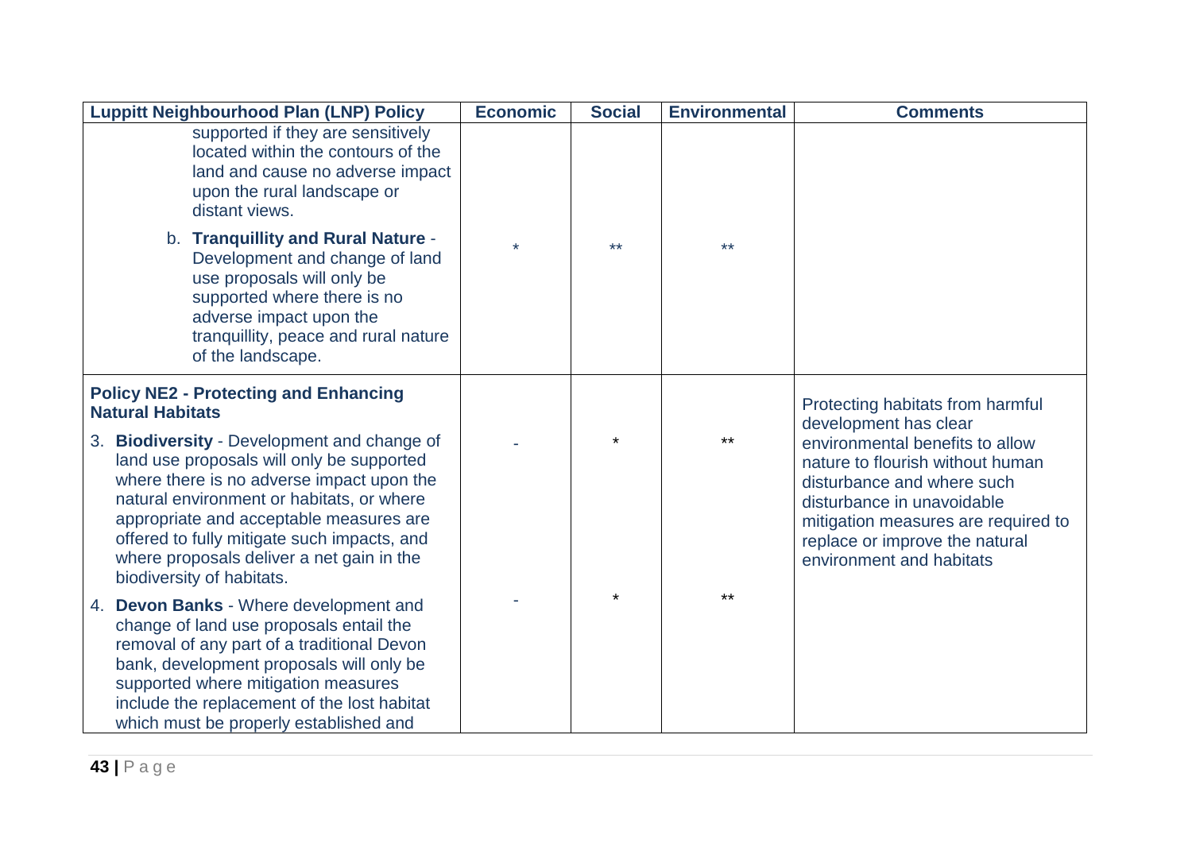| Luppitt Neighbourhood Plan (LNP) Policy | Economic | Social | Environmental | Comments |
|---|---|---|---|---|
| supported if they are sensitively located within the contours of the land and cause no adverse impact upon the rural landscape or distant views. | | | | |
| b. **Tranquillity and Rural Nature** - Development and change of land use proposals will only be supported where there is no adverse impact upon the tranquillity, peace and rural nature of the landscape. | * | ** | ** | |
| **Policy NE2 - Protecting and Enhancing Natural Habitats** | | | | Protecting habitats from harmful development has clear environmental benefits to allow nature to flourish without human disturbance and where such disturbance in unavoidable mitigation measures are required to replace or improve the natural environment and habitats |
| 3. **Biodiversity** - Development and change of land use proposals will only be supported where there is no adverse impact upon the natural environment or habitats, or where appropriate and acceptable measures are offered to fully mitigate such impacts, and where proposals deliver a net gain in the biodiversity of habitats. | - | * | ** | |
| 4. **Devon Banks** - Where development and change of land use proposals entail the removal of any part of a traditional Devon bank, development proposals will only be supported where mitigation measures include the replacement of the lost habitat which must be properly established and | - | * | ** | |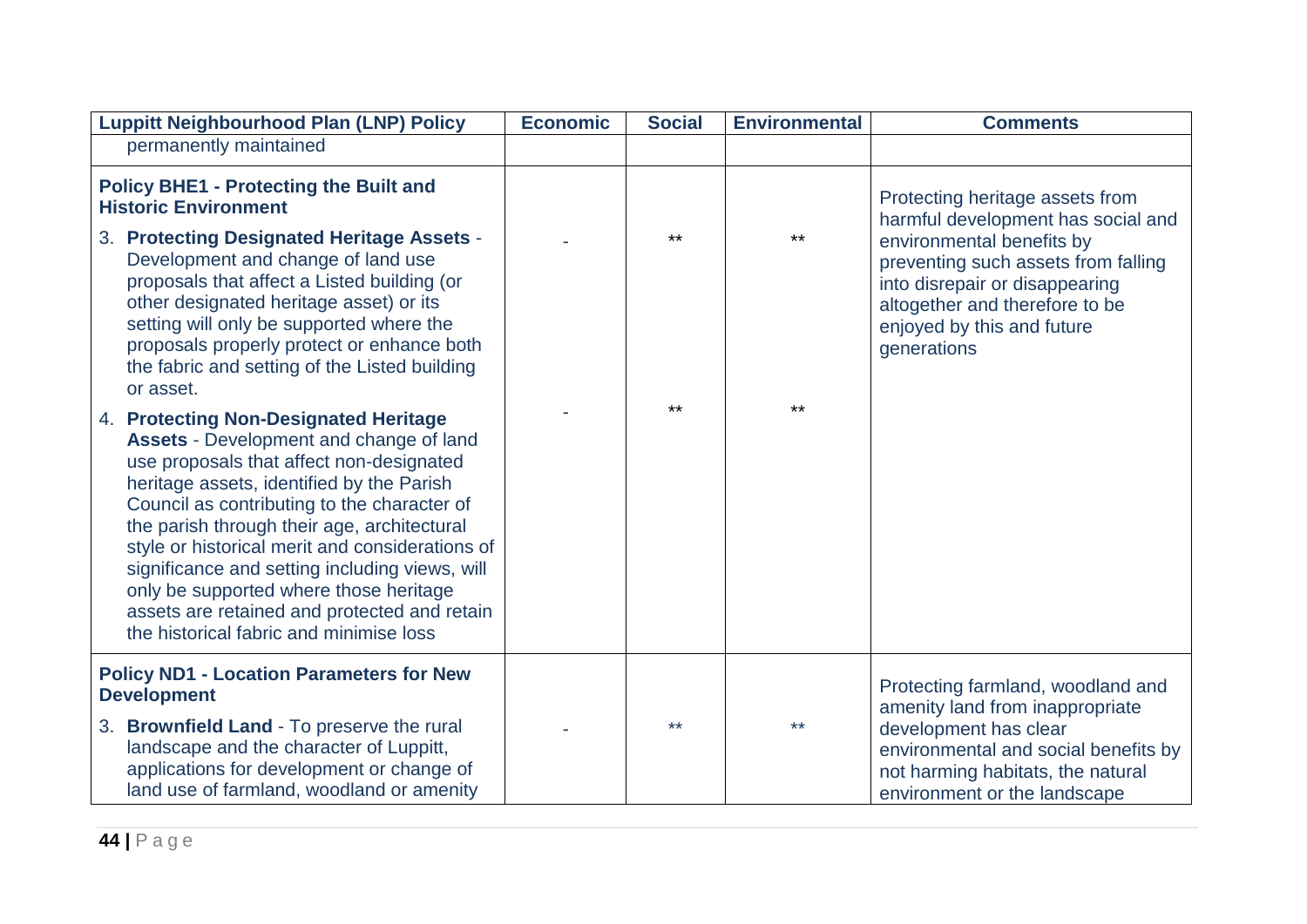| Luppitt Neighbourhood Plan (LNP) Policy | Economic | Social | Environmental | Comments |
|---|---|---|---|---|
| permanently maintained | | | | |
| **Policy BHE1 - Protecting the Built and Historic Environment** | | | | Protecting heritage assets from harmful development has social and environmental benefits by preventing such assets from falling into disrepair or disappearing altogether and therefore to be enjoyed by this and future generations |
| 3. **Protecting Designated Heritage Assets** - Development and change of land use proposals that affect a Listed building (or other designated heritage asset) or its setting will only be supported where the proposals properly protect or enhance both the fabric and setting of the Listed building or asset. | - | ** | ** | |
| 4. **Protecting Non-Designated Heritage Assets** - Development and change of land use proposals that affect non-designated heritage assets, identified by the Parish Council as contributing to the character of the parish through their age, architectural style or historical merit and considerations of significance and setting including views, will only be supported where those heritage assets are retained and protected and retain the historical fabric and minimise loss | - | ** | ** | |
| **Policy ND1 - Location Parameters for New Development** | | | | Protecting farmland, woodland and amenity land from inappropriate development has clear environmental and social benefits by not harming habitats, the natural environment or the landscape |
| 3. **Brownfield Land** - To preserve the rural landscape and the character of Luppitt, applications for development or change of land use of farmland, woodland or amenity | - | ** | ** | |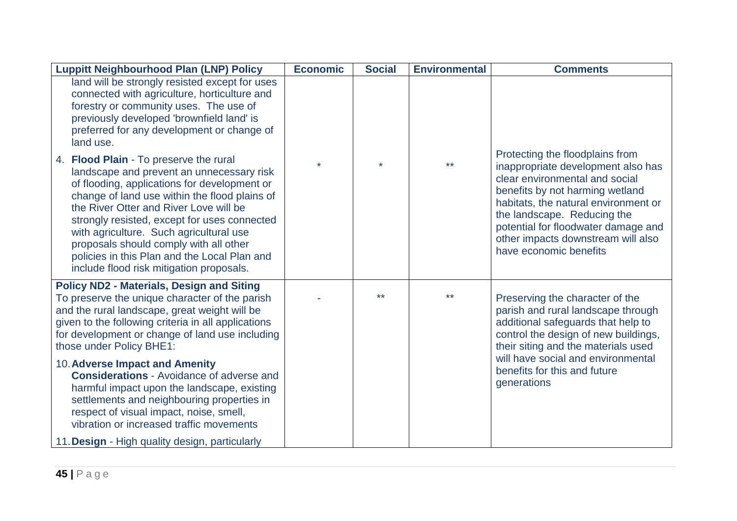| Luppitt Neighbourhood Plan (LNP) Policy | Economic | Social | Environmental | Comments |
|---|---|---|---|---|
| land will be strongly resisted except for uses connected with agriculture, horticulture and forestry or community uses. The use of previously developed 'brownfield land' is preferred for any development or change of land use.<br><br>4. **Flood Plain** - To preserve the rural landscape and prevent an unnecessary risk of flooding, applications for development or change of land use within the flood plains of the River Otter and River Love will be strongly resisted, except for uses connected with agriculture. Such agricultural use proposals should comply with all other policies in this Plan and the Local Plan and include flood risk mitigation proposals. | * | * | ** | Protecting the floodplains from inappropriate development also has clear environmental and social benefits by not harming wetland habitats, the natural environment or the landscape. Reducing the potential for floodwater damage and other impacts downstream will also have economic benefits |
| **Policy ND2 - Materials, Design and Siting**<br>To preserve the unique character of the parish and the rural landscape, great weight will be given to the following criteria in all applications for development or change of land use including those under Policy BHE1:<br><br>10. **Adverse Impact and Amenity Considerations** - Avoidance of adverse and harmful impact upon the landscape, existing settlements and neighbouring properties in respect of visual impact, noise, smell, vibration or increased traffic movements<br><br>11. **Design** - High quality design, particularly | - | ** | ** | Preserving the character of the parish and rural landscape through additional safeguards that help to control the design of new buildings, their siting and the materials used will have social and environmental benefits for this and future generations |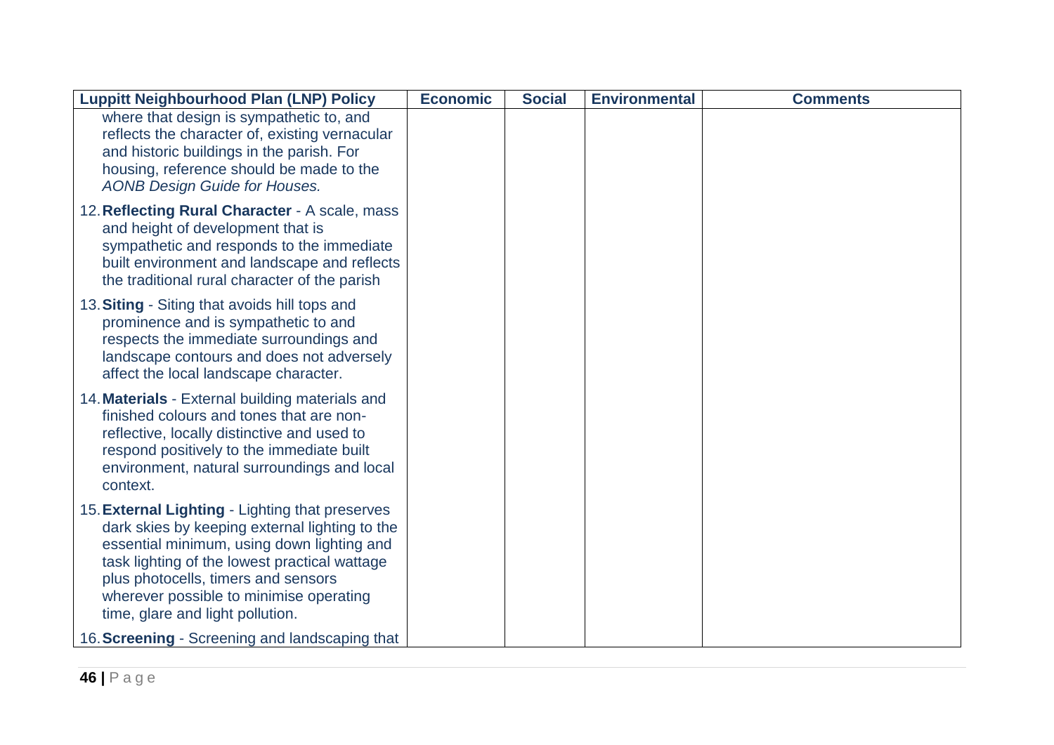| Luppitt Neighbourhood Plan (LNP) Policy | Economic | Social | Environmental | Comments |
|---|---|---|---|---|
| where that design is sympathetic to, and reflects the character of, existing vernacular and historic buildings in the parish. For housing, reference should be made to the *AONB Design Guide for Houses.* | | | | |
| 12. **Reflecting Rural Character** - A scale, mass and height of development that is sympathetic and responds to the immediate built environment and landscape and reflects the traditional rural character of the parish | | | | |
| 13. **Siting** - Siting that avoids hill tops and prominence and is sympathetic to and respects the immediate surroundings and landscape contours and does not adversely affect the local landscape character. | | | | |
| 14. **Materials** - External building materials and finished colours and tones that are non-reflective, locally distinctive and used to respond positively to the immediate built environment, natural surroundings and local context. | | | | |
| 15. **External Lighting** - Lighting that preserves dark skies by keeping external lighting to the essential minimum, using down lighting and task lighting of the lowest practical wattage plus photocells, timers and sensors wherever possible to minimise operating time, glare and light pollution. | | | | |
| 16. **Screening** - Screening and landscaping that | | | | |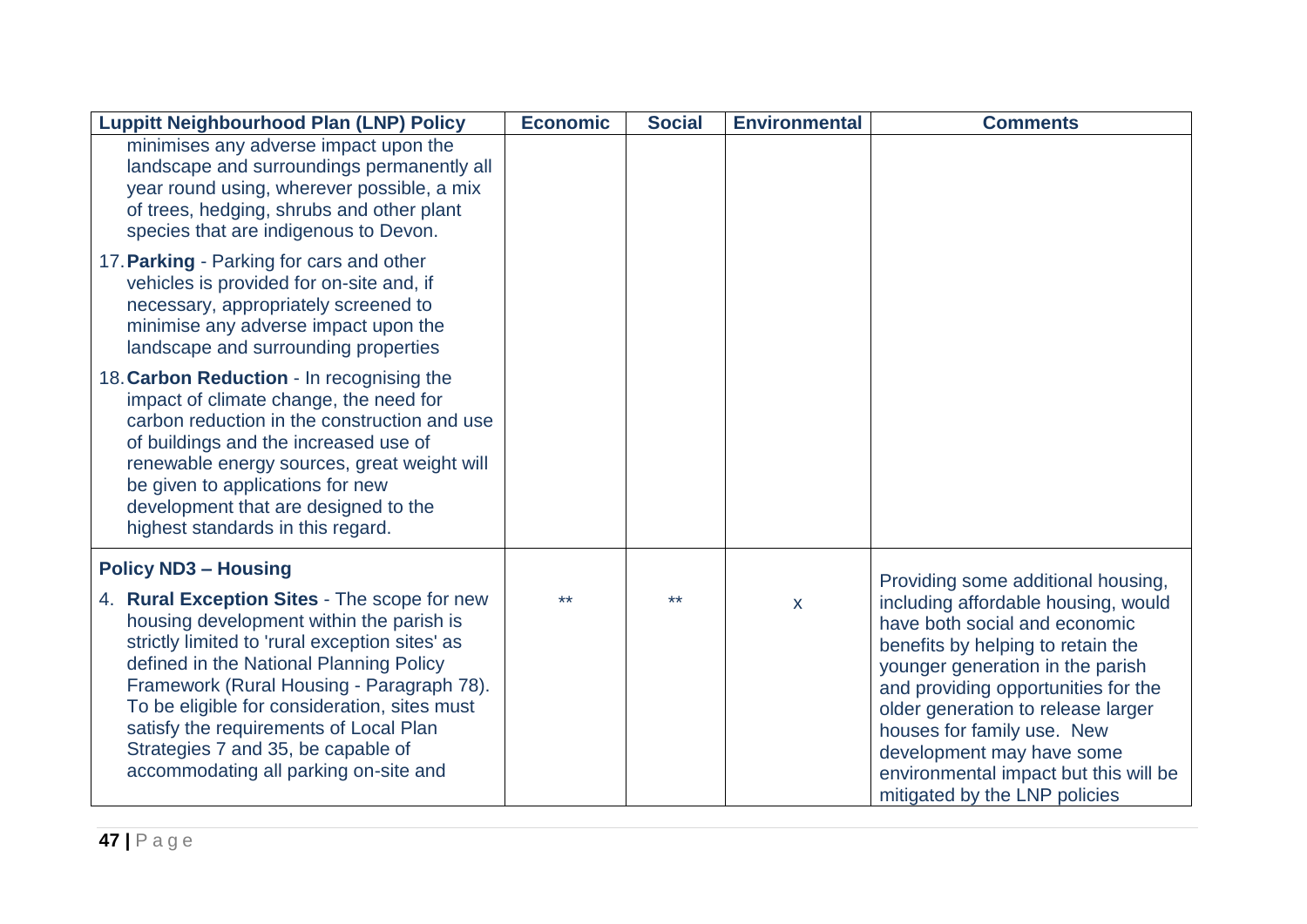| Luppitt Neighbourhood Plan (LNP) Policy | Economic | Social | Environmental | Comments |
|---|---|---|---|---|
| minimises any adverse impact upon the landscape and surroundings permanently all year round using, wherever possible, a mix of trees, hedging, shrubs and other plant species that are indigenous to Devon.<br><br>17. **Parking** - Parking for cars and other vehicles is provided for on-site and, if necessary, appropriately screened to minimise any adverse impact upon the landscape and surrounding properties<br><br>18. **Carbon Reduction** - In recognising the impact of climate change, the need for carbon reduction in the construction and use of buildings and the increased use of renewable energy sources, great weight will be given to applications for new development that are designed to the highest standards in this regard. | | | | |
| **Policy ND3 – Housing**<br><br>4. **Rural Exception Sites** - The scope for new housing development within the parish is strictly limited to 'rural exception sites' as defined in the National Planning Policy Framework (Rural Housing - Paragraph 78). To be eligible for consideration, sites must satisfy the requirements of Local Plan Strategies 7 and 35, be capable of accommodating all parking on-site and | ** | ** | x | Providing some additional housing, including affordable housing, would have both social and economic benefits by helping to retain the younger generation in the parish and providing opportunities for the older generation to release larger houses for family use. New development may have some environmental impact but this will be mitigated by the LNP policies |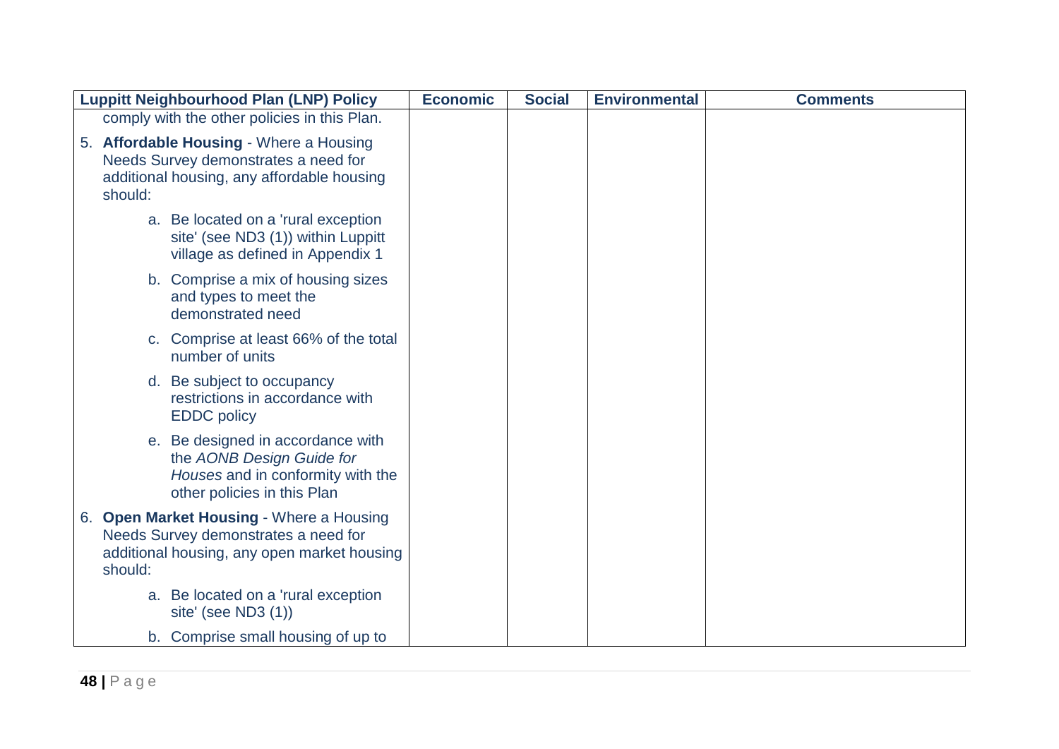| Luppitt Neighbourhood Plan (LNP) Policy | Economic | Social | Environmental | Comments |
|---|---|---|---|---|
| comply with the other policies in this Plan.<br><br>5. **Affordable Housing** - Where a Housing Needs Survey demonstrates a need for additional housing, any affordable housing should:<br><br>a. Be located on a 'rural exception site' (see ND3 (1)) within Luppitt village as defined in Appendix 1<br><br>b. Comprise a mix of housing sizes and types to meet the demonstrated need<br><br>c. Comprise at least 66% of the total number of units<br><br>d. Be subject to occupancy restrictions in accordance with EDDC policy<br><br>e. Be designed in accordance with the *AONB Design Guide for Houses* and in conformity with the other policies in this Plan<br><br>6. **Open Market Housing** - Where a Housing Needs Survey demonstrates a need for additional housing, any open market housing should:<br><br>a. Be located on a 'rural exception site' (see ND3 (1))<br><br>b. Comprise small housing of up to | | | | |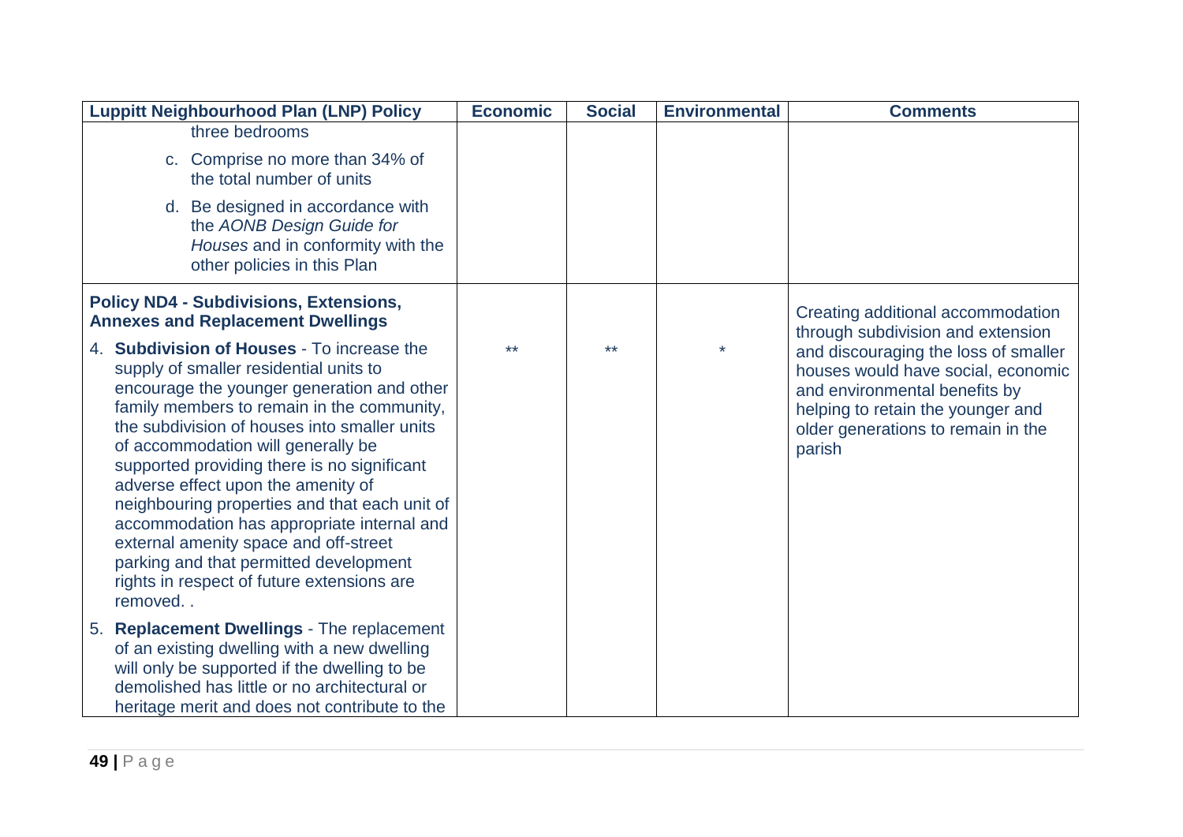| Luppitt Neighbourhood Plan (LNP) Policy | Economic | Social | Environmental | Comments |
|---|---|---|---|---|
| three bedrooms<br><br>c. Comprise no more than 34% of the total number of units<br><br>d. Be designed in accordance with the *AONB Design Guide for Houses* and in conformity with the other policies in this Plan | | | | |
| **Policy ND4 - Subdivisions, Extensions, Annexes and Replacement Dwellings**<br><br>4. **Subdivision of Houses** - To increase the supply of smaller residential units to encourage the younger generation and other family members to remain in the community, the subdivision of houses into smaller units of accommodation will generally be supported providing there is no significant adverse effect upon the amenity of neighbouring properties and that each unit of accommodation has appropriate internal and external amenity space and off-street parking and that permitted development rights in respect of future extensions are removed. .<br><br>5. **Replacement Dwellings** - The replacement of an existing dwelling with a new dwelling will only be supported if the dwelling to be demolished has little or no architectural or heritage merit and does not contribute to the | ** | ** | * | Creating additional accommodation through subdivision and extension and discouraging the loss of smaller houses would have social, economic and environmental benefits by helping to retain the younger and older generations to remain in the parish |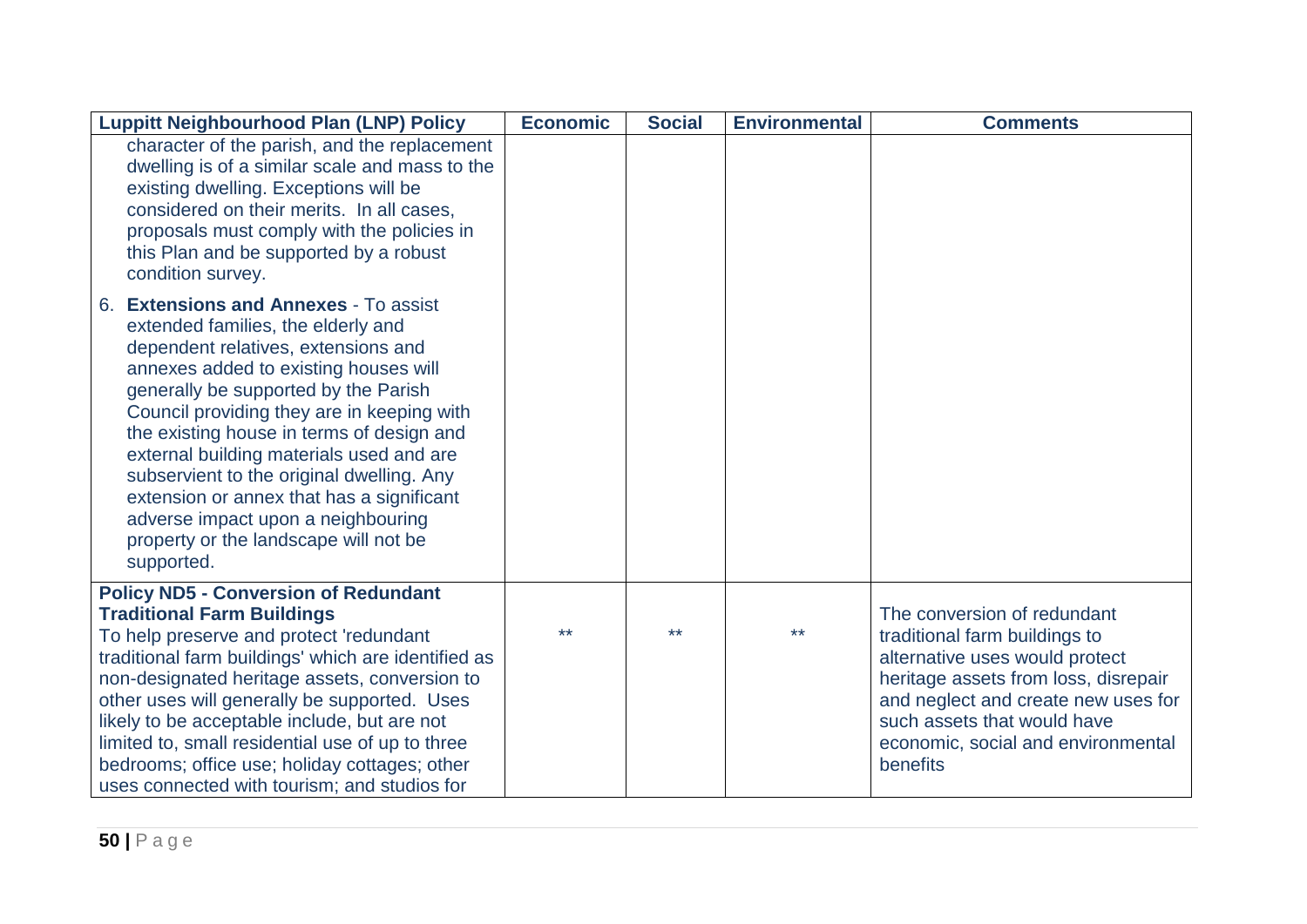| Luppitt Neighbourhood Plan (LNP) Policy | Economic | Social | Environmental | Comments |
|---|---|---|---|---|
| character of the parish, and the replacement dwelling is of a similar scale and mass to the existing dwelling. Exceptions will be considered on their merits. In all cases, proposals must comply with the policies in this Plan and be supported by a robust condition survey.<br><br>6. **Extensions and Annexes** - To assist extended families, the elderly and dependent relatives, extensions and annexes added to existing houses will generally be supported by the Parish Council providing they are in keeping with the existing house in terms of design and external building materials used and are subservient to the original dwelling. Any extension or annex that has a significant adverse impact upon a neighbouring property or the landscape will not be supported. | | | | |
| **Policy ND5 - Conversion of Redundant Traditional Farm Buildings**<br>To help preserve and protect 'redundant traditional farm buildings' which are identified as non-designated heritage assets, conversion to other uses will generally be supported. Uses likely to be acceptable include, but are not limited to, small residential use of up to three bedrooms; office use; holiday cottages; other uses connected with tourism; and studios for | ** | ** | ** | The conversion of redundant traditional farm buildings to alternative uses would protect heritage assets from loss, disrepair and neglect and create new uses for such assets that would have economic, social and environmental benefits |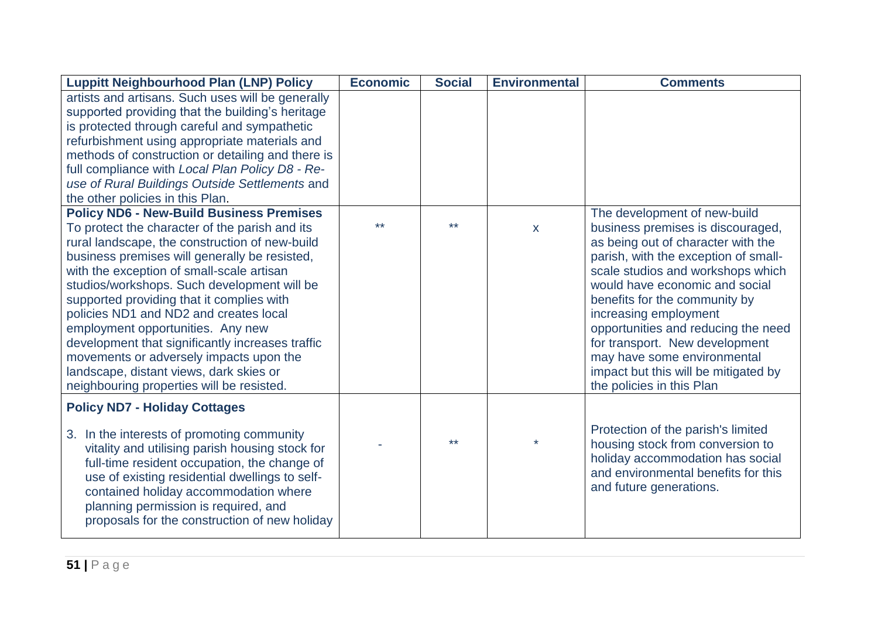| Luppitt Neighbourhood Plan (LNP) Policy | Economic | Social | Environmental | Comments |
|---|---|---|---|---|
| artists and artisans. Such uses will be generally supported providing that the building's heritage is protected through careful and sympathetic refurbishment using appropriate materials and methods of construction or detailing and there is full compliance with *Local Plan Policy D8 - Re-use of Rural Buildings Outside Settlements* and the other policies in this Plan. | | | | |
| **Policy ND6 - New-Build Business Premises** To protect the character of the parish and its rural landscape, the construction of new-build business premises will generally be resisted, with the exception of small-scale artisan studios/workshops. Such development will be supported providing that it complies with policies ND1 and ND2 and creates local employment opportunities. Any new development that significantly increases traffic movements or adversely impacts upon the landscape, distant views, dark skies or neighbouring properties will be resisted. | ** | ** | x | The development of new-build business premises is discouraged, as being out of character with the parish, with the exception of small-scale studios and workshops which would have economic and social benefits for the community by increasing employment opportunities and reducing the need for transport. New development may have some environmental impact but this will be mitigated by the policies in this Plan |
| **Policy ND7 - Holiday Cottages** 3. In the interests of promoting community vitality and utilising parish housing stock for full-time resident occupation, the change of use of existing residential dwellings to self-contained holiday accommodation where planning permission is required, and proposals for the construction of new holiday | - | ** | * | Protection of the parish's limited housing stock from conversion to holiday accommodation has social and environmental benefits for this and future generations. |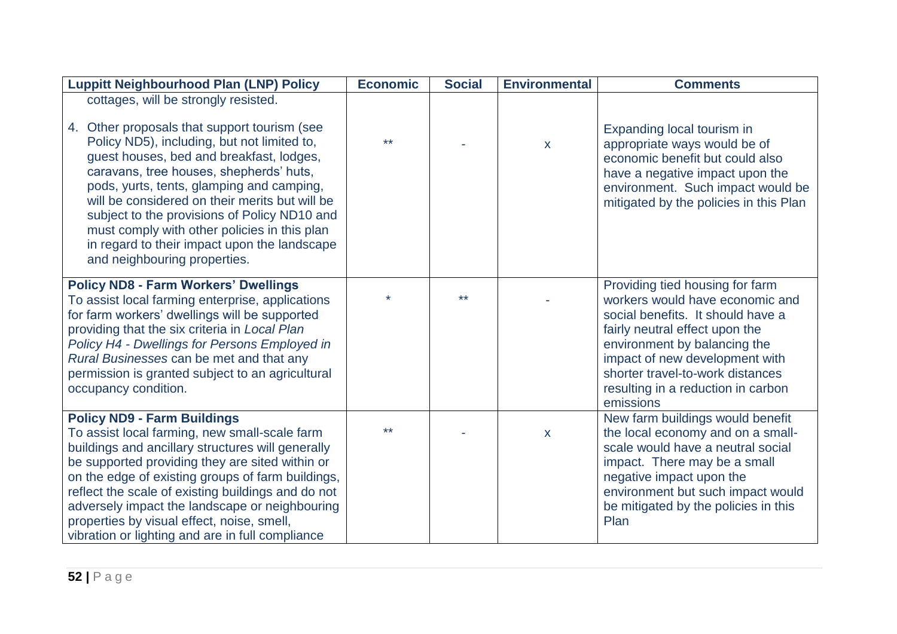| Luppitt Neighbourhood Plan (LNP) Policy | Economic | Social | Environmental | Comments |
|---|---|---|---|---|
| cottages, will be strongly resisted.<br><br>4. Other proposals that support tourism (see Policy ND5), including, but not limited to, guest houses, bed and breakfast, lodges, caravans, tree houses, shepherds' huts, pods, yurts, tents, glamping and camping, will be considered on their merits but will be subject to the provisions of Policy ND10 and must comply with other policies in this plan in regard to their impact upon the landscape and neighbouring properties. | ** | - | x | Expanding local tourism in appropriate ways would be of economic benefit but could also have a negative impact upon the environment. Such impact would be mitigated by the policies in this Plan |
| **Policy ND8 - Farm Workers' Dwellings**<br>To assist local farming enterprise, applications for farm workers' dwellings will be supported providing that the six criteria in *Local Plan Policy H4 - Dwellings for Persons Employed in Rural Businesses* can be met and that any permission is granted subject to an agricultural occupancy condition. | * | ** | - | Providing tied housing for farm workers would have economic and social benefits. It should have a fairly neutral effect upon the environment by balancing the impact of new development with shorter travel-to-work distances resulting in a reduction in carbon emissions |
| **Policy ND9 - Farm Buildings**<br>To assist local farming, new small-scale farm buildings and ancillary structures will generally be supported providing they are sited within or on the edge of existing groups of farm buildings, reflect the scale of existing buildings and do not adversely impact the landscape or neighbouring properties by visual effect, noise, smell, vibration or lighting and are in full compliance | ** | - | x | New farm buildings would benefit the local economy and on a small-scale would have a neutral social impact. There may be a small negative impact upon the environment but such impact would be mitigated by the policies in this Plan |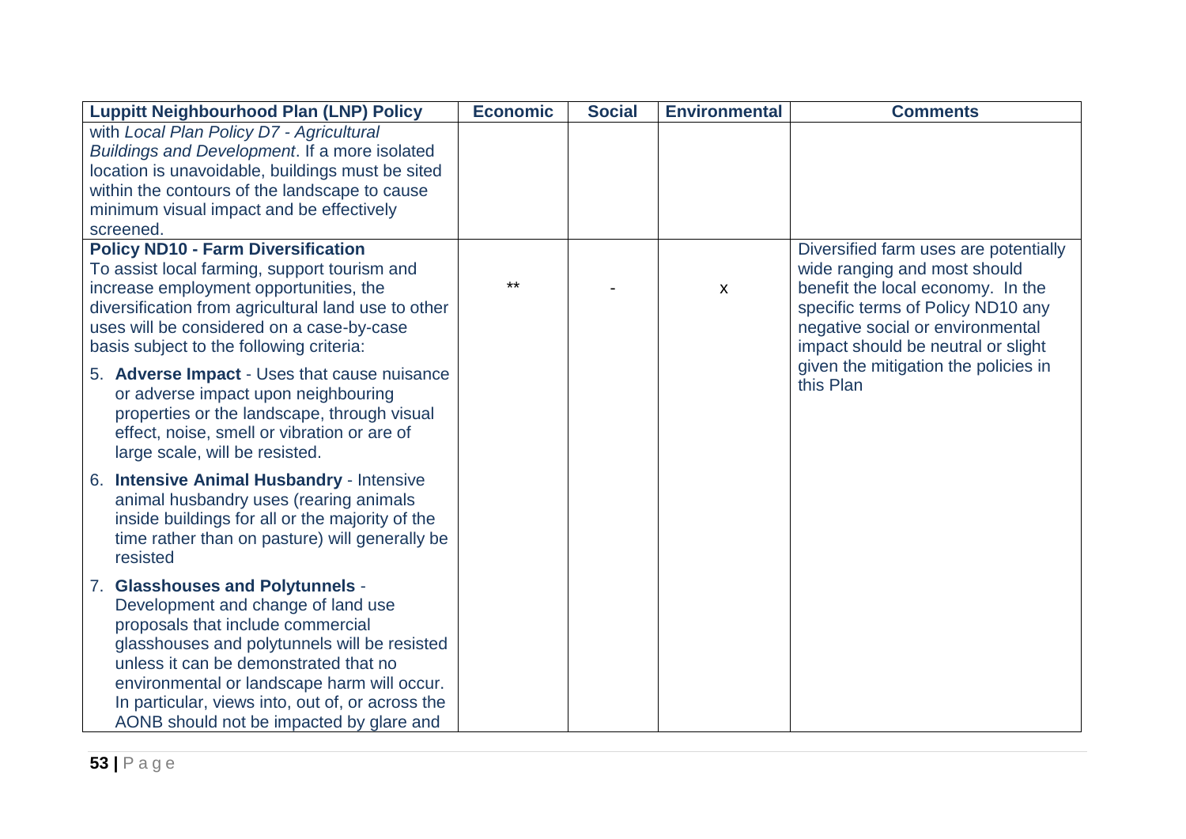| Luppitt Neighbourhood Plan (LNP) Policy | Economic | Social | Environmental | Comments |
|---|---|---|---|---|
| with *Local Plan Policy D7 - Agricultural Buildings and Development*. If a more isolated location is unavoidable, buildings must be sited within the contours of the landscape to cause minimum visual impact and be effectively screened. | | | | |
| **Policy ND10 - Farm Diversification**<br>To assist local farming, support tourism and increase employment opportunities, the diversification from agricultural land use to other uses will be considered on a case-by-case basis subject to the following criteria:<br>5. **Adverse Impact** - Uses that cause nuisance or adverse impact upon neighbouring properties or the landscape, through visual effect, noise, smell or vibration or are of large scale, will be resisted.<br>6. **Intensive Animal Husbandry** - Intensive animal husbandry uses (rearing animals inside buildings for all or the majority of the time rather than on pasture) will generally be resisted<br>7. **Glasshouses and Polytunnels** - Development and change of land use proposals that include commercial glasshouses and polytunnels will be resisted unless it can be demonstrated that no environmental or landscape harm will occur. In particular, views into, out of, or across the AONB should not be impacted by glare and | ** | - | x | Diversified farm uses are potentially wide ranging and most should benefit the local economy. In the specific terms of Policy ND10 any negative social or environmental impact should be neutral or slight given the mitigation the policies in this Plan |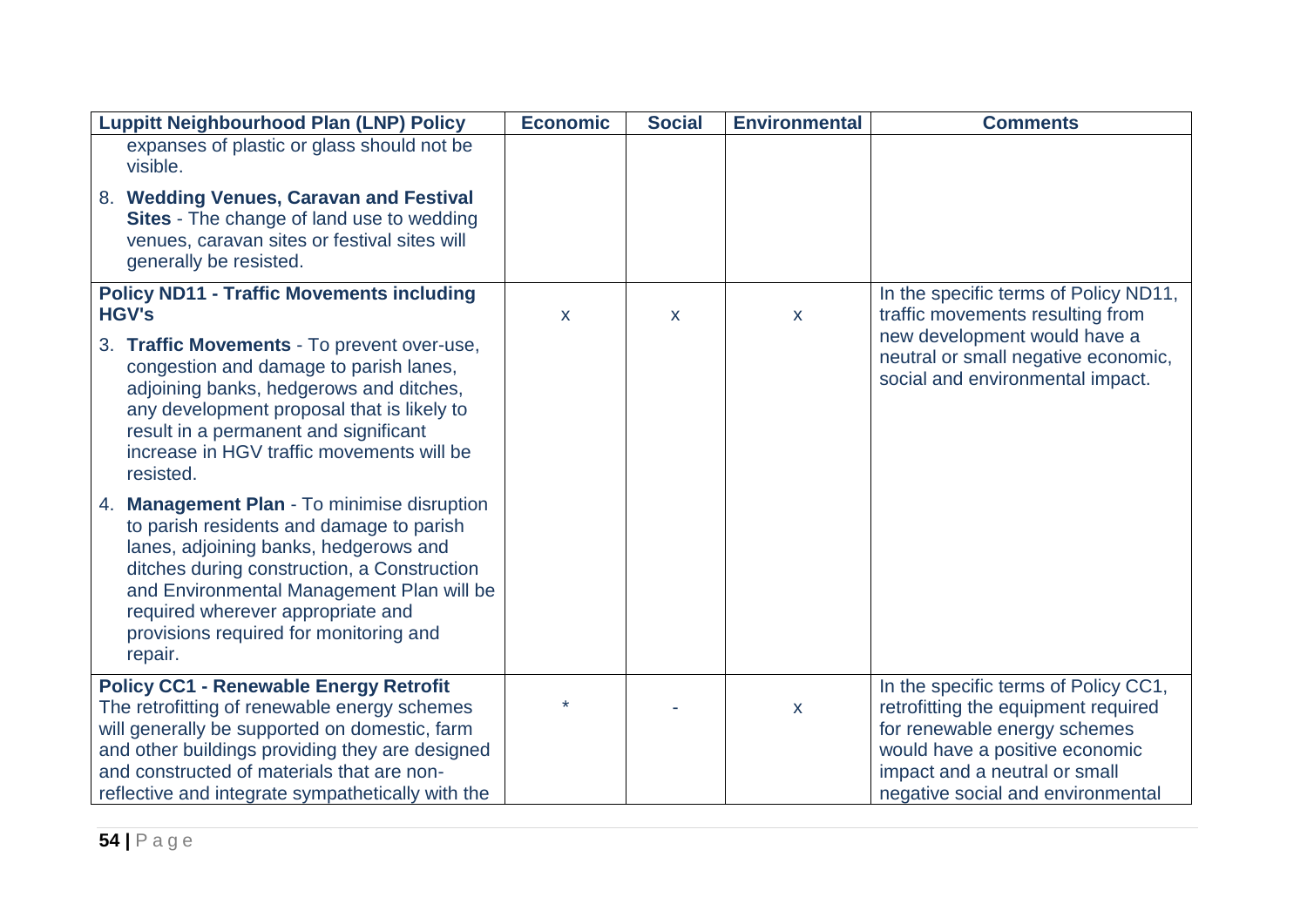| Luppitt Neighbourhood Plan (LNP) Policy | Economic | Social | Environmental | Comments |
|---|---|---|---|---|
| expanses of plastic or glass should not be visible.<br><br>8. **Wedding Venues, Caravan and Festival Sites** - The change of land use to wedding venues, caravan sites or festival sites will generally be resisted. | | | | |
| **Policy ND11 - Traffic Movements including HGV's**<br><br>3. **Traffic Movements** - To prevent over-use, congestion and damage to parish lanes, adjoining banks, hedgerows and ditches, any development proposal that is likely to result in a permanent and significant increase in HGV traffic movements will be resisted.<br><br>4. **Management Plan** - To minimise disruption to parish residents and damage to parish lanes, adjoining banks, hedgerows and ditches during construction, a Construction and Environmental Management Plan will be required wherever appropriate and provisions required for monitoring and repair. | x | x | x | In the specific terms of Policy ND11, traffic movements resulting from new development would have a neutral or small negative economic, social and environmental impact. |
| **Policy CC1 - Renewable Energy Retrofit**<br>The retrofitting of renewable energy schemes will generally be supported on domestic, farm and other buildings providing they are designed and constructed of materials that are non-reflective and integrate sympathetically with the | * | - | x | In the specific terms of Policy CC1, retrofitting the equipment required for renewable energy schemes would have a positive economic impact and a neutral or small negative social and environmental |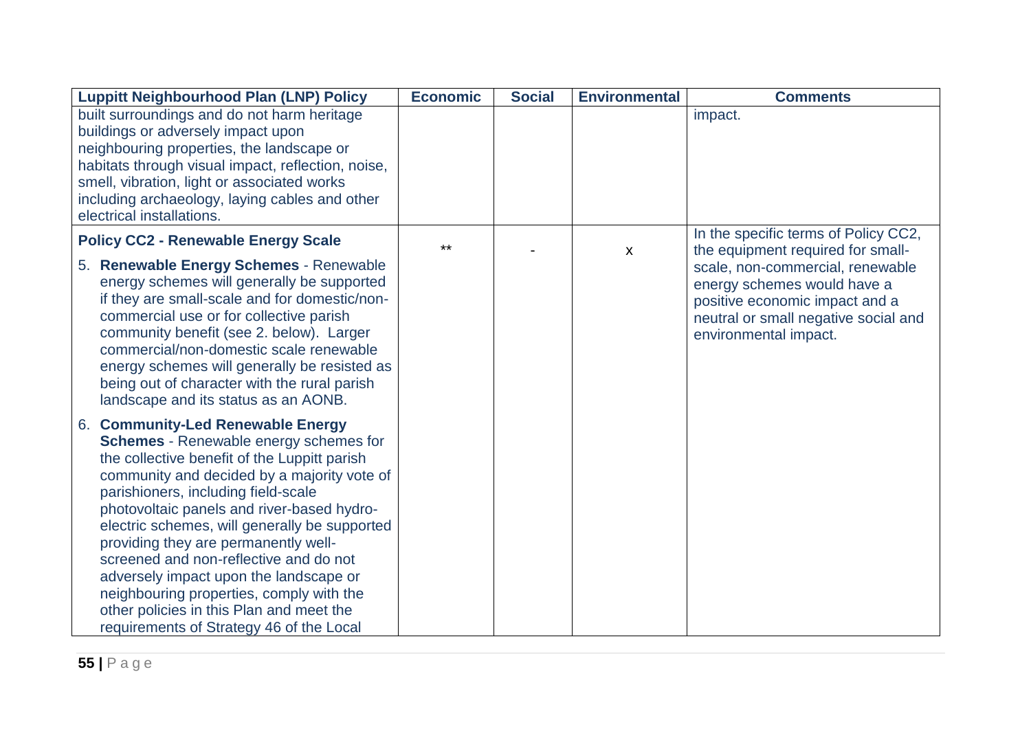| Luppitt Neighbourhood Plan (LNP) Policy | Economic | Social | Environmental | Comments |
|---|---|---|---|---|
| built surroundings and do not harm heritage buildings or adversely impact upon neighbouring properties, the landscape or habitats through visual impact, reflection, noise, smell, vibration, light or associated works including archaeology, laying cables and other electrical installations. | | | | impact. |
| **Policy CC2 - Renewable Energy Scale**<br><br>5. **Renewable Energy Schemes** - Renewable energy schemes will generally be supported if they are small-scale and for domestic/non-commercial use or for collective parish community benefit (see 2. below). Larger commercial/non-domestic scale renewable energy schemes will generally be resisted as being out of character with the rural parish landscape and its status as an AONB.<br><br>6. **Community-Led Renewable Energy Schemes** - Renewable energy schemes for the collective benefit of the Luppitt parish community and decided by a majority vote of parishioners, including field-scale photovoltaic panels and river-based hydro-electric schemes, will generally be supported providing they are permanently well-screened and non-reflective and do not adversely impact upon the landscape or neighbouring properties, comply with the other policies in this Plan and meet the requirements of Strategy 46 of the Local | ** | - | x | In the specific terms of Policy CC2, the equipment required for small-scale, non-commercial, renewable energy schemes would have a positive economic impact and a neutral or small negative social and environmental impact. |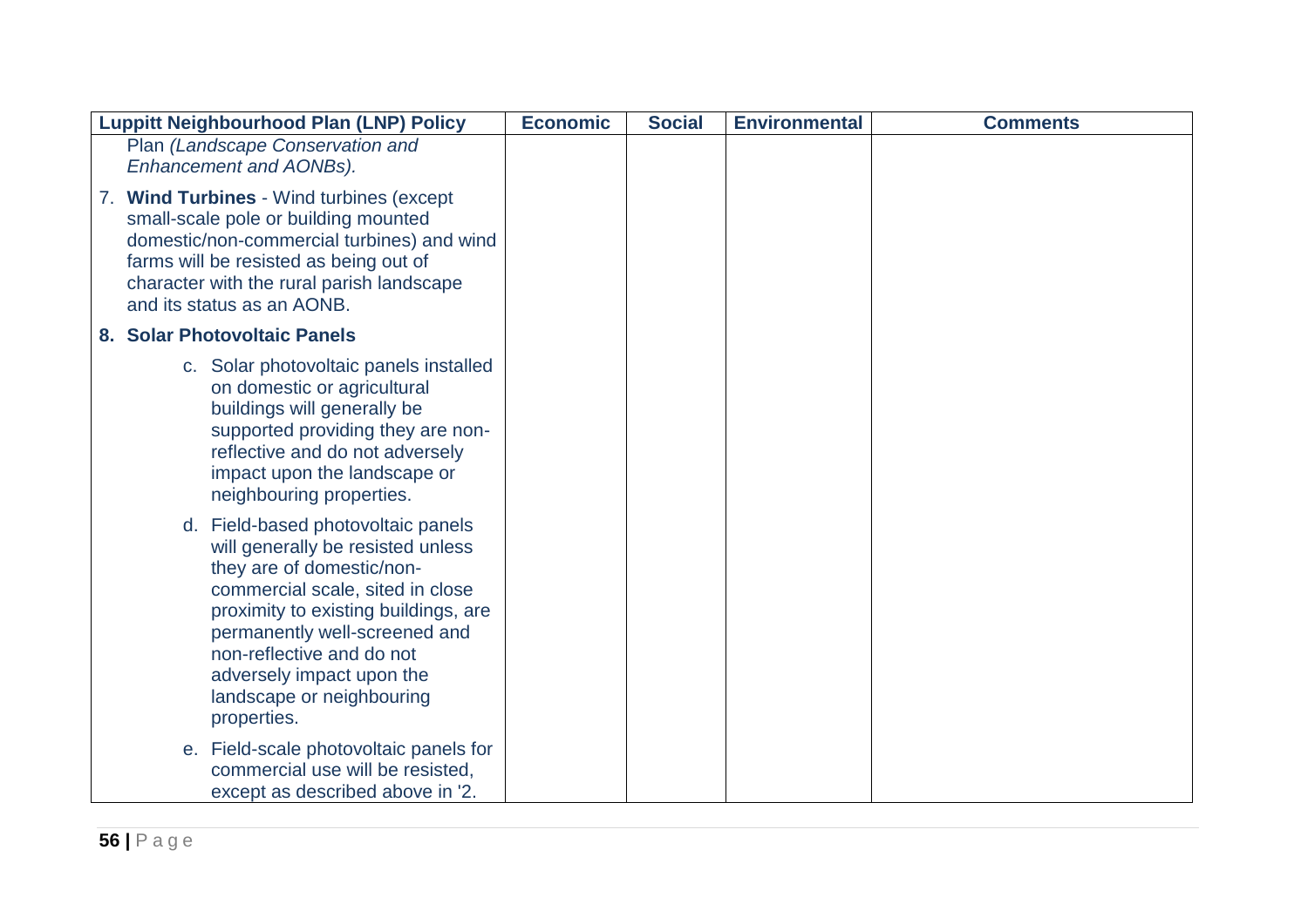| Luppitt Neighbourhood Plan (LNP) Policy | Economic | Social | Environmental | Comments |
| --- | --- | --- | --- | --- |
| Plan *(Landscape Conservation and Enhancement and AONBs).*<br><br>7. **Wind Turbines** - Wind turbines (except small-scale pole or building mounted domestic/non-commercial turbines) and wind farms will be resisted as being out of character with the rural parish landscape and its status as an AONB.<br><br>**8. Solar Photovoltaic Panels**<br><br>c. Solar photovoltaic panels installed on domestic or agricultural buildings will generally be supported providing they are non-reflective and do not adversely impact upon the landscape or neighbouring properties.<br><br>d. Field-based photovoltaic panels will generally be resisted unless they are of domestic/non-commercial scale, sited in close proximity to existing buildings, are permanently well-screened and non-reflective and do not adversely impact upon the landscape or neighbouring properties.<br><br>e. Field-scale photovoltaic panels for commercial use will be resisted, except as described above in '2. | | | | |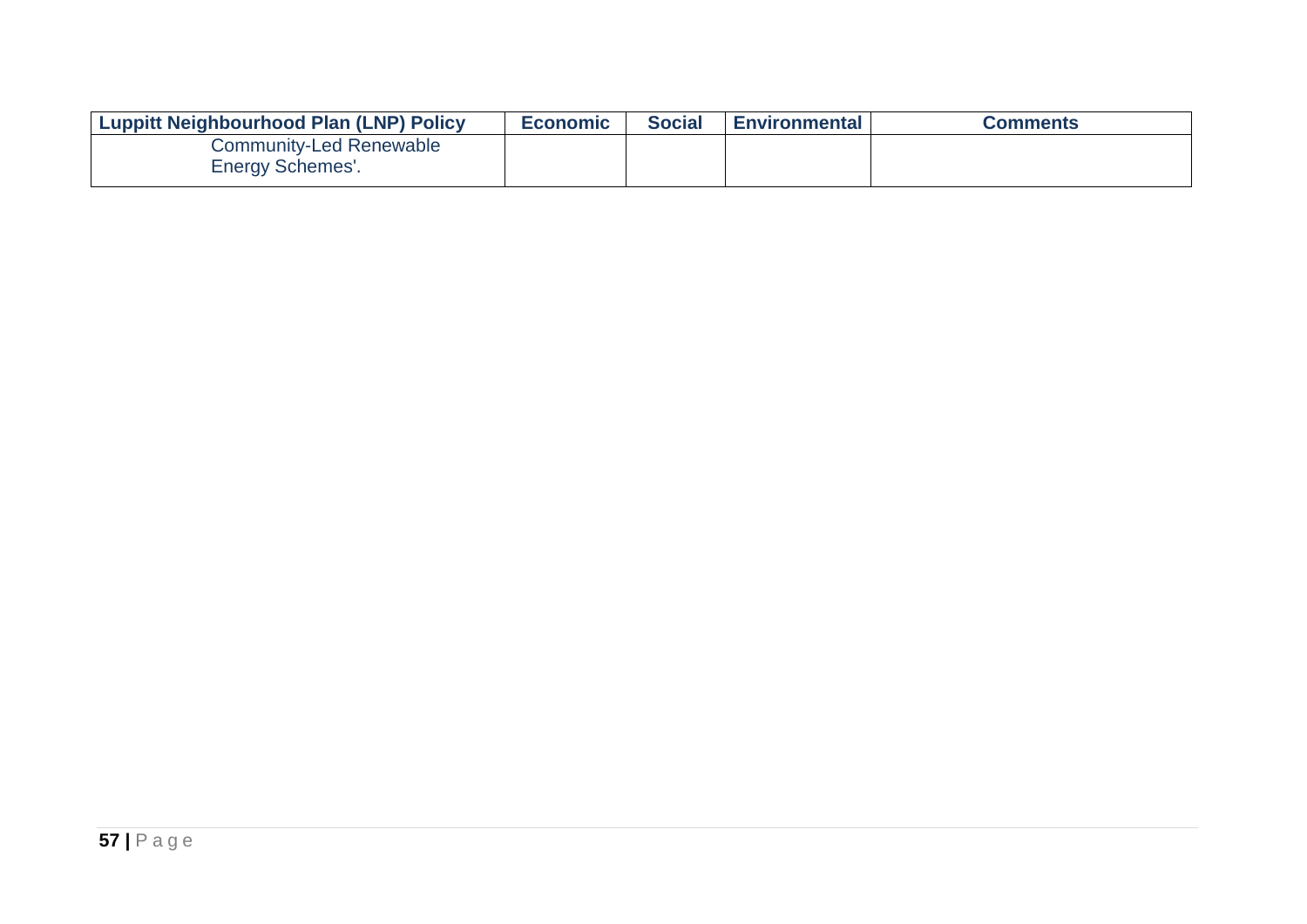| Luppitt Neighbourhood Plan (LNP) Policy | Economic | Social | Environmental | Comments |
|---|---|---|---|---|
| Community-Led Renewable Energy Schemes'. | | | | |